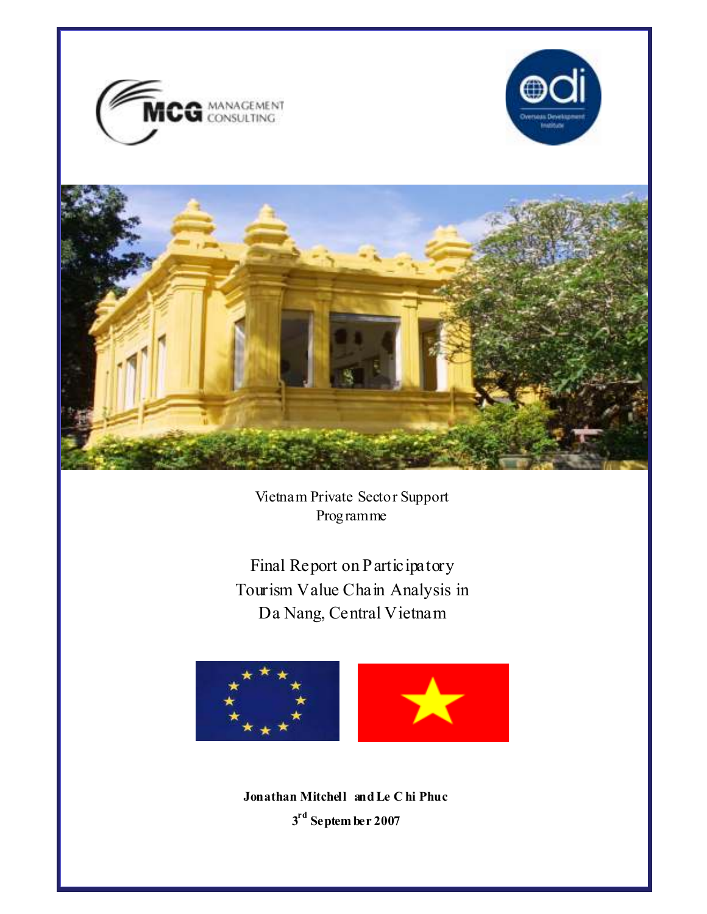Vietnam Private Sector Support Programme

# Final Report on Participatory Tourism Value Chain Analysis in Da Nang, Central Vietnam

**Jonathan Mitchell and Le Chi Phuc**

**3rd September 2007**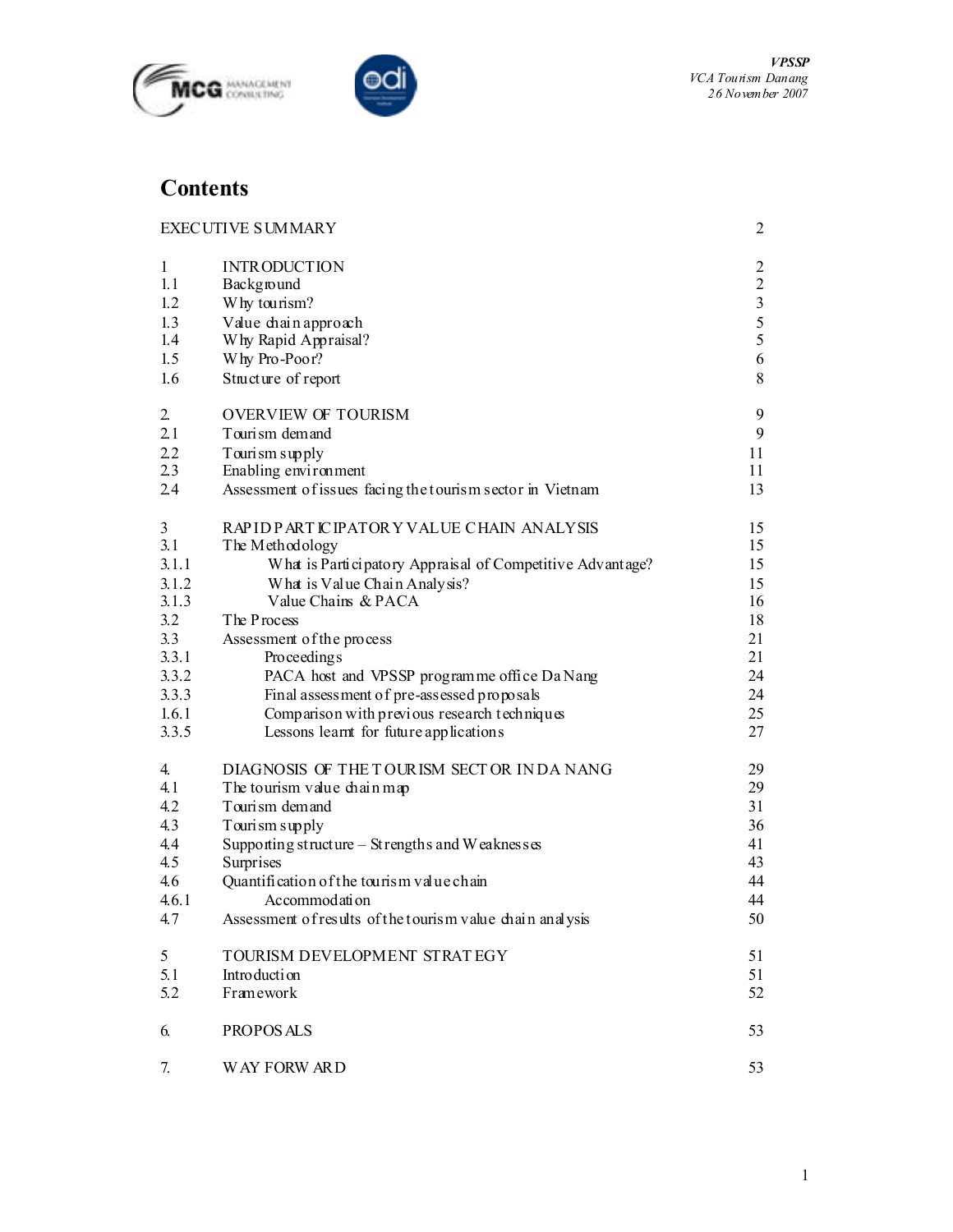# Contents

| | | |
|---|---|---|
| EXECUTIVE SUMMARY | | 2 |
| 1 | INTRODUCTION | 2 |
| 1.1 | Background | 2 |
| 1.2 | Why tourism? | 3 |
| 1.3 | Value chain approach | 5 |
| 1.4 | Why Rapid Appraisal? | 5 |
| 1.5 | Why Pro-Poor? | 6 |
| 1.6 | Structure of report | 8 |
| 2. | OVERVIEW OF TOURISM | 9 |
| 2.1 | Tourism demand | 9 |
| 2.2 | Tourism supply | 11 |
| 2.3 | Enabling environment | 11 |
| 2.4 | Assessment of issues facing the tourism sector in Vietnam | 13 |
| 3 | RAPID PARTICIPATORY VALUE CHAIN ANALYSIS | 15 |
| 3.1 | The Methodology | 15 |
| 3.1.1 | What is Participatory Appraisal of Competitive Advantage? | 15 |
| 3.1.2 | What is Value Chain Analysis? | 15 |
| 3.1.3 | Value Chains & PACA | 16 |
| 3.2 | The Process | 18 |
| 3.3 | Assessment of the process | 21 |
| 3.3.1 | Proceedings | 21 |
| 3.3.2 | PACA host and VPSSP programme office Da Nang | 24 |
| 3.3.3 | Final assessment of pre-assessed proposals | 24 |
| 1.6.1 | Comparison with previous research techniques | 25 |
| 3.3.5 | Lessons learnt for future applications | 27 |
| 4. | DIAGNOSIS OF THE TOURISM SECTOR IN DA NANG | 29 |
| 4.1 | The tourism value chain map | 29 |
| 4.2 | Tourism demand | 31 |
| 4.3 | Tourism supply | 36 |
| 4.4 | Supporting structure – Strengths and Weaknesses | 41 |
| 4.5 | Surprises | 43 |
| 4.6 | Quantification of the tourism value chain | 44 |
| 4.6.1 | Accommodation | 44 |
| 4.7 | Assessment of results of the tourism value chain analysis | 50 |
| 5 | TOURISM DEVELOPMENT STRATEGY | 51 |
| 5.1 | Introduction | 51 |
| 5.2 | Framework | 52 |
| 6. | PROPOSALS | 53 |
| 7. | WAY FORWARD | 53 |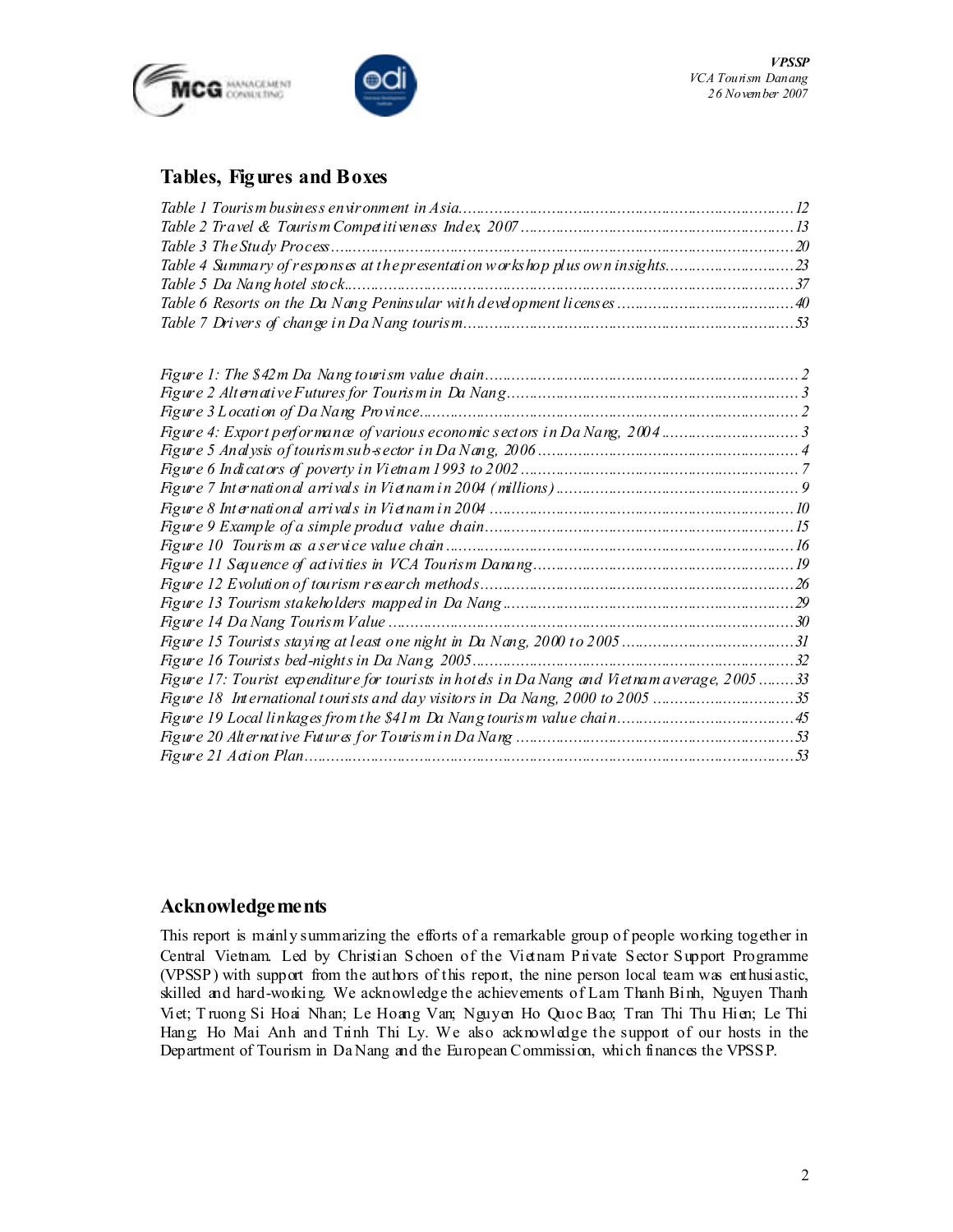## Tables, Figures and Boxes

*Table 1 Tourism business environment in Asia..........................................................................12*
*Table 2 Travel & Tourism Competitiveness Index, 2007 ...........................................................13*
*Table 3 The Study Process..........................................................................................................20*
*Table 4 Summary of responses at the presentation workshop plus own insights..............................23*
*Table 5 Da Nang hotel stock..........................................................................................................37*
*Table 6 Resorts on the Da Nang Peninsular with development licenses ......................................40*
*Table 7 Drivers of change in Da Nang tourism..........................................................................53*

*Figure 1: The $42m Da Nang tourism value chain.......................................................................2*
*Figure 2 Alternative Futures for Tourism in Da Nang..................................................................3*
*Figure 3 Location of Da Nang Province.........................................................................................2*
*Figure 4: Export performance of various economic sectors in Da Nang, 2004 ..............................3*
*Figure 5 Analysis of tourism sub-sector in Da Nang, 2006 ..........................................................4*
*Figure 6 Indicators of poverty in Vietnam 1993 to 2002 ...............................................................7*
*Figure 7 International arrivals in Vietnam in 2004 (millions).......................................................9*
*Figure 8 International arrivals in Vietnam in 2004 ....................................................................10*
*Figure 9 Example of a simple product value chain.....................................................................15*
*Figure 10 Tourism as a service value chain ...............................................................................16*
*Figure 11 Sequence of activities in VCA Tourism Danang..........................................................19*
*Figure 12 Evolution of tourism research methods.......................................................................26*
*Figure 13 Tourism stakeholders mapped in Da Nang .................................................................29*
*Figure 14 Da Nang Tourism Value ..............................................................................................30*
*Figure 15 Tourists staying at least one night in Da Nang, 2000 to 2005......................................31*
*Figure 16 Tourists bed-nights in Da Nang, 2005.........................................................................32*
*Figure 17: Tourist expenditure for tourists in hotels in Da Nang and Vietnam average, 2005 .........33*
*Figure 18 International tourists and day visitors in Da Nang, 2000 to 2005 ...............................35*
*Figure 19 Local linkages from the $41m Da Nang tourism value chain.......................................45*
*Figure 20 Alternative Futures for Tourism in Da Nang ..............................................................53*
*Figure 21 Action Plan.................................................................................................................53*

## Acknowledgements

This report is mainly summarizing the efforts of a remarkable group of people working together in Central Vietnam. Led by Christian Schoen of the Vietnam Private Sector Support Programme (VPSSP) with support from the authors of this report, the nine person local team was enthusiastic, skilled and hard-working. We acknowledge the achievements of Lam Thanh Binh, Nguyen Thanh Viet; Truong Si Hoai Nhan; Le Hoang Van; Nguyen Ho Quoc Bao; Tran Thi Thu Hien; Le Thi Hang; Ho Mai Anh and Trinh Thi Ly. We also acknowledge the support of our hosts in the Department of Tourism in Da Nang and the European Commission, which finances the VPSSP.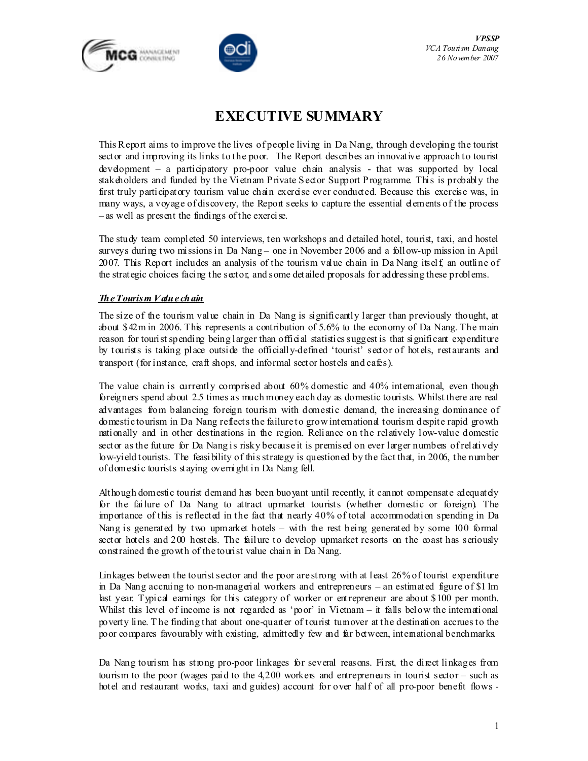# EXECUTIVE SUMMARY

This Report aims to improve the lives of people living in Da Nang, through developing the tourist sector and improving its links to the poor. The Report describes an innovative approach to tourist development – a participatory pro-poor value chain analysis - that was supported by local stakeholders and funded by the Vietnam Private Sector Support Programme. This is probably the first truly participatory tourism value chain exercise ever conducted. Because this exercise was, in many ways, a voyage of discovery, the Report seeks to capture the essential elements of the process – as well as present the findings of the exercise.

The study team completed 50 interviews, ten workshops and detailed hotel, tourist, taxi, and hostel surveys during two missions in Da Nang – one in November 2006 and a follow-up mission in April 2007. This Report includes an analysis of the tourism value chain in Da Nang itself, an outline of the strategic choices facing the sector, and some detailed proposals for addressing these problems.

***The Tourism Value chain***

The size of the tourism value chain in Da Nang is significantly larger than previously thought, at about $42m in 2006. This represents a contribution of 5.6% to the economy of Da Nang. The main reason for tourist spending being larger than official statistics suggest is that significant expenditure by tourists is taking place outside the officially-defined 'tourist' sector of hotels, restaurants and transport (for instance, craft shops, and informal sector hostels and cafes).

The value chain is currently comprised about 60% domestic and 40% international, even though foreigners spend about 2.5 times as much money each day as domestic tourists. Whilst there are real advantages from balancing foreign tourism with domestic demand, the increasing dominance of domestic tourism in Da Nang reflects the failure to grow international tourism despite rapid growth nationally and in other destinations in the region. Reliance on the relatively low-value domestic sector as the future for Da Nang is risky because it is premised on ever larger numbers of relatively low-yield tourists. The feasibility of this strategy is questioned by the fact that, in 2006, the number of domestic tourists staying overnight in Da Nang fell.

Although domestic tourist demand has been buoyant until recently, it cannot compensate adequately for the failure of Da Nang to attract upmarket tourists (whether domestic or foreign). The importance of this is reflected in the fact that nearly 40% of total accommodation spending in Da Nang is generated by two upmarket hotels – with the rest being generated by some 100 formal sector hotels and 200 hostels. The failure to develop upmarket resorts on the coast has seriously constrained the growth of the tourist value chain in Da Nang.

Linkages between the tourist sector and the poor are strong with at least 26% of tourist expenditure in Da Nang accruing to non-managerial workers and entrepreneurs – an estimated figure of $11m last year. Typical earnings for this category of worker or entrepreneur are about $100 per month. Whilst this level of income is not regarded as 'poor' in Vietnam – it falls below the international poverty line. The finding that about one-quarter of tourist turnover at the destination accrues to the poor compares favourably with existing, admittedly few and far between, international benchmarks.

Da Nang tourism has strong pro-poor linkages for several reasons. First, the direct linkages from tourism to the poor (wages paid to the 4,200 workers and entrepreneurs in tourist sector – such as hotel and restaurant works, taxi and guides) account for over half of all pro-poor benefit flows -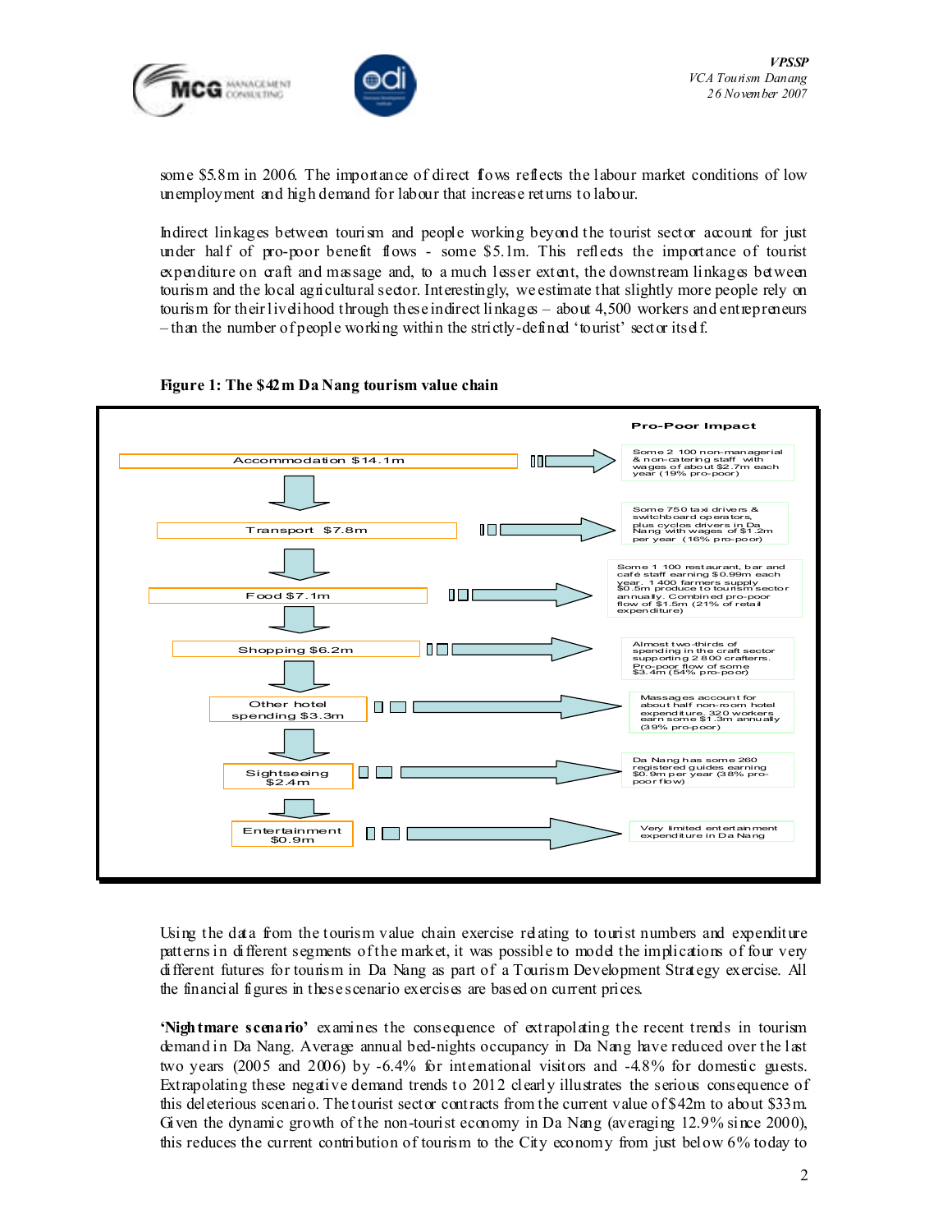some $5.8m in 2006. The importance of direct flows reflects the labour market conditions of low unemployment and high demand for labour that increase returns to labour.

Indirect linkages between tourism and people working beyond the tourist sector account for just under half of pro-poor benefit flows - some $5.1m. This reflects the importance of tourist expenditure on craft and massage and, to a much lesser extent, the downstream linkages between tourism and the local agricultural sector. Interestingly, we estimate that slightly more people rely on tourism for their livelihood through these indirect linkages – about 4,500 workers and entrepreneurs – than the number of people working within the strictly-defined 'tourist' sector itself.

**Figure 1: The $42m Da Nang tourism value chain**

| Value chain segment | Pro-Poor Impact |
|---|---|
| Accommodation $14.1m | Some 2 100 non-managerial & non-catering staff with wages of about $2.7m each year (19% pro-poor) |
| Transport $7.8m | Some 750 taxi drivers & switchboard operators, plus cyclos drivers in Da Nang with wages of $1.2m per year (16% pro-poor) |
| Food $7.1m | Some 1 100 restaurant, bar and café staff earning $0.99m each year. 1 400 farmers supply $0.5m produce to tourism sector annually. Combined pro-poor flow of $1.5m (21% of retail expenditure) |
| Shopping $6.2m | Almost two-thirds of spending in the craft sector supporting 2 800 crafters. Pro-poor flow of some $3.4m (54% pro-poor) |
| Other hotel spending $3.3m | Massages account for about half non-room hotel expenditure, 320 workers earn some $1.3m annually (39% pro-poor) |
| Sightseeing $2.4m | Da Nang has some 260 registered guides earning $0.9m per year (38% pro-poor flow) |
| Entertainment $0.9m | Very limited entertainment expenditure in Da Nang |

Using the data from the tourism value chain exercise relating to tourist numbers and expenditure patterns in different segments of the market, it was possible to model the implications of four very different futures for tourism in Da Nang as part of a Tourism Development Strategy exercise. All the financial figures in these scenario exercises are based on current prices.

**'Nightmare scenario'** examines the consequence of extrapolating the recent trends in tourism demand in Da Nang. Average annual bed-nights occupancy in Da Nang have reduced over the last two years (2005 and 2006) by -6.4% for international visitors and -4.8% for domestic guests. Extrapolating these negative demand trends to 2012 clearly illustrates the serious consequence of this deleterious scenario. The tourist sector contracts from the current value of $42m to about $33m. Given the dynamic growth of the non-tourist economy in Da Nang (averaging 12.9% since 2000), this reduces the current contribution of tourism to the City economy from just below 6% today to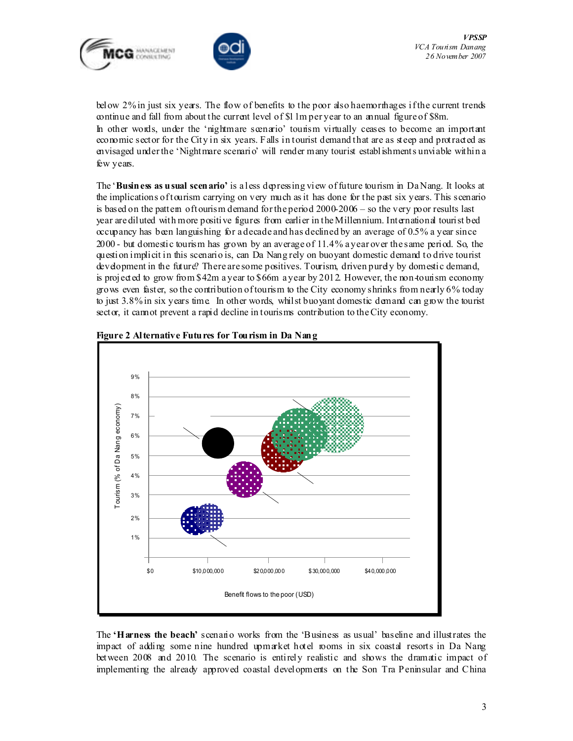below 2% in just six years. The flow of benefits to the poor also haemorrhages if the current trends continue and fall from about the current level of $11m per year to an annual figure of $8m.
In other words, under the 'nightmare scenario' tourism virtually ceases to become an important economic sector for the City in six years. Falls in tourist demand that are as steep and protracted as envisaged under the 'Nightmare scenario' will render many tourist establishments unviable within a few years.

The '**Business as usual scenario'** is a less depressing view of future tourism in Da Nang. It looks at the implications of tourism carrying on very much as it has done for the past six years. This scenario is based on the pattern of tourism demand for the period 2000-2006 – so the very poor results last year are diluted with more positive figures from earlier in the Millennium. International tourist bed occupancy has been languishing for a decade and has declined by an average of 0.5% a year since 2000 - but domestic tourism has grown by an average of 11.4% a year over the same period. So, the question implicit in this scenario is, can Da Nang rely on buoyant domestic demand to drive tourist development in the future? There are some positives. Tourism, driven purely by domestic demand, is projected to grow from $42m a year to $66m a year by 2012. However, the non-tourism economy grows even faster, so the contribution of tourism to the City economy shrinks from nearly 6% today to just 3.8% in six years time. In other words, whilst buoyant domestic demand can grow the tourist sector, it cannot prevent a rapid decline in tourisms contribution to the City economy.

**Figure 2 Alternative Futures for Tourism in Da Nang**

The **'Harness the beach'** scenario works from the 'Business as usual' baseline and illustrates the impact of adding some nine hundred upmarket hotel rooms in six coastal resorts in Da Nang between 2008 and 2010. The scenario is entirely realistic and shows the dramatic impact of implementing the already approved coastal developments on the Son Tra Peninsular and China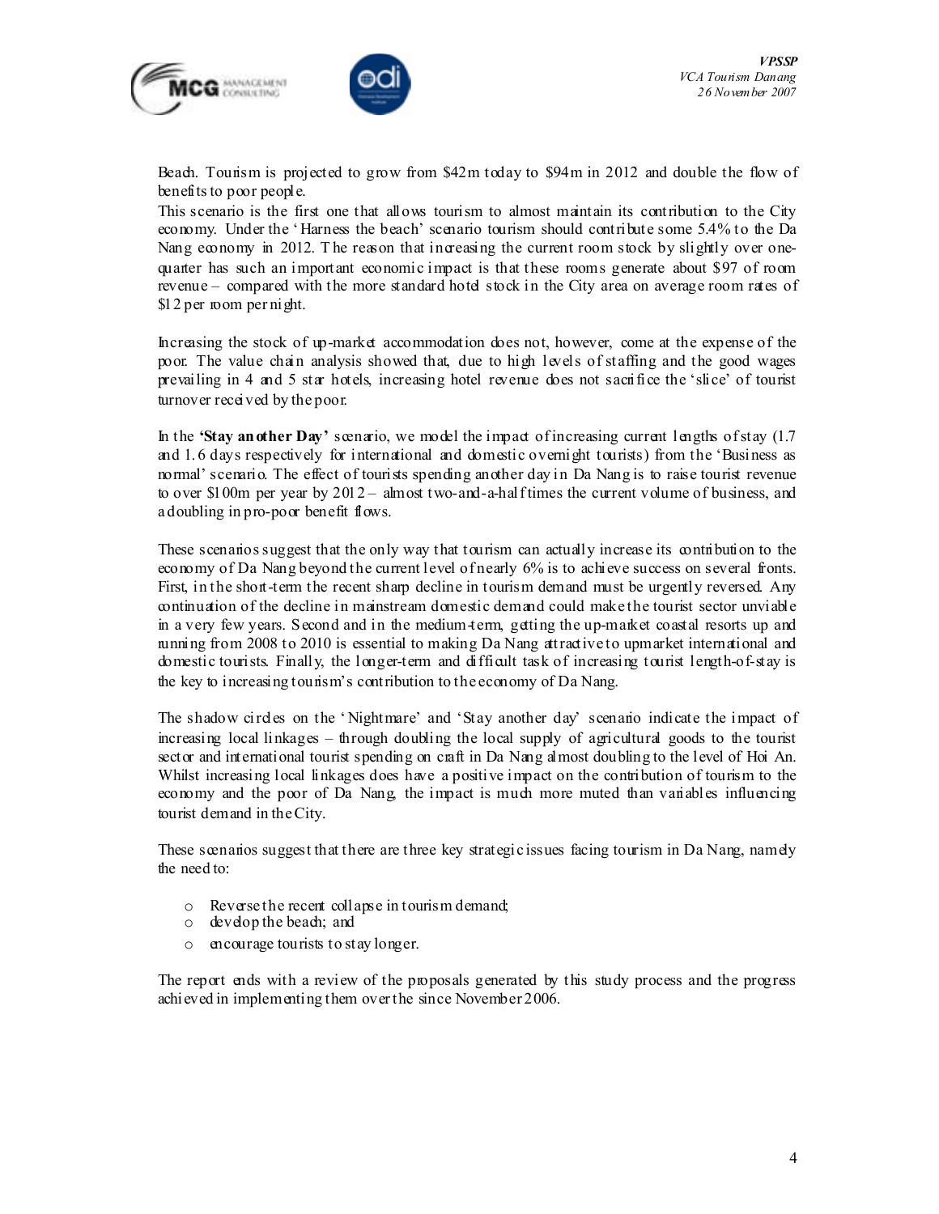Beach. Tourism is projected to grow from $42m today to $94m in 2012 and double the flow of benefits to poor people.
This scenario is the first one that allows tourism to almost maintain its contribution to the City economy. Under the 'Harness the beach' scenario tourism should contribute some 5.4% to the Da Nang economy in 2012. The reason that increasing the current room stock by slightly over one-quarter has such an important economic impact is that these rooms generate about $97 of room revenue – compared with the more standard hotel stock in the City area on average room rates of $12 per room per night.

Increasing the stock of up-market accommodation does not, however, come at the expense of the poor. The value chain analysis showed that, due to high levels of staffing and the good wages prevailing in 4 and 5 star hotels, increasing hotel revenue does not sacrifice the 'slice' of tourist turnover received by the poor.

In the **'Stay another Day'** scenario, we model the impact of increasing current lengths of stay (1.7 and 1.6 days respectively for international and domestic overnight tourists) from the 'Business as normal' scenario. The effect of tourists spending another day in Da Nang is to raise tourist revenue to over $100m per year by 2012 – almost two-and-a-half times the current volume of business, and a doubling in pro-poor benefit flows.

These scenarios suggest that the only way that tourism can actually increase its contribution to the economy of Da Nang beyond the current level of nearly 6% is to achieve success on several fronts. First, in the short-term the recent sharp decline in tourism demand must be urgently reversed. Any continuation of the decline in mainstream domestic demand could make the tourist sector unviable in a very few years. Second and in the medium-term, getting the up-market coastal resorts up and running from 2008 to 2010 is essential to making Da Nang attractive to upmarket international and domestic tourists. Finally, the longer-term and difficult task of increasing tourist length-of-stay is the key to increasing tourism's contribution to the economy of Da Nang.

The shadow circles on the 'Nightmare' and 'Stay another day' scenario indicate the impact of increasing local linkages – through doubling the local supply of agricultural goods to the tourist sector and international tourist spending on craft in Da Nang almost doubling to the level of Hoi An. Whilst increasing local linkages does have a positive impact on the contribution of tourism to the economy and the poor of Da Nang, the impact is much more muted than variables influencing tourist demand in the City.

These scenarios suggest that there are three key strategic issues facing tourism in Da Nang, namely the need to:

- Reverse the recent collapse in tourism demand;
- develop the beach; and
- encourage tourists to stay longer.

The report ends with a review of the proposals generated by this study process and the progress achieved in implementing them over the since November 2006.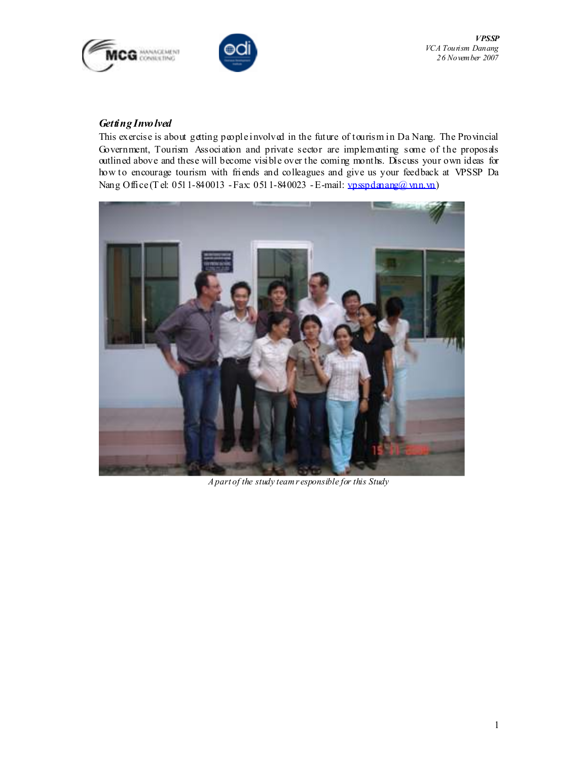## *Getting Involved*

This exercise is about getting people involved in the future of tourism in Da Nang. The Provincial Government, Tourism Association and private sector are implementing some of the proposals outlined above and these will become visible over the coming months. Discuss your own ideas for how to encourage tourism with friends and colleagues and give us your feedback at VPSSP Da Nang Office (Tel: 0511-840013 - Fax: 0511-840023 - E-mail: vpsspdanang@vnn.vn)

*A part of the study team responsible for this Study*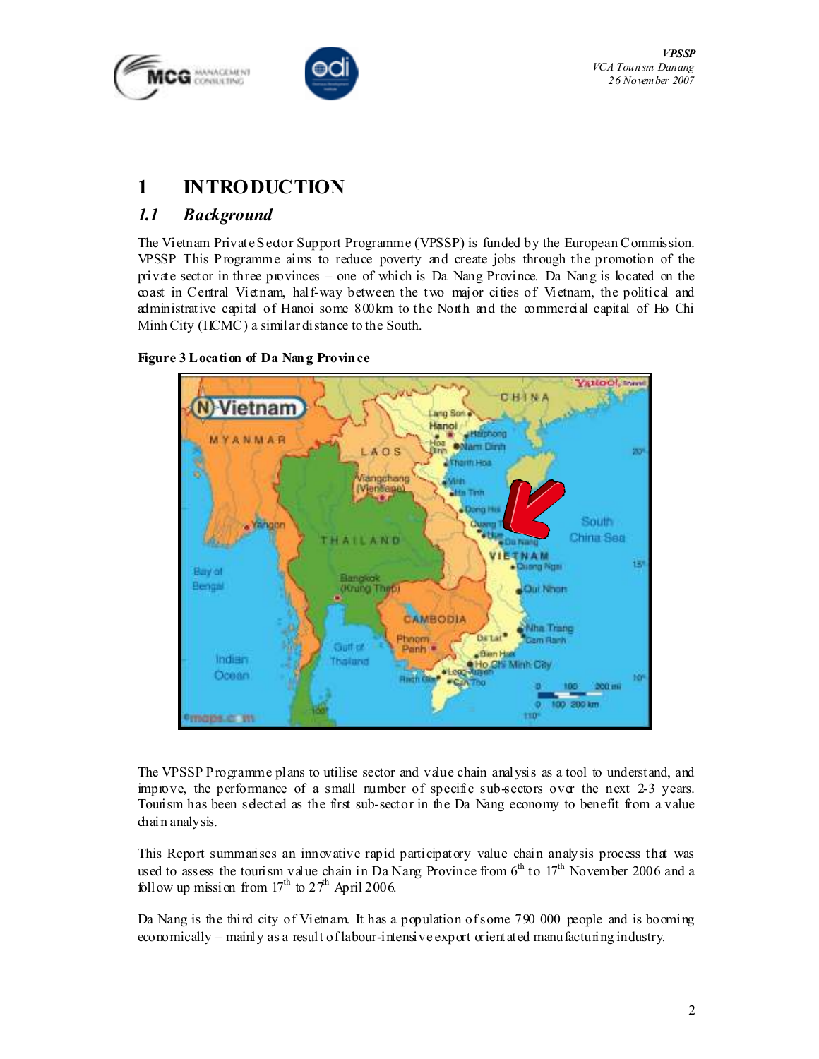# 1 INTRODUCTION

## *1.1 Background*

The Vietnam Private Sector Support Programme (VPSSP) is funded by the European Commission. VPSSP This Programme aims to reduce poverty and create jobs through the promotion of the private sector in three provinces – one of which is Da Nang Province. Da Nang is located on the coast in Central Vietnam, half-way between the two major cities of Vietnam, the political and administrative capital of Hanoi some 800km to the North and the commercial capital of Ho Chi Minh City (HCMC) a similar distance to the South.

**Figure 3 Location of Da Nang Province**

The VPSSP Programme plans to utilise sector and value chain analysis as a tool to understand, and improve, the performance of a small number of specific sub-sectors over the next 2-3 years. Tourism has been selected as the first sub-sector in the Da Nang economy to benefit from a value chain analysis.

This Report summarises an innovative rapid participatory value chain analysis process that was used to assess the tourism value chain in Da Nang Province from 6th to 17th November 2006 and a follow up mission from 17th to 27th April 2006.

Da Nang is the third city of Vietnam. It has a population of some 790 000 people and is booming economically – mainly as a result of labour-intensive export orientated manufacturing industry.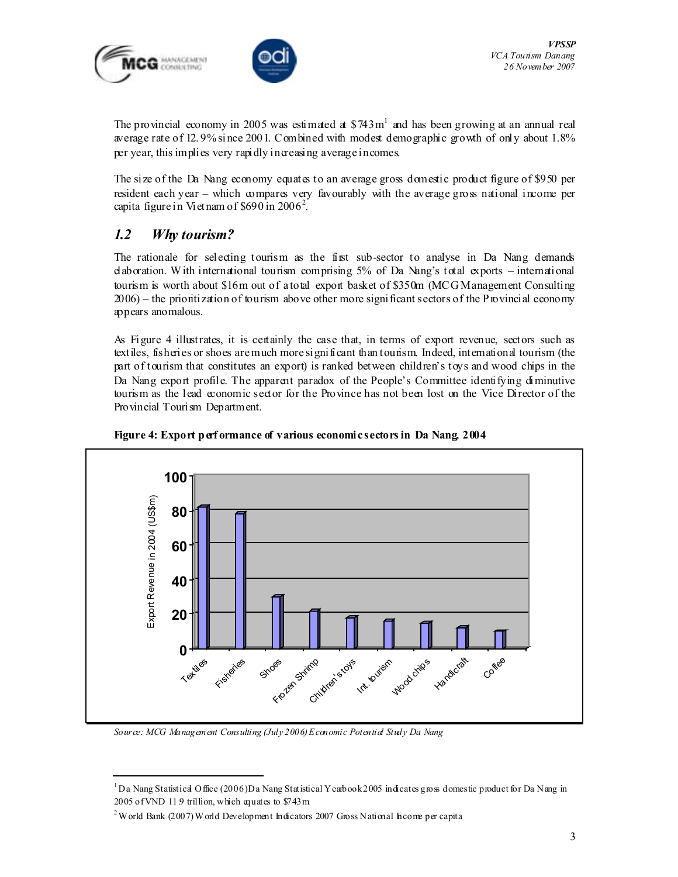The provincial economy in 2005 was estimated at $743m[1] and has been growing at an annual real average rate of 12.9% since 2001. Combined with modest demographic growth of only about 1.8% per year, this implies very rapidly increasing average incomes.

The size of the Da Nang economy equates to an average gross domestic product figure of $950 per resident each year – which compares very favourably with the average gross national income per capita figure in Vietnam of $690 in 2006[2].

## *1.2 Why tourism?*

The rationale for selecting tourism as the first sub-sector to analyse in Da Nang demands elaboration. With international tourism comprising 5% of Da Nang's total exports – international tourism is worth about $16m out of a total export basket of $350m (MCG Management Consulting 2006) – the prioritization of tourism above other more significant sectors of the Provincial economy appears anomalous.

As Figure 4 illustrates, it is certainly the case that, in terms of export revenue, sectors such as textiles, fisheries or shoes are much more significant than tourism. Indeed, international tourism (the part of tourism that constitutes an export) is ranked between children's toys and wood chips in the Da Nang export profile. The apparent paradox of the People's Committee identifying diminutive tourism as the lead economic sector for the Province has not been lost on the Vice Director of the Provincial Tourism Department.

**Figure 4: Export performance of various economic sectors in Da Nang, 2004**

*Source: MCG Management Consulting (July 2006) Economic Potential Study Da Nang*

---

[1] Da Nang Statistical Office (2006) Da Nang Statistical Yearbook 2005 indicates gross domestic product for Da Nang in 2005 of VND 11.9 trillion, which equates to $743m.

[2] World Bank (2007) World Development Indicators 2007 Gross National Income per capita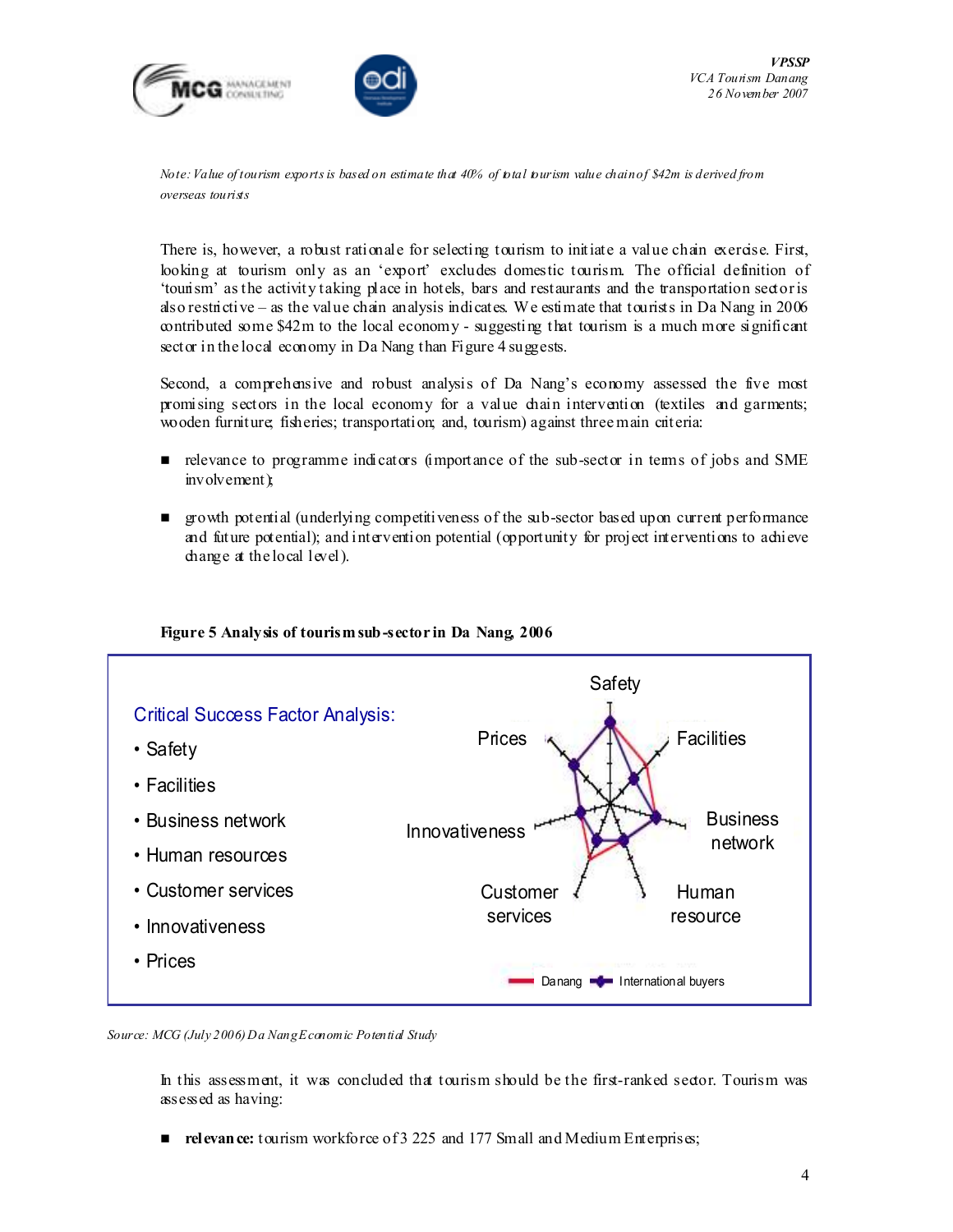*Note: Value of tourism exports is based on estimate that 40% of total tourism value chain of $42m is derived from overseas tourists*

There is, however, a robust rationale for selecting tourism to initiate a value chain exercise. First, looking at tourism only as an 'export' excludes domestic tourism. The official definition of 'tourism' as the activity taking place in hotels, bars and restaurants and the transportation sector is also restrictive – as the value chain analysis indicates. We estimate that tourists in Da Nang in 2006 contributed some $42m to the local economy - suggesting that tourism is a much more significant sector in the local economy in Da Nang than Figure 4 suggests.

Second, a comprehensive and robust analysis of Da Nang's economy assessed the five most promising sectors in the local economy for a value chain intervention (textiles and garments; wooden furniture; fisheries; transportation; and, tourism) against three main criteria:

- relevance to programme indicators (importance of the sub-sector in terms of jobs and SME involvement);
- growth potential (underlying competitiveness of the sub-sector based upon current performance and future potential); and intervention potential (opportunity for project interventions to achieve change at the local level).

**Figure 5 Analysis of tourism sub-sector in Da Nang, 2006**

Critical Success Factor Analysis:

- Safety
- Facilities
- Business network
- Human resources
- Customer services
- Innovativeness
- Prices

*Source: MCG (July 2006) Da Nang Economic Potential Study*

In this assessment, it was concluded that tourism should be the first-ranked sector. Tourism was assessed as having:

- **relevance:** tourism workforce of 3 225 and 177 Small and Medium Enterprises;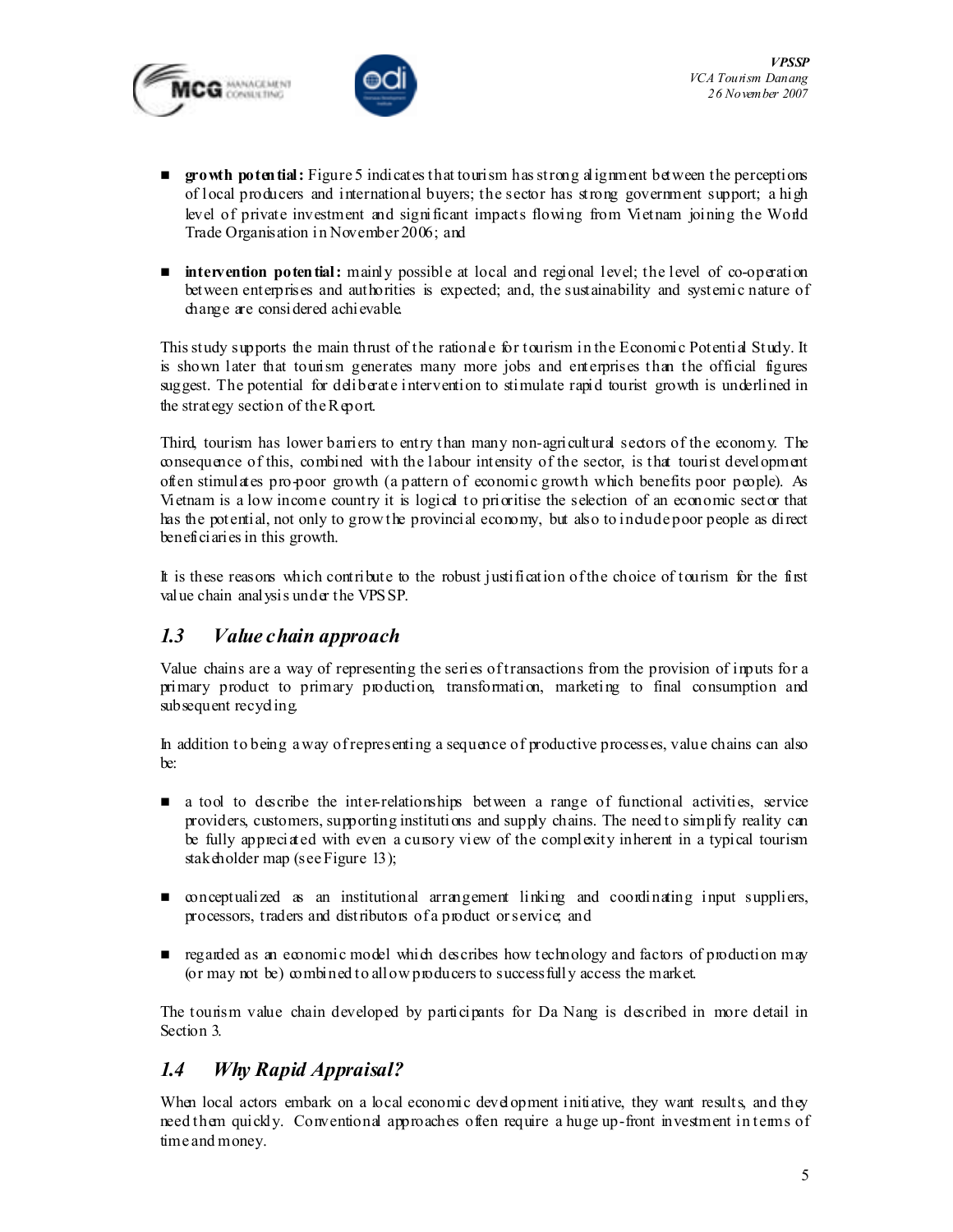- **growth potential:** Figure 5 indicates that tourism has strong alignment between the perceptions of local producers and international buyers; the sector has strong government support; a high level of private investment and significant impacts flowing from Vietnam joining the World Trade Organisation in November 2006; and

- **intervention potential:** mainly possible at local and regional level; the level of co-operation between enterprises and authorities is expected; and, the sustainability and systemic nature of change are considered achievable.

This study supports the main thrust of the rationale for tourism in the Economic Potential Study. It is shown later that tourism generates many more jobs and enterprises than the official figures suggest. The potential for deliberate intervention to stimulate rapid tourist growth is underlined in the strategy section of the Report.

Third, tourism has lower barriers to entry than many non-agricultural sectors of the economy. The consequence of this, combined with the labour intensity of the sector, is that tourist development often stimulates pro-poor growth (a pattern of economic growth which benefits poor people). As Vietnam is a low income country it is logical to prioritise the selection of an economic sector that has the potential, not only to grow the provincial economy, but also to include poor people as direct beneficiaries in this growth.

It is these reasons which contribute to the robust justification of the choice of tourism for the first value chain analysis under the VPSSP.

## *1.3 Value chain approach*

Value chains are a way of representing the series of transactions from the provision of inputs for a primary product to primary production, transformation, marketing to final consumption and subsequent recycling.

In addition to being a way of representing a sequence of productive processes, value chains can also be:

- a tool to describe the inter-relationships between a range of functional activities, service providers, customers, supporting institutions and supply chains. The need to simplify reality can be fully appreciated with even a cursory view of the complexity inherent in a typical tourism stakeholder map (see Figure 13);

- conceptualized as an institutional arrangement linking and coordinating input suppliers, processors, traders and distributors of a product or service; and

- regarded as an economic model which describes how technology and factors of production may (or may not be) combined to allow producers to successfully access the market.

The tourism value chain developed by participants for Da Nang is described in more detail in Section 3.

## *1.4 Why Rapid Appraisal?*

When local actors embark on a local economic development initiative, they want results, and they need them quickly. Conventional approaches often require a huge up-front investment in terms of time and money.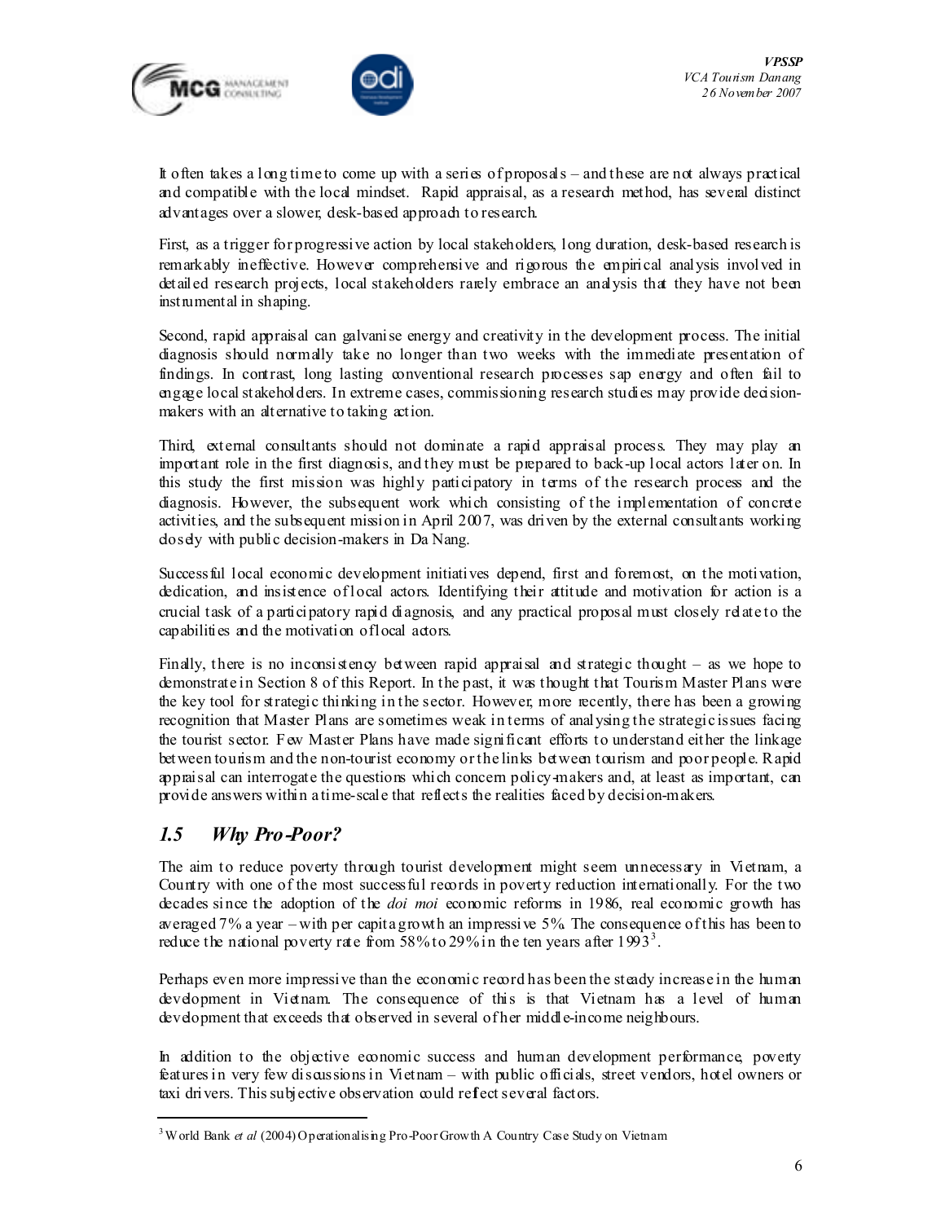It often takes a long time to come up with a series of proposals – and these are not always practical and compatible with the local mindset. Rapid appraisal, as a research method, has several distinct advantages over a slower, desk-based approach to research.

First, as a trigger for progressive action by local stakeholders, long duration, desk-based research is remarkably ineffective. However comprehensive and rigorous the empirical analysis involved in detailed research projects, local stakeholders rarely embrace an analysis that they have not been instrumental in shaping.

Second, rapid appraisal can galvanise energy and creativity in the development process. The initial diagnosis should normally take no longer than two weeks with the immediate presentation of findings. In contrast, long lasting conventional research processes sap energy and often fail to engage local stakeholders. In extreme cases, commissioning research studies may provide decision-makers with an alternative to taking action.

Third, external consultants should not dominate a rapid appraisal process. They may play an important role in the first diagnosis, and they must be prepared to back-up local actors later on. In this study the first mission was highly participatory in terms of the research process and the diagnosis. However, the subsequent work which consisting of the implementation of concrete activities, and the subsequent mission in April 2007, was driven by the external consultants working closely with public decision-makers in Da Nang.

Successful local economic development initiatives depend, first and foremost, on the motivation, dedication, and insistence of local actors. Identifying their attitude and motivation for action is a crucial task of a participatory rapid diagnosis, and any practical proposal must closely relate to the capabilities and the motivation of local actors.

Finally, there is no inconsistency between rapid appraisal and strategic thought – as we hope to demonstrate in Section 8 of this Report. In the past, it was thought that Tourism Master Plans were the key tool for strategic thinking in the sector. However, more recently, there has been a growing recognition that Master Plans are sometimes weak in terms of analysing the strategic issues facing the tourist sector. Few Master Plans have made significant efforts to understand either the linkage between tourism and the non-tourist economy or the links between tourism and poor people. Rapid appraisal can interrogate the questions which concern policy-makers and, at least as important, can provide answers within a time-scale that reflects the realities faced by decision-makers.

## *1.5 Why Pro-Poor?*

The aim to reduce poverty through tourist development might seem unnecessary in Vietnam, a Country with one of the most successful records in poverty reduction internationally. For the two decades since the adoption of the *doi moi* economic reforms in 1986, real economic growth has averaged 7% a year – with per capita growth an impressive 5%. The consequence of this has been to reduce the national poverty rate from 58% to 29% in the ten years after 1993[3].

Perhaps even more impressive than the economic record has been the steady increase in the human development in Vietnam. The consequence of this is that Vietnam has a level of human development that exceeds that observed in several of her middle-income neighbours.

In addition to the objective economic success and human development performance, poverty features in very few discussions in Vietnam – with public officials, street vendors, hotel owners or taxi drivers. This subjective observation could reflect several factors.

---

[3] World Bank *et al* (2004) Operationalising Pro-Poor Growth A Country Case Study on Vietnam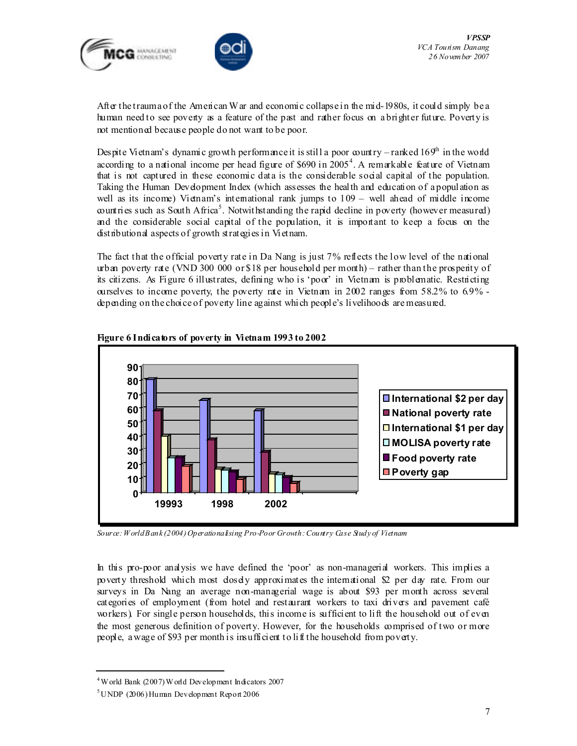After the trauma of the American War and economic collapse in the mid-1980s, it could simply be a human need to see poverty as a feature of the past and rather focus on a brighter future. Poverty is not mentioned because people do not want to be poor.

Despite Vietnam's dynamic growth performance it is still a poor country – ranked 169th in the world according to a national income per head figure of $690 in 2005[4]. A remarkable feature of Vietnam that is not captured in these economic data is the considerable social capital of the population. Taking the Human Development Index (which assesses the health and education of a population as well as its income) Vietnam's international rank jumps to 109 – well ahead of middle income countries such as South Africa[5]. Notwithstanding the rapid decline in poverty (however measured) and the considerable social capital of the population, it is important to keep a focus on the distributional aspects of growth strategies in Vietnam.

The fact that the official poverty rate in Da Nang is just 7% reflects the low level of the national urban poverty rate (VND 300 000 or $18 per household per month) – rather than the prosperity of its citizens. As Figure 6 illustrates, defining who is 'poor' in Vietnam is problematic. Restricting ourselves to income poverty, the poverty rate in Vietnam in 2002 ranges from 58.2% to 6.9% - depending on the choice of poverty line against which people's livelihoods are measured.

**Figure 6 Indicators of poverty in Vietnam 1993 to 2002**

*Source: World Bank (2004) Operationalising Pro-Poor Growth: Country Case Study of Vietnam*

In this pro-poor analysis we have defined the 'poor' as non-managerial workers. This implies a poverty threshold which most closely approximates the international $2 per day rate. From our surveys in Da Nang an average non-managerial wage is about $93 per month across several categories of employment (from hotel and restaurant workers to taxi drivers and pavement café workers). For single person households, this income is sufficient to lift the household out of even the most generous definition of poverty. However, for the households comprised of two or more people, a wage of $93 per month is insufficient to lift the household from poverty.

---

[4] World Bank (2007) World Development Indicators 2007

[5] UNDP (2006) Human Development Report 2006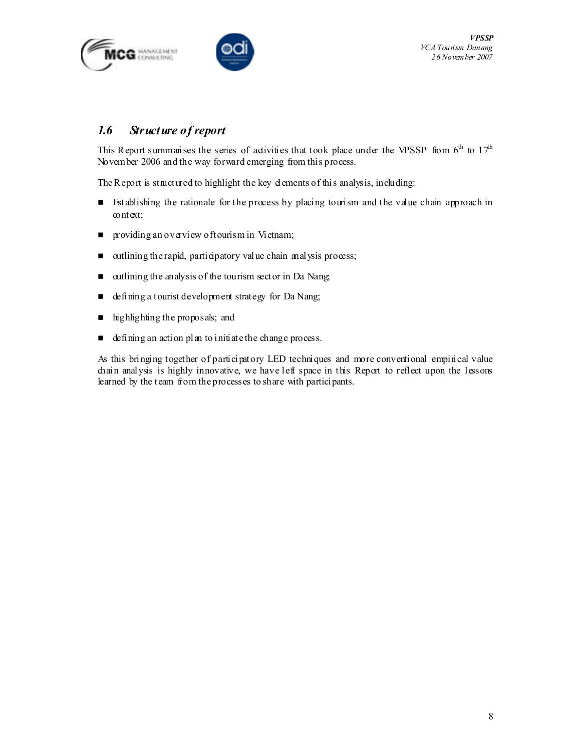## 1.6 *Structure of report*

This Report summarises the series of activities that took place under the VPSSP from 6th to 17th November 2006 and the way forward emerging from this process.

The Report is structured to highlight the key elements of this analysis, including:

- Establishing the rationale for the process by placing tourism and the value chain approach in context;
- providing an overview of tourism in Vietnam;
- outlining the rapid, participatory value chain analysis process;
- outlining the analysis of the tourism sector in Da Nang;
- defining a tourist development strategy for Da Nang;
- highlighting the proposals; and
- defining an action plan to initiate the change process.

As this bringing together of participatory LED techniques and more conventional empirical value chain analysis is highly innovative, we have left space in this Report to reflect upon the lessons learned by the team from the processes to share with participants.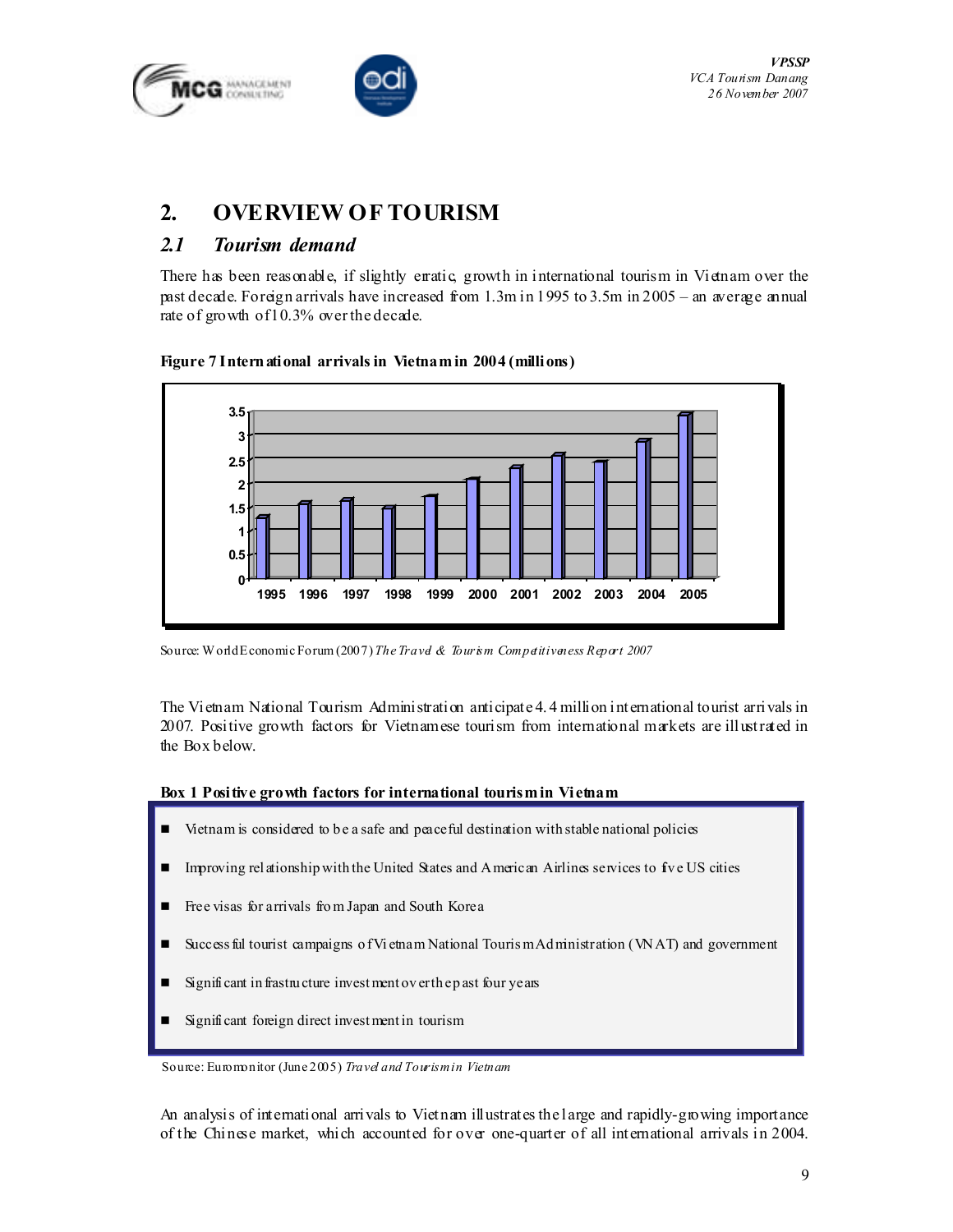## 2. OVERVIEW OF TOURISM

### *2.1 Tourism demand*

There has been reasonable, if slightly erratic, growth in international tourism in Vietnam over the past decade. Foreign arrivals have increased from 1.3m in 1995 to 3.5m in 2005 – an average annual rate of growth of 10.3% over the decade.

**Figure 7 International arrivals in Vietnam in 2004 (millions)**

Source: World Economic Forum (2007) *The Travel & Tourism Competitiveness Report 2007*

The Vietnam National Tourism Administration anticipate 4.4 million international tourist arrivals in 2007. Positive growth factors for Vietnamese tourism from international markets are illustrated in the Box below.

**Box 1 Positive growth factors for international tourism in Vietnam**

- Vietnam is considered to be a safe and peaceful destination with stable national policies
- Improving relationship with the United States and American Airlines services to five US cities
- Free visas for arrivals from Japan and South Korea
- Successful tourist campaigns of Vietnam National Tourism Administration (VNAT) and government
- Significant infrastructure investment over the past four years
- Significant foreign direct investment in tourism

Source: Euromonitor (June 2005) *Travel and Tourism in Vietnam*

An analysis of international arrivals to Vietnam illustrates the large and rapidly-growing importance of the Chinese market, which accounted for over one-quarter of all international arrivals in 2004.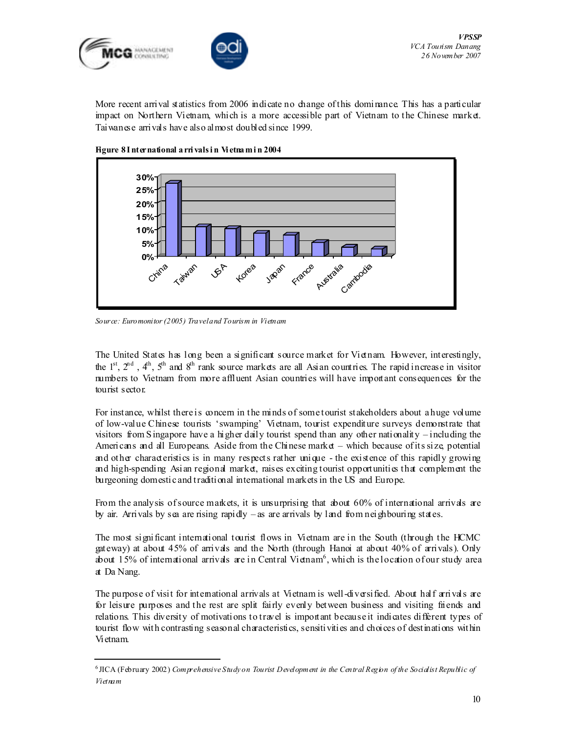More recent arrival statistics from 2006 indicate no change of this dominance. This has a particular impact on Northern Vietnam, which is a more accessible part of Vietnam to the Chinese market. Taiwanese arrivals have also almost doubled since 1999.

**Figure 8 International arrivals in Vietnam in 2004**

*Source: Euromonitor (2005) Travel and Tourism in Vietnam*

The United States has long been a significant source market for Vietnam. However, interestingly, the 1st, 2nd, 4th, 5th and 8th rank source markets are all Asian countries. The rapid increase in visitor numbers to Vietnam from more affluent Asian countries will have important consequences for the tourist sector.

For instance, whilst there is concern in the minds of some tourist stakeholders about a huge volume of low-value Chinese tourists 'swamping' Vietnam, tourist expenditure surveys demonstrate that visitors from Singapore have a higher daily tourist spend than any other nationality – including the Americans and all Europeans. Aside from the Chinese market – which because of its size, potential and other characteristics is in many respects rather unique - the existence of this rapidly growing and high-spending Asian regional market, raises exciting tourist opportunities that complement the burgeoning domestic and traditional international markets in the US and Europe.

From the analysis of source markets, it is unsurprising that about 60% of international arrivals are by air. Arrivals by sea are rising rapidly – as are arrivals by land from neighbouring states.

The most significant international tourist flows in Vietnam are in the South (through the HCMC gateway) at about 45% of arrivals and the North (through Hanoi at about 40% of arrivals). Only about 15% of international arrivals are in Central Vietnam[6], which is the location of our study area at Da Nang.

The purpose of visit for international arrivals at Vietnam is well-diversified. About half arrivals are for leisure purposes and the rest are split fairly evenly between business and visiting friends and relations. This diversity of motivations to travel is important because it indicates different types of tourist flow with contrasting seasonal characteristics, sensitivities and choices of destinations within Vietnam.

---

[6] JICA (February 2002) *Comprehensive Study on Tourist Development in the Central Region of the Socialist Republic of Vietnam*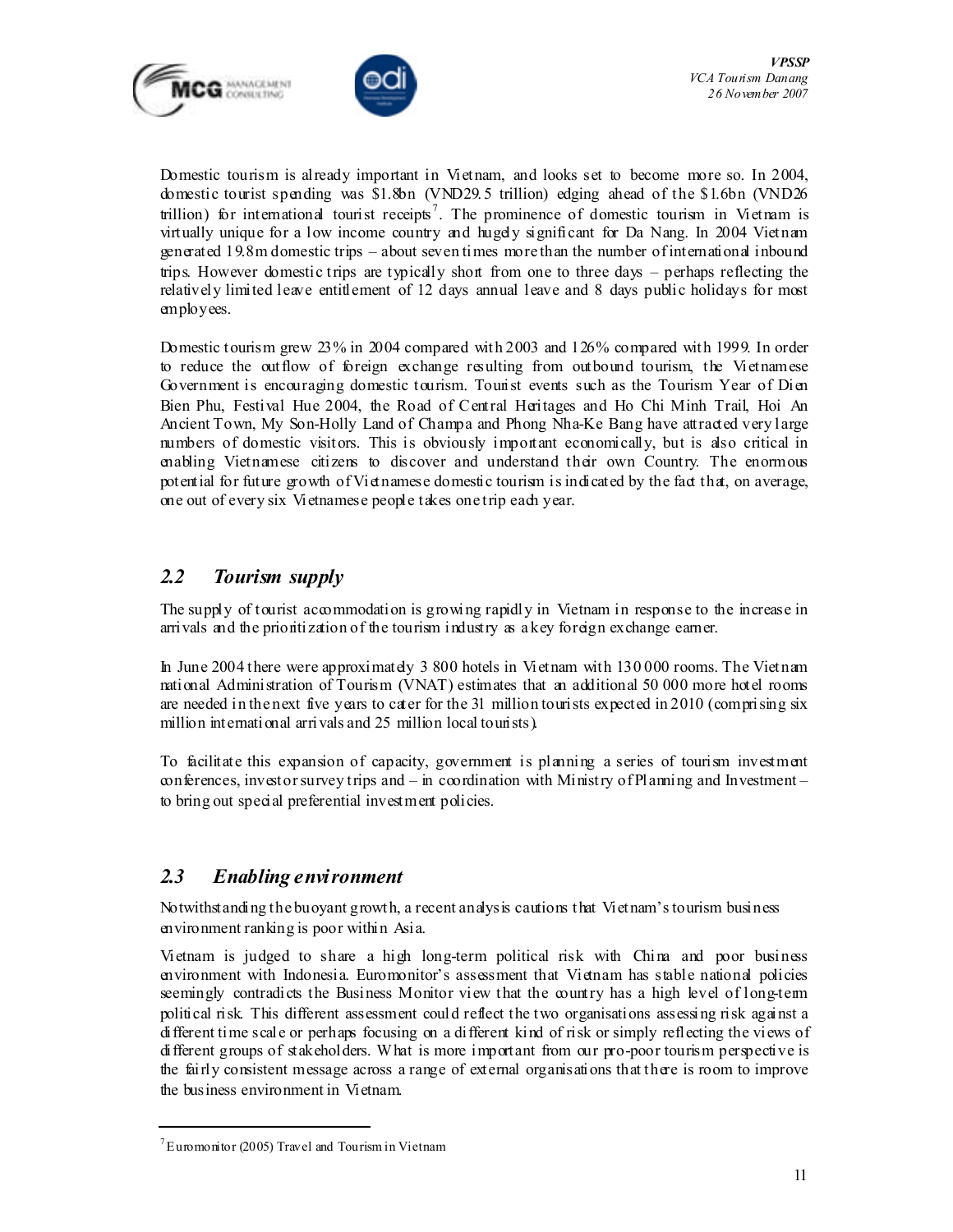Domestic tourism is already important in Vietnam, and looks set to become more so. In 2004, domestic tourist spending was $1.8bn (VND29.5 trillion) edging ahead of the $1.6bn (VND26 trillion) for international tourist receipts[7]. The prominence of domestic tourism in Vietnam is virtually unique for a low income country and hugely significant for Da Nang. In 2004 Vietnam generated 19.8m domestic trips – about seven times more than the number of international inbound trips. However domestic trips are typically short from one to three days – perhaps reflecting the relatively limited leave entitlement of 12 days annual leave and 8 days public holidays for most employees.

Domestic tourism grew 23% in 2004 compared with 2003 and 126% compared with 1999. In order to reduce the outflow of foreign exchange resulting from outbound tourism, the Vietnamese Government is encouraging domestic tourism. Tourist events such as the Tourism Year of Dien Bien Phu, Festival Hue 2004, the Road of Central Heritages and Ho Chi Minh Trail, Hoi An Ancient Town, My Son-Holly Land of Champa and Phong Nha-Ke Bang have attracted very large numbers of domestic visitors. This is obviously important economically, but is also critical in enabling Vietnamese citizens to discover and understand their own Country. The enormous potential for future growth of Vietnamese domestic tourism is indicated by the fact that, on average, one out of every six Vietnamese people takes one trip each year.

## *2.2 Tourism supply*

The supply of tourist accommodation is growing rapidly in Vietnam in response to the increase in arrivals and the prioritization of the tourism industry as a key foreign exchange earner.

In June 2004 there were approximately 3 800 hotels in Vietnam with 130 000 rooms. The Vietnam national Administration of Tourism (VNAT) estimates that an additional 50 000 more hotel rooms are needed in the next five years to cater for the 31 million tourists expected in 2010 (comprising six million international arrivals and 25 million local tourists).

To facilitate this expansion of capacity, government is planning a series of tourism investment conferences, investor survey trips and – in coordination with Ministry of Planning and Investment – to bring out special preferential investment policies.

## *2.3 Enabling environment*

Notwithstanding the buoyant growth, a recent analysis cautions that Vietnam's tourism business environment ranking is poor within Asia.

Vietnam is judged to share a high long-term political risk with China and poor business environment with Indonesia. Euromonitor's assessment that Vietnam has stable national policies seemingly contradicts the Business Monitor view that the country has a high level of long-term political risk. This different assessment could reflect the two organisations assessing risk against a different time scale or perhaps focusing on a different kind of risk or simply reflecting the views of different groups of stakeholders. What is more important from our pro-poor tourism perspective is the fairly consistent message across a range of external organisations that there is room to improve the business environment in Vietnam.

---

[7] Euromonitor (2005) Travel and Tourism in Vietnam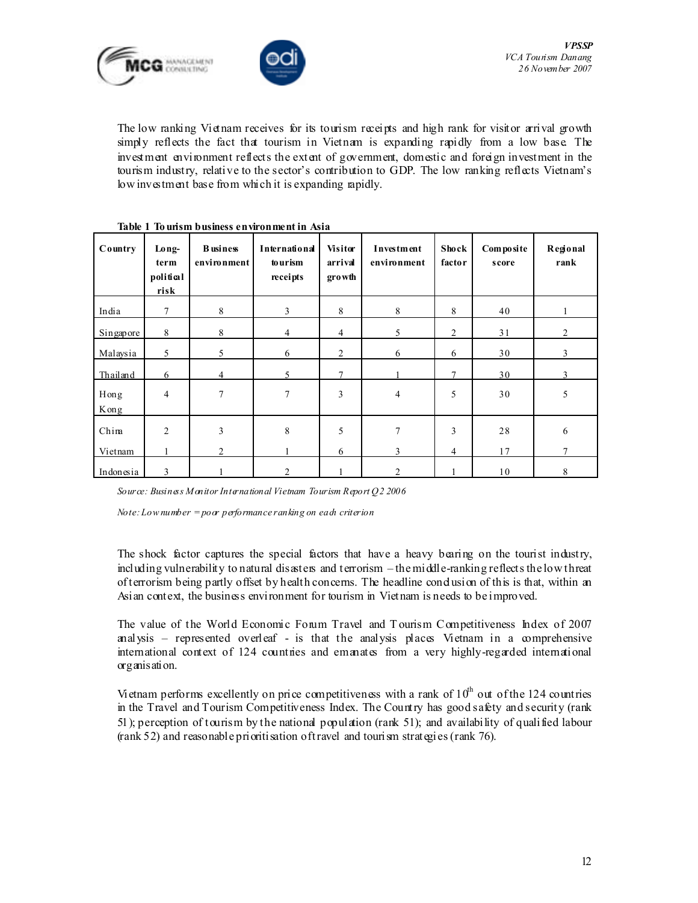The low ranking Vietnam receives for its tourism receipts and high rank for visitor arrival growth simply reflects the fact that tourism in Vietnam is expanding rapidly from a low base. The investment environment reflects the extent of government, domestic and foreign investment in the tourism industry, relative to the sector's contribution to GDP. The low ranking reflects Vietnam's low investment base from which it is expanding rapidly.

**Table 1 Tourism business environment in Asia**

| Country | Long-term political risk | Business environment | International tourism receipts | Visitor arrival growth | Investment environment | Shock factor | Composite score | Regional rank |
|---|---|---|---|---|---|---|---|---|
| India | 7 | 8 | 3 | 8 | 8 | 8 | 40 | 1 |
| Singapore | 8 | 8 | 4 | 4 | 5 | 2 | 31 | 2 |
| Malaysia | 5 | 5 | 6 | 2 | 6 | 6 | 30 | 3 |
| Thailand | 6 | 4 | 5 | 7 | 1 | 7 | 30 | 3 |
| Hong Kong | 4 | 7 | 7 | 3 | 4 | 5 | 30 | 5 |
| China | 2 | 3 | 8 | 5 | 7 | 3 | 28 | 6 |
| Vietnam | 1 | 2 | 1 | 6 | 3 | 4 | 17 | 7 |
| Indonesia | 3 | 1 | 2 | 1 | 2 | 1 | 10 | 8 |

*Source: Business Monitor International Vietnam Tourism Report Q2 2006*

*Note: Low number = poor performance ranking on each criterion*

The shock factor captures the special factors that have a heavy bearing on the tourist industry, including vulnerability to natural disasters and terrorism – the middle-ranking reflects the low threat of terrorism being partly offset by health concerns. The headline conclusion of this is that, within an Asian context, the business environment for tourism in Vietnam is needs to be improved.

The value of the World Economic Forum Travel and Tourism Competitiveness Index of 2007 analysis – represented overleaf - is that the analysis places Vietnam in a comprehensive international context of 124 countries and emanates from a very highly-regarded international organisation.

Vietnam performs excellently on price competitiveness with a rank of 10th out of the 124 countries in the Travel and Tourism Competitiveness Index. The Country has good safety and security (rank 51); perception of tourism by the national population (rank 51); and availability of qualified labour (rank 52) and reasonable prioritisation of travel and tourism strategies (rank 76).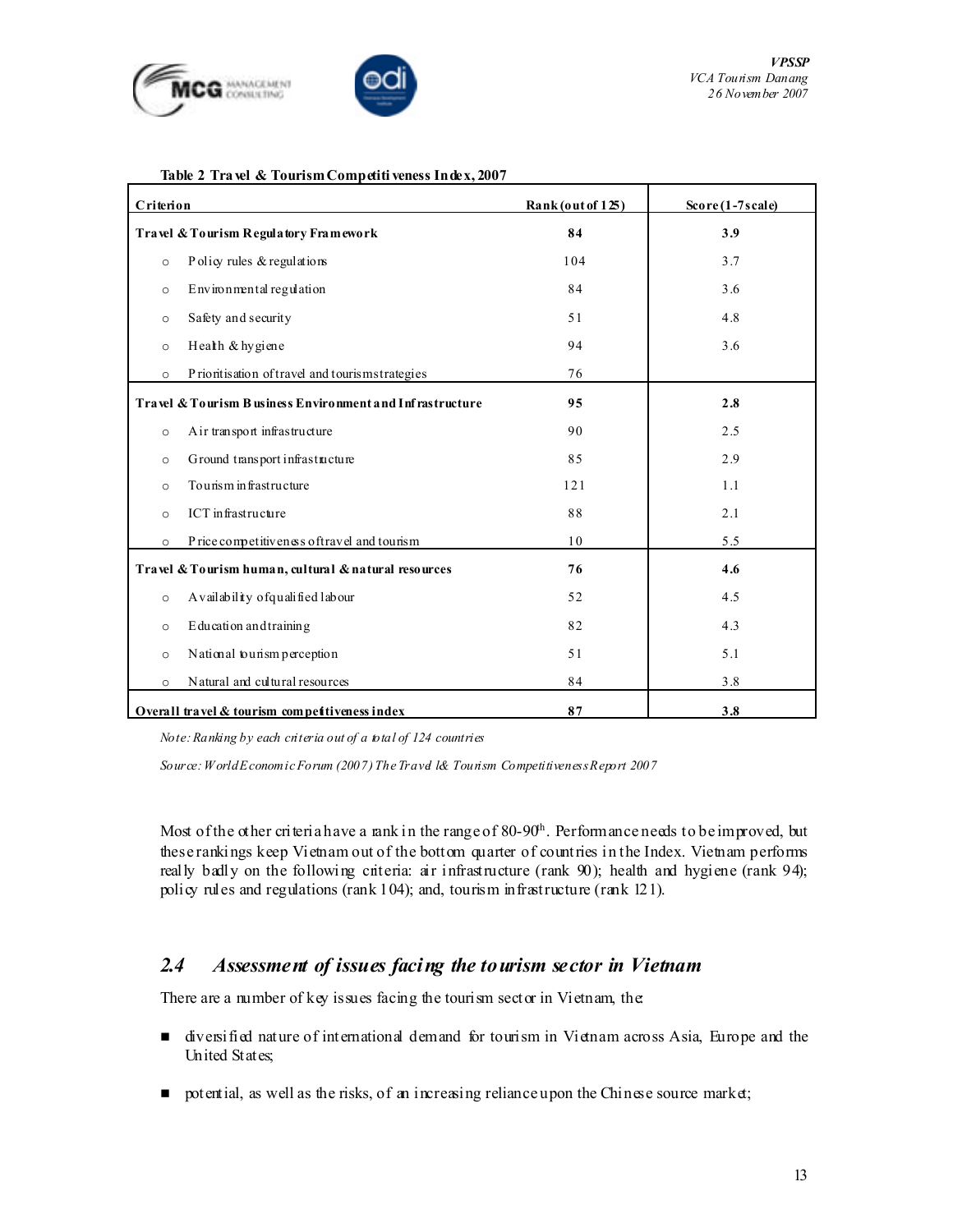**Table 2 Travel & Tourism Competitiveness Index, 2007**

| Criterion | Rank (out of 125) | Score (1-7 scale) |
|---|---|---|
| **Travel & Tourism Regulatory Framework** | **84** | **3.9** |
| ○ Policy rules & regulations | 104 | 3.7 |
| ○ Environmental regulation | 84 | 3.6 |
| ○ Safety and security | 51 | 4.8 |
| ○ Health & hygiene | 94 | 3.6 |
| ○ Prioritisation of travel and tourism strategies | 76 | |
| **Travel & Tourism Business Environment and Infrastructure** | **95** | **2.8** |
| ○ Air transport infrastructure | 90 | 2.5 |
| ○ Ground transport infrastructure | 85 | 2.9 |
| ○ Tourism infrastructure | 121 | 1.1 |
| ○ ICT infrastructure | 88 | 2.1 |
| ○ Price competitiveness of travel and tourism | 10 | 5.5 |
| **Travel & Tourism human, cultural & natural resources** | **76** | **4.6** |
| ○ Availability of qualified labour | 52 | 4.5 |
| ○ Education and training | 82 | 4.3 |
| ○ National tourism perception | 51 | 5.1 |
| ○ Natural and cultural resources | 84 | 3.8 |
| **Overall travel & tourism competitiveness index** | **87** | **3.8** |

*Note: Ranking by each criteria out of a total of 124 countries*

*Source: World Economic Forum (2007) The Travel & Tourism Competitiveness Report 2007*

Most of the other criteria have a rank in the range of 80-90th. Performance needs to be improved, but these rankings keep Vietnam out of the bottom quarter of countries in the Index. Vietnam performs really badly on the following criteria: air infrastructure (rank 90); health and hygiene (rank 94); policy rules and regulations (rank 104); and, tourism infrastructure (rank 121).

## *2.4 Assessment of issues facing the tourism sector in Vietnam*

There are a number of key issues facing the tourism sector in Vietnam, the:

- diversified nature of international demand for tourism in Vietnam across Asia, Europe and the United States;
- potential, as well as the risks, of an increasing reliance upon the Chinese source market;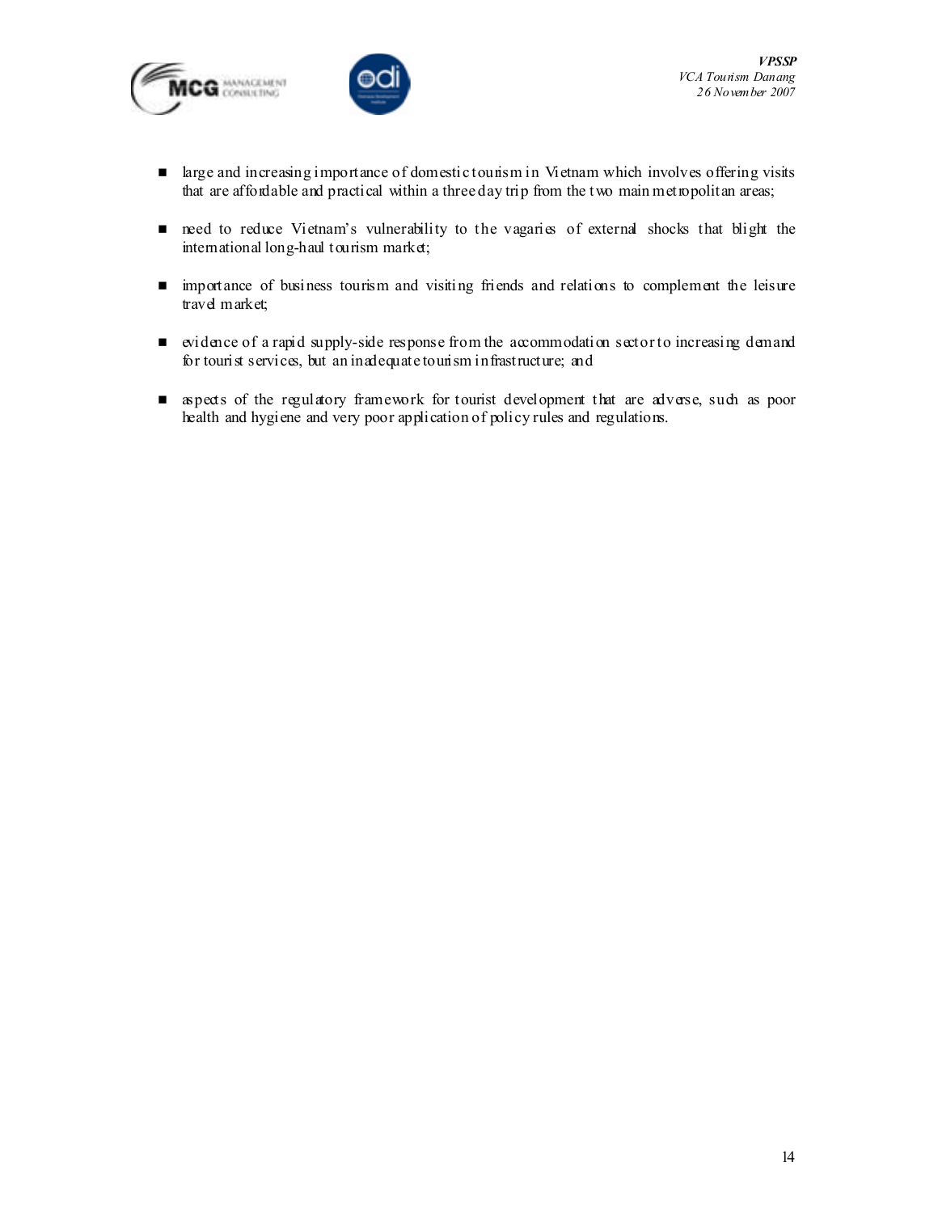- large and increasing importance of domestic tourism in Vietnam which involves offering visits that are affordable and practical within a three day trip from the two main metropolitan areas;

- need to reduce Vietnam's vulnerability to the vagaries of external shocks that blight the international long-haul tourism market;

- importance of business tourism and visiting friends and relations to complement the leisure travel market;

- evidence of a rapid supply-side response from the accommodation sector to increasing demand for tourist services, but an inadequate tourism infrastructure; and

- aspects of the regulatory framework for tourist development that are adverse, such as poor health and hygiene and very poor application of policy rules and regulations.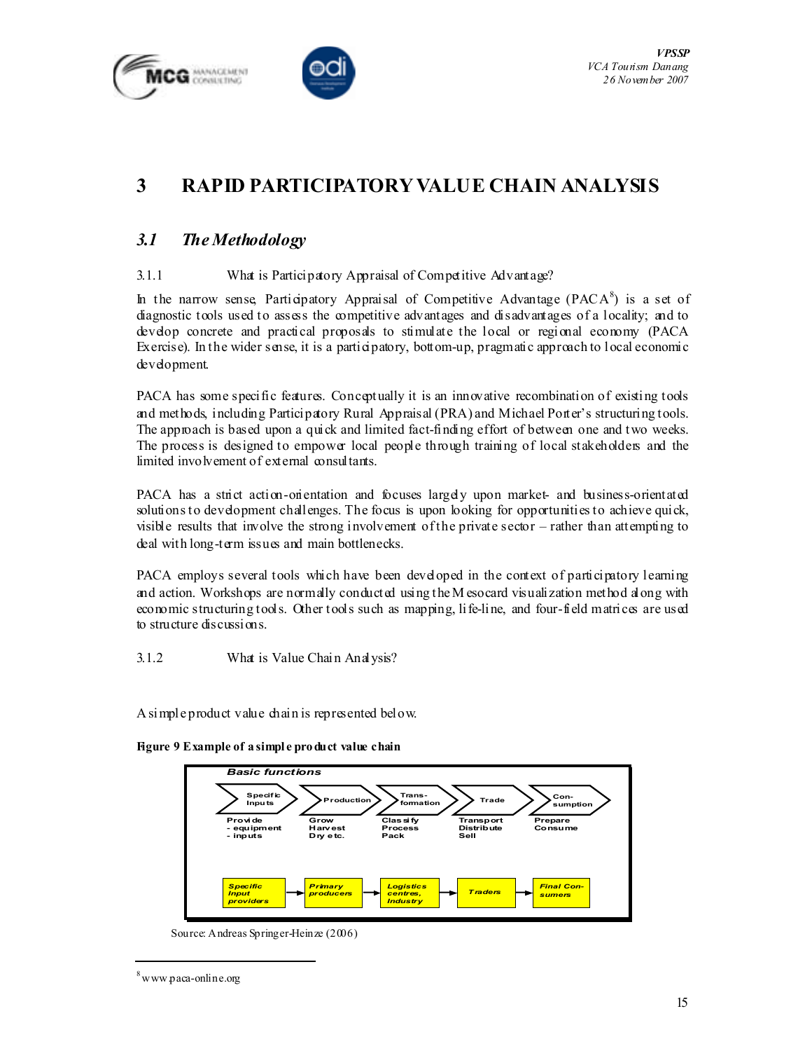# 3 RAPID PARTICIPATORY VALUE CHAIN ANALYSIS

## *3.1 The Methodology*

### 3.1.1 What is Participatory Appraisal of Competitive Advantage?

In the narrow sense, Participatory Appraisal of Competitive Advantage (PACA[8]) is a set of diagnostic tools used to assess the competitive advantages and disadvantages of a locality; and to develop concrete and practical proposals to stimulate the local or regional economy (PACA Exercise). In the wider sense, it is a participatory, bottom-up, pragmatic approach to local economic development.

PACA has some specific features. Conceptually it is an innovative recombination of existing tools and methods, including Participatory Rural Appraisal (PRA) and Michael Porter's structuring tools. The approach is based upon a quick and limited fact-finding effort of between one and two weeks. The process is designed to empower local people through training of local stakeholders and the limited involvement of external consultants.

PACA has a strict action-orientation and focuses largely upon market- and business-orientated solutions to development challenges. The focus is upon looking for opportunities to achieve quick, visible results that involve the strong involvement of the private sector – rather than attempting to deal with long-term issues and main bottlenecks.

PACA employs several tools which have been developed in the context of participatory learning and action. Workshops are normally conducted using the Mesocard visualization method along with economic structuring tools. Other tools such as mapping, life-line, and four-field matrices are used to structure discussions.

### 3.1.2 What is Value Chain Analysis?

A simple product value chain is represented below.

**Figure 9 Example of a simple product value chain**

| | Specific Inputs | Production | Trans-formation | Trade | Con-sumption |
|---|---|---|---|---|---|
| Basic functions | Provide - equipment - inputs | Grow Harvest Dry etc. | Classify Process Pack | Transport Distribute Sell | Prepare Consume |
| Operators | Specific Input providers → | Primary producers → | Logistics centres, Industry → | Traders → | Final Consumers |

Source: Andreas Springer-Heinze (2006)

---

[8] www.paca-online.org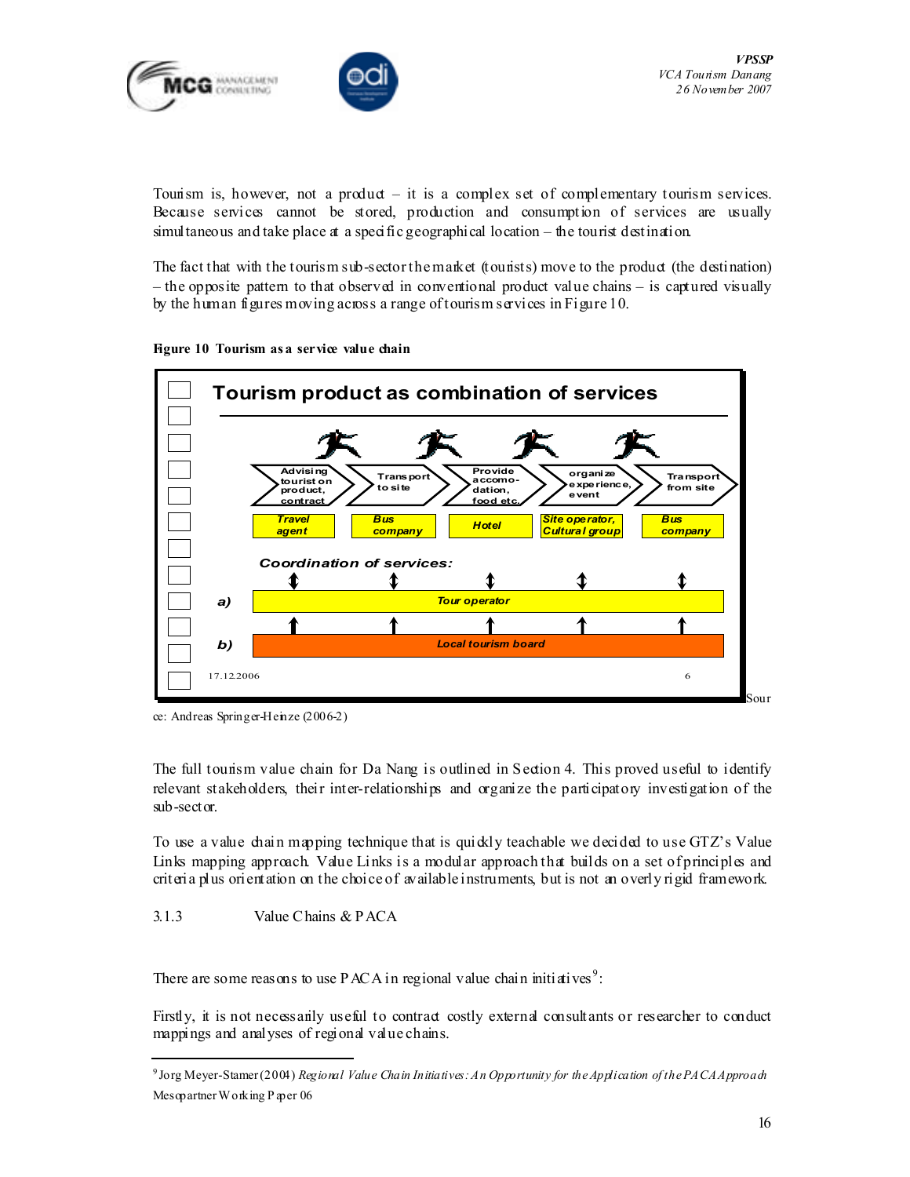Tourism is, however, not a product – it is a complex set of complementary tourism services. Because services cannot be stored, production and consumption of services are usually simultaneous and take place at a specific geographical location – the tourist destination.

The fact that with the tourism sub-sector the market (tourists) move to the product (the destination) – the opposite pattern to that observed in conventional product value chains – is captured visually by the human figures moving across a range of tourism services in Figure 10.

**Figure 10 Tourism as a service value chain**

Source: Andreas Springer-Heinze (2006-2)

The full tourism value chain for Da Nang is outlined in Section 4. This proved useful to identify relevant stakeholders, their inter-relationships and organize the participatory investigation of the sub-sector.

To use a value chain mapping technique that is quickly teachable we decided to use GTZ's Value Links mapping approach. Value Links is a modular approach that builds on a set of principles and criteria plus orientation on the choice of available instruments, but is not an overly rigid framework.

### 3.1.3 Value Chains & PACA

There are some reasons to use PACA in regional value chain initiatives[9]:

Firstly, it is not necessarily useful to contract costly external consultants or researcher to conduct mappings and analyses of regional value chains.

---

[9] Jorg Meyer-Stamer (2004) *Regional Value Chain Initiatives: An Opportunity for the Application of the PACA Approach* Mesopartner Working Paper 06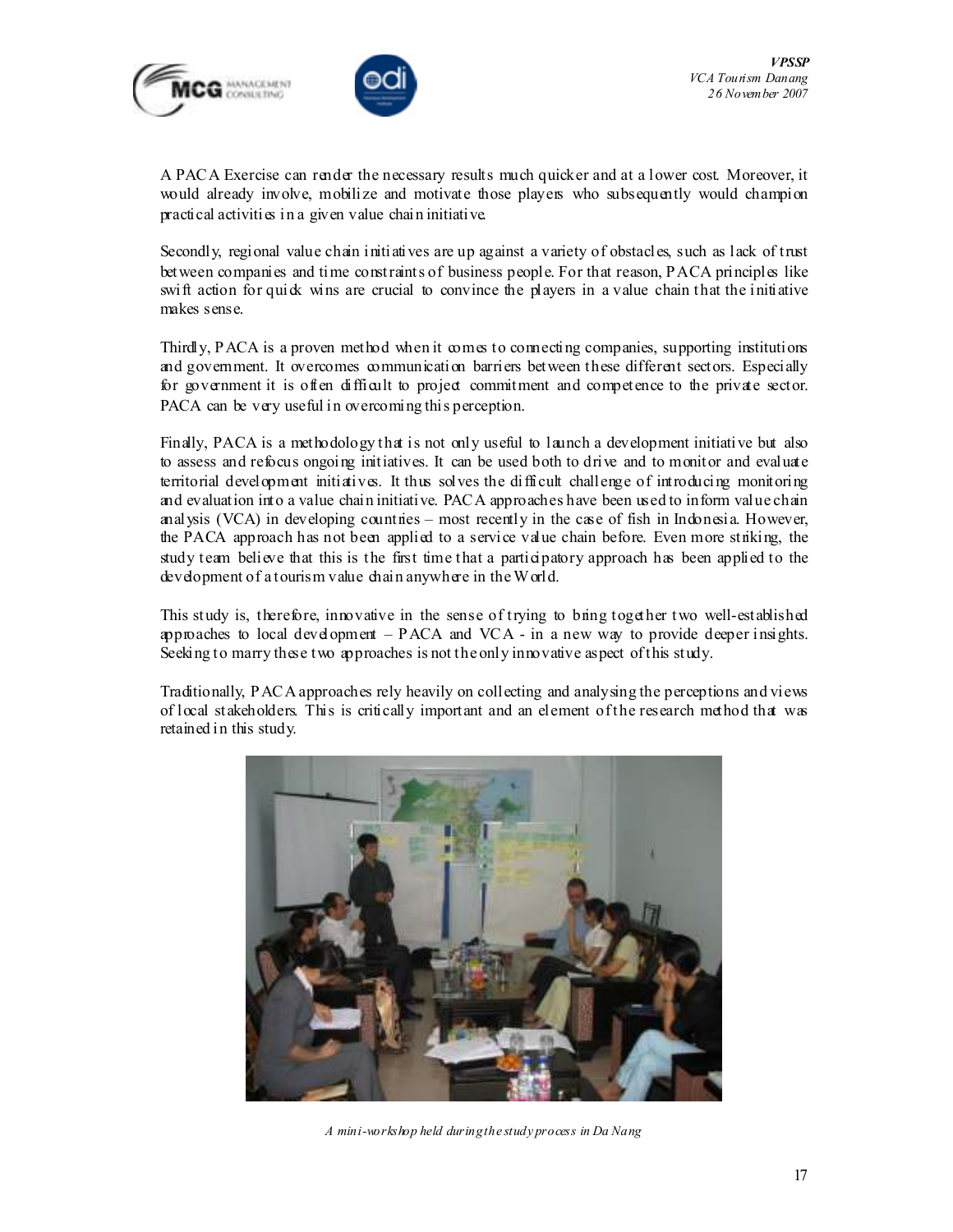A PACA Exercise can render the necessary results much quicker and at a lower cost. Moreover, it would already involve, mobilize and motivate those players who subsequently would champion practical activities in a given value chain initiative.

Secondly, regional value chain initiatives are up against a variety of obstacles, such as lack of trust between companies and time constraints of business people. For that reason, PACA principles like swift action for quick wins are crucial to convince the players in a value chain that the initiative makes sense.

Thirdly, PACA is a proven method when it comes to connecting companies, supporting institutions and government. It overcomes communication barriers between these different sectors. Especially for government it is often difficult to project commitment and competence to the private sector. PACA can be very useful in overcoming this perception.

Finally, PACA is a methodology that is not only useful to launch a development initiative but also to assess and refocus ongoing initiatives. It can be used both to drive and to monitor and evaluate territorial development initiatives. It thus solves the difficult challenge of introducing monitoring and evaluation into a value chain initiative. PACA approaches have been used to inform value chain analysis (VCA) in developing countries – most recently in the case of fish in Indonesia. However, the PACA approach has not been applied to a service value chain before. Even more striking, the study team believe that this is the first time that a participatory approach has been applied to the development of a tourism value chain anywhere in the World.

This study is, therefore, innovative in the sense of trying to bring together two well-established approaches to local development – PACA and VCA - in a new way to provide deeper insights. Seeking to marry these two approaches is not the only innovative aspect of this study.

Traditionally, PACA approaches rely heavily on collecting and analysing the perceptions and views of local stakeholders. This is critically important and an element of the research method that was retained in this study.

*A mini-workshop held during the study process in Da Nang*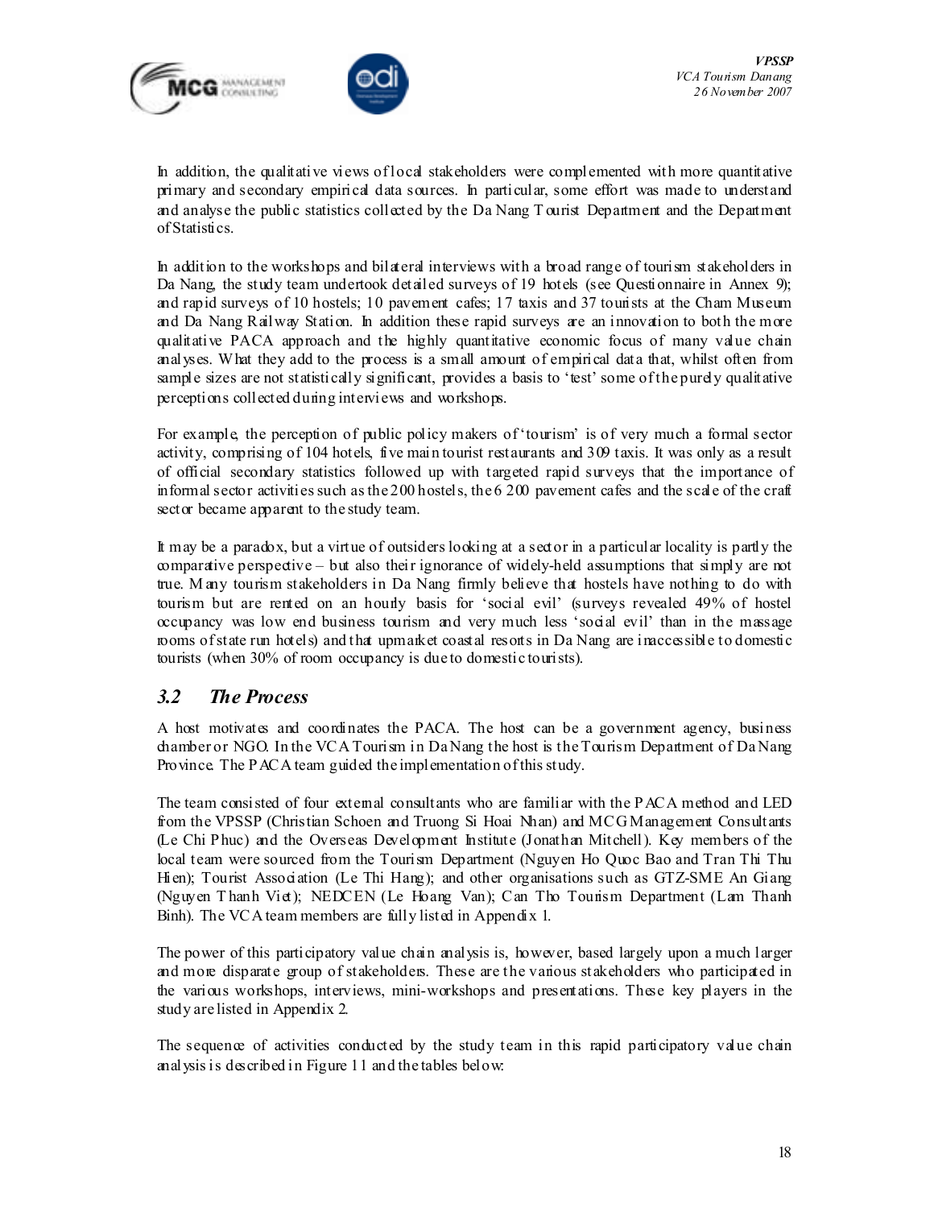In addition, the qualitative views of local stakeholders were complemented with more quantitative primary and secondary empirical data sources. In particular, some effort was made to understand and analyse the public statistics collected by the Da Nang Tourist Department and the Department of Statistics.

In addition to the workshops and bilateral interviews with a broad range of tourism stakeholders in Da Nang, the study team undertook detailed surveys of 19 hotels (see Questionnaire in Annex 9); and rapid surveys of 10 hostels; 10 pavement cafes; 17 taxis and 37 tourists at the Cham Museum and Da Nang Railway Station. In addition these rapid surveys are an innovation to both the more qualitative PACA approach and the highly quantitative economic focus of many value chain analyses. What they add to the process is a small amount of empirical data that, whilst often from sample sizes are not statistically significant, provides a basis to 'test' some of the purely qualitative perceptions collected during interviews and workshops.

For example, the perception of public policy makers of 'tourism' is of very much a formal sector activity, comprising of 104 hotels, five main tourist restaurants and 309 taxis. It was only as a result of official secondary statistics followed up with targeted rapid surveys that the importance of informal sector activities such as the 200 hostels, the 6 200 pavement cafes and the scale of the craft sector became apparent to the study team.

It may be a paradox, but a virtue of outsiders looking at a sector in a particular locality is partly the comparative perspective – but also their ignorance of widely-held assumptions that simply are not true. Many tourism stakeholders in Da Nang firmly believe that hostels have nothing to do with tourism but are rented on an hourly basis for 'social evil' (surveys revealed 49% of hostel occupancy was low end business tourism and very much less 'social evil' than in the massage rooms of state run hotels) and that upmarket coastal resorts in Da Nang are inaccessible to domestic tourists (when 30% of room occupancy is due to domestic tourists).

## *3.2 The Process*

A host motivates and coordinates the PACA. The host can be a government agency, business chamber or NGO. In the VCA Tourism in Da Nang the host is the Tourism Department of Da Nang Province. The PACA team guided the implementation of this study.

The team consisted of four external consultants who are familiar with the PACA method and LED from the VPSSP (Christian Schoen and Truong Si Hoai Nhan) and MCG Management Consultants (Le Chi Phuc) and the Overseas Development Institute (Jonathan Mitchell). Key members of the local team were sourced from the Tourism Department (Nguyen Ho Quoc Bao and Tran Thi Thu Hien); Tourist Association (Le Thi Hang); and other organisations such as GTZ-SME An Giang (Nguyen Thanh Viet); NEDCEN (Le Hoang Van); Can Tho Tourism Department (Lam Thanh Binh). The VCA team members are fully listed in Appendix 1.

The power of this participatory value chain analysis is, however, based largely upon a much larger and more disparate group of stakeholders. These are the various stakeholders who participated in the various workshops, interviews, mini-workshops and presentations. These key players in the study are listed in Appendix 2.

The sequence of activities conducted by the study team in this rapid participatory value chain analysis is described in Figure 11 and the tables below: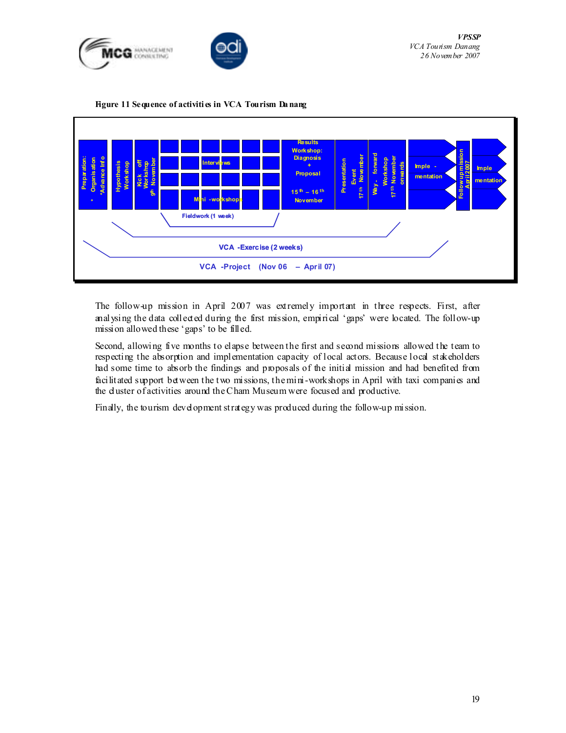**Figure 11 Sequence of activities in VCA Tourism Da nang**

The follow-up mission in April 2007 was extremely important in three respects. First, after analysing the data collected during the first mission, empirical 'gaps' were located. The follow-up mission allowed these 'gaps' to be filled.

Second, allowing five months to elapse between the first and second missions allowed the team to respecting the absorption and implementation capacity of local actors. Because local stakeholders had some time to absorb the findings and proposals of the initial mission and had benefited from facilitated support between the two missions, the mini-workshops in April with taxi companies and the cluster of activities around the Cham Museum were focused and productive.

Finally, the tourism development strategy was produced during the follow-up mission.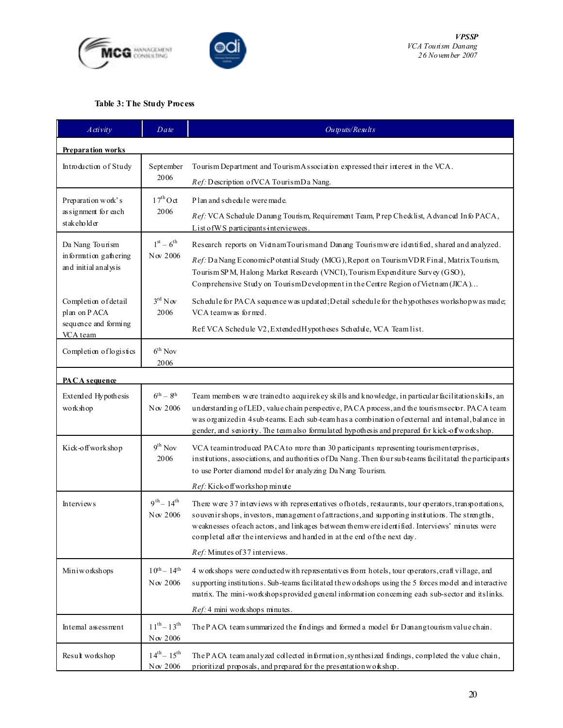**Table 3: The Study Process**

| *Activity* | *Date* | *Outputs/Results* |
|---|---|---|
| **Preparation works** | | |
| Introduction of Study | September 2006 | Tourism Department and Tourism Association expressed their interest in the VCA. *Ref:* Description of VCA Tourism Da Nang. |
| Preparation work's assignment for each stakeholder | 17th Oct 2006 | Plan and schedule were made. *Ref:* VCA Schedule Danang Tourism, Requirement Team, Prep Checklist, Advanced Info PACA, List of WS participants-interviewees. |
| Da Nang Tourism information gathering and initial analysis | 1st – 6th Nov 2006 | Research reports on Vietnam Tourism and Danang Tourism were identified, shared and analyzed. *Ref:* Da Nang Economic Potential Study (MCG), Report on Tourism VDR Final, Matrix Tourism, Tourism SPM, Halong Market Research (VNCI), Tourism Expenditure Survey (GSO), Comprehensive Study on Tourism Development in the Centre Region of Vietnam (JICA)… |
| Completion of detail plan on PACA sequence and forming VCA team | 3rd Nov 2006 | Schedule for PACA sequence was updated; Detail schedule for the hypotheses workshop was made; VCA team was formed. Ref: VCA Schedule V2, Extended Hypotheses Schedule, VCA Team list. |
| Completion of logistics | 6th Nov 2006 | |
| **PACA sequence** | | |
| Extended Hypothesis workshop | 6th – 8th Nov 2006 | Team members were trained to acquire key skills and knowledge, in particular facilitation skills, an understanding of LED, value chain perspective, PACA process, and the tourism sector. PACA team was organized in 4 sub-teams. Each sub-team has a combination of external and internal, balance in gender, and seniority. The team also formulated hypothesis and prepared for kick-off workshop. |
| Kick-off workshop | 9th Nov 2006 | VCA team introduced PACA to more than 30 participants representing tourism enterprises, institutions, associations, and authorities of Da Nang. Then four sub-teams facilitated the participants to use Porter diamond model for analyzing Da Nang Tourism. *Ref:* Kick-off workshop minute |
| Interviews | 9th – 14th Nov 2006 | There were 37 interviews with representatives of hotels, restaurants, tour operators, transportations, souvenir shops, investors, management of attractions, and supporting institutions. The strengths, weaknesses of each actors, and linkages between them were identified. Interviews' minutes were completed after the interviews and handed in at the end of the next day. *Ref:* Minutes of 37 interviews. |
| Mini workshops | 10th – 14th Nov 2006 | 4 workshops were conducted with representatives from: hotels, tour operators, craft village, and supporting institutions. Sub-teams facilitated the workshops using the 5 forces model and interactive matrix. The mini-workshops provided general information concerning each sub-sector and its links. *Ref:* 4 mini workshops minutes. |
| Internal assessment | 11th – 13th Nov 2006 | The PACA team summarized the findings and formed a model for Danang tourism value chain. |
| Result workshop | 14th – 15th Nov 2006 | The PACA team analyzed collected information, synthesized findings, completed the value chain, prioritized proposals, and prepared for the presentation workshop. |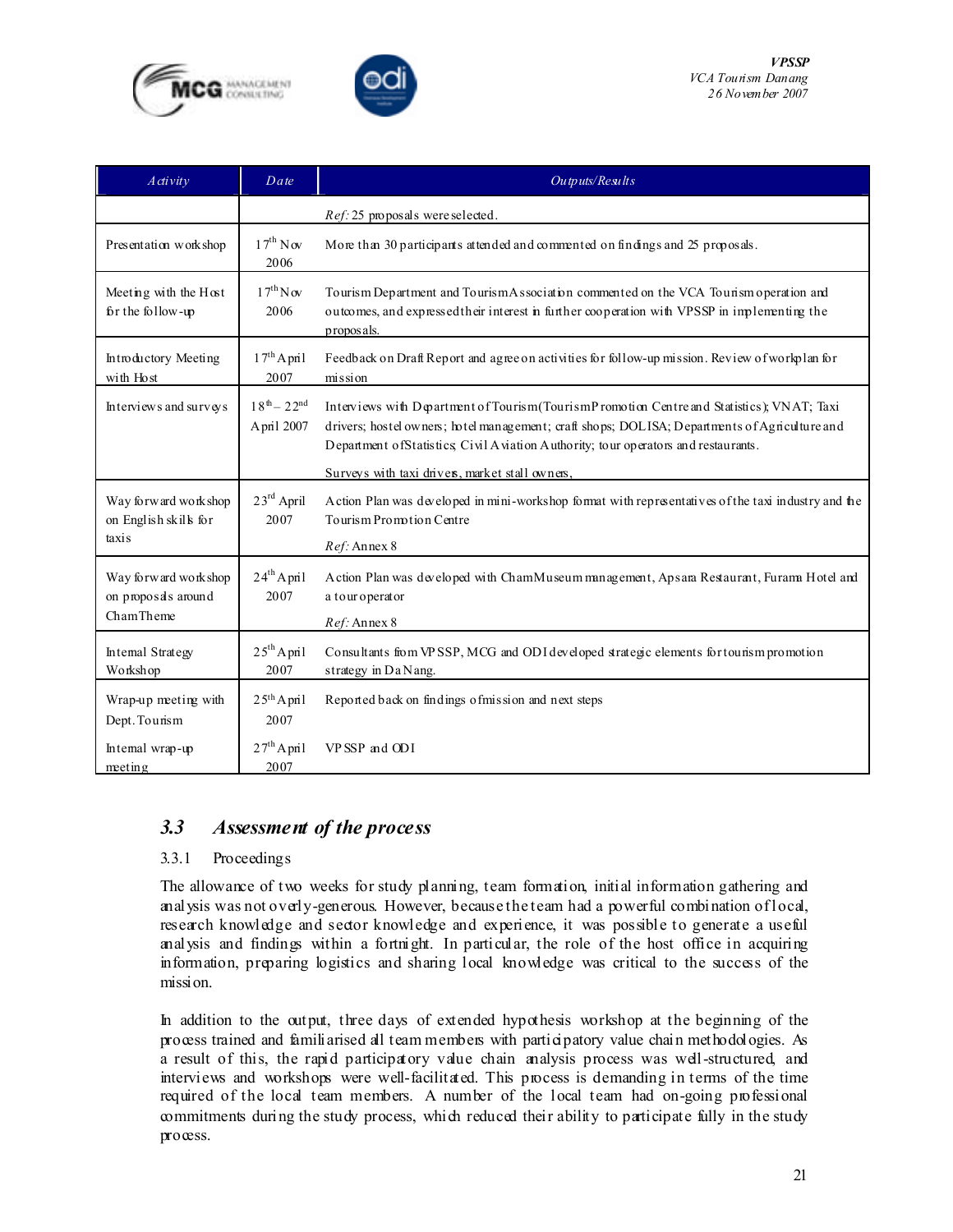| Activity | Date | Outputs/Results |
|---|---|---|
| | | *Ref:* 25 proposals were selected. |
| Presentation workshop | 17th Nov 2006 | More than 30 participants attended and commented on findings and 25 proposals. |
| Meeting with the Host for the follow-up | 17th Nov 2006 | Tourism Department and Tourism Association commented on the VCA Tourism operation and outcomes, and expressed their interest in further cooperation with VPSSP in implementing the proposals. |
| Introductory Meeting with Host | 17th April 2007 | Feedback on Draft Report and agree on activities for follow-up mission. Review of workplan for mission |
| Interviews and surveys | 18th – 22nd April 2007 | Interviews with Department of Tourism (Tourism Promotion Centre and Statistics); VNAT; Taxi drivers; hostel owners; hotel management; craft shops; DOLISA; Departments of Agriculture and Department of Statistics; Civil Aviation Authority; tour operators and restaurants. Surveys with taxi drivers, market stall owners, |
| Way forward workshop on English skills for taxis | 23rd April 2007 | Action Plan was developed in mini-workshop format with representatives of the taxi industry and the Tourism Promotion Centre *Ref:* Annex 8 |
| Way forward workshop on proposals around Cham Theme | 24th April 2007 | Action Plan was developed with Cham Museum management, Apsara Restaurant, Furama Hotel and a tour operator *Ref:* Annex 8 |
| Internal Strategy Workshop | 25th April 2007 | Consultants from VPSSP, MCG and ODI developed strategic elements for tourism promotion strategy in Da Nang. |
| Wrap-up meeting with Dept. Tourism | 25th April 2007 | Reported back on findings of mission and next steps |
| Internal wrap-up meeting | 27th April 2007 | VPSSP and ODI |

## 3.3 Assessment of the process

### 3.3.1 Proceedings

The allowance of two weeks for study planning, team formation, initial information gathering and analysis was not overly-generous. However, because the team had a powerful combination of local, research knowledge and sector knowledge and experience, it was possible to generate a useful analysis and findings within a fortnight. In particular, the role of the host office in acquiring information, preparing logistics and sharing local knowledge was critical to the success of the mission.

In addition to the output, three days of extended hypothesis workshop at the beginning of the process trained and familiarised all team members with participatory value chain methodologies. As a result of this, the rapid participatory value chain analysis process was well-structured, and interviews and workshops were well-facilitated. This process is demanding in terms of the time required of the local team members. A number of the local team had on-going professional commitments during the study process, which reduced their ability to participate fully in the study process.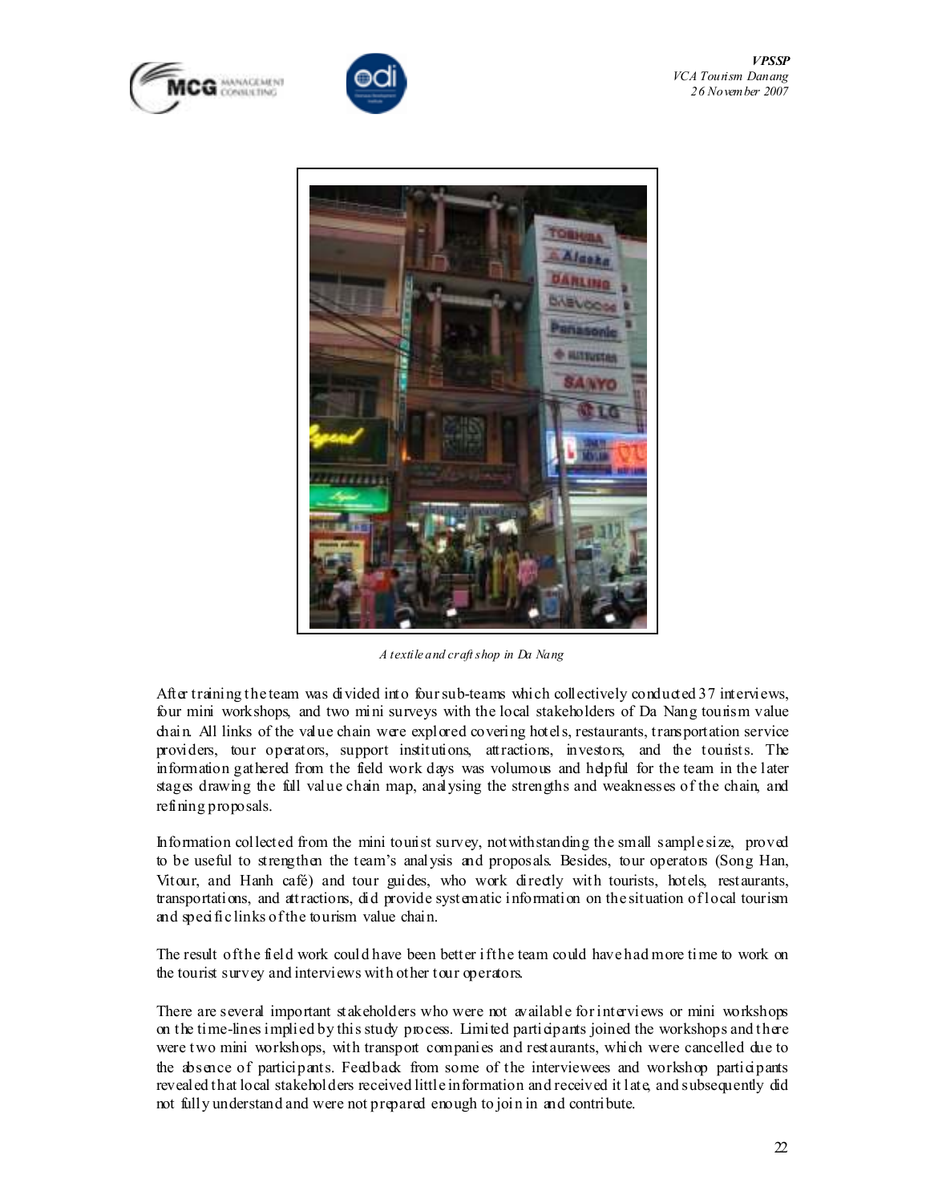*A textile and craft shop in Da Nang*

After training the team was divided into four sub-teams which collectively conducted 37 interviews, four mini workshops, and two mini surveys with the local stakeholders of Da Nang tourism value chain. All links of the value chain were explored covering hotels, restaurants, transportation service providers, tour operators, support institutions, attractions, investors, and the tourists. The information gathered from the field work days was voluminous and helpful for the team in the later stages drawing the full value chain map, analysing the strengths and weaknesses of the chain, and refining proposals.

Information collected from the mini tourist survey, notwithstanding the small sample size, proved to be useful to strengthen the team's analysis and proposals. Besides, tour operators (Song Han, Vitour, and Hanh café) and tour guides, who work directly with tourists, hotels, restaurants, transportations, and attractions, did provide systematic information on the situation of local tourism and specific links of the tourism value chain.

The result of the field work could have been better if the team could have had more time to work on the tourist survey and interviews with other tour operators.

There are several important stakeholders who were not available for interviews or mini workshops on the time-lines implied by this study process. Limited participants joined the workshops and there were two mini workshops, with transport companies and restaurants, which were cancelled due to the absence of participants. Feedback from some of the interviewees and workshop participants revealed that local stakeholders received little information and received it late, and subsequently did not fully understand and were not prepared enough to join in and contribute.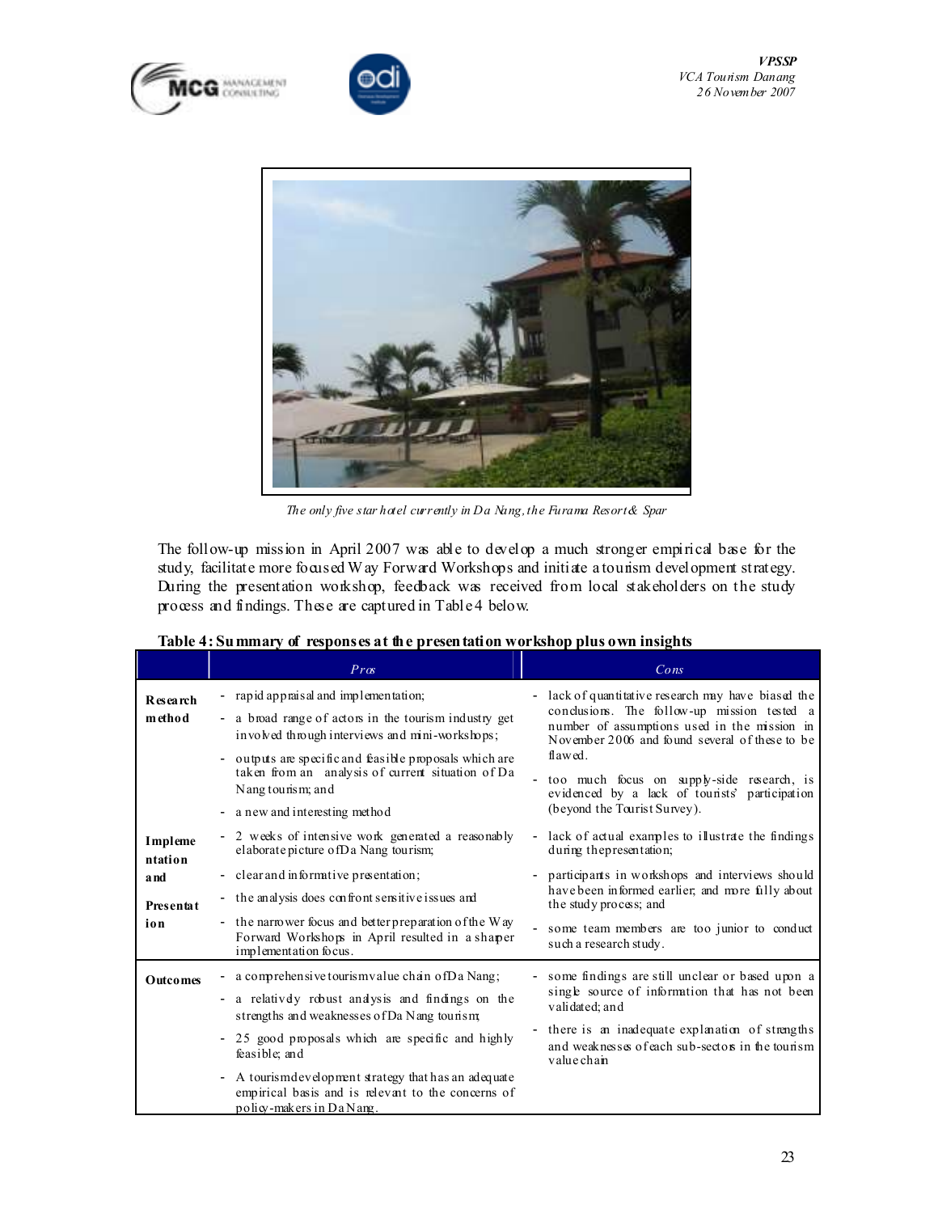*The only five star hotel currently in Da Nang, the Furama Resort & Spar*

The follow-up mission in April 2007 was able to develop a much stronger empirical base for the study, facilitate more focused Way Forward Workshops and initiate a tourism development strategy. During the presentation workshop, feedback was received from local stakeholders on the study process and findings. These are captured in Table 4 below.

**Table 4: Summary of responses at the presentation workshop plus own insights**

| | *Pros* | *Cons* |
|---|---|---|
| **Research method** | - rapid appraisal and implementation;<br>- a broad range of actors in the tourism industry get involved through interviews and mini-workshops;<br>- outputs are specific and feasible proposals which are taken from an analysis of current situation of Da Nang tourism; and<br>- a new and interesting method | - lack of quantitative research may have biased the conclusions. The follow-up mission tested a number of assumptions used in the mission in November 2006 and found several of these to be flawed.<br>- too much focus on supply-side research, is evidenced by a lack of tourists' participation (beyond the Tourist Survey). |
| **Implementation and Presentation** | - 2 weeks of intensive work generated a reasonably elaborate picture of Da Nang tourism;<br>- clear and informative presentation;<br>- the analysis does confront sensitive issues and<br>- the narrower focus and better preparation of the Way Forward Workshops in April resulted in a sharper implementation focus. | - lack of actual examples to illustrate the findings during the presentation;<br>- participants in workshops and interviews should have been informed earlier; and more fully about the study process; and<br>- some team members are too junior to conduct such a research study. |
| **Outcomes** | - a comprehensive tourism value chain of Da Nang;<br>- a relatively robust analysis and findings on the strengths and weaknesses of Da Nang tourism;<br>- 25 good proposals which are specific and highly feasible; and<br>- A tourism development strategy that has an adequate empirical basis and is relevant to the concerns of policy-makers in Da Nang. | - some findings are still unclear or based upon a single source of information that has not been validated; and<br>- there is an inadequate explanation of strengths and weaknesses of each sub-sectors in the tourism value chain |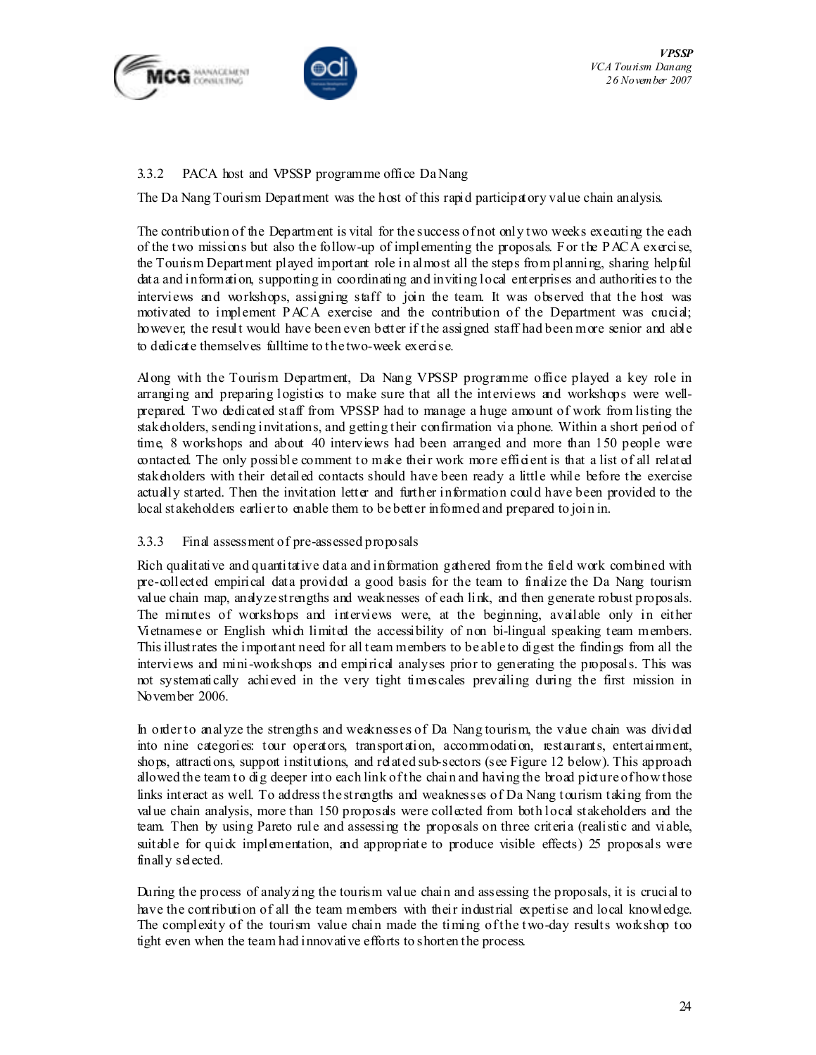### 3.3.2 PACA host and VPSSP programme office Da Nang

The Da Nang Tourism Department was the host of this rapid participatory value chain analysis.

The contribution of the Department is vital for the success of not only two weeks executing the each of the two missions but also the follow-up of implementing the proposals. For the PACA exercise, the Tourism Department played important role in almost all the steps from planning, sharing helpful data and information, supporting in coordinating and inviting local enterprises and authorities to the interviews and workshops, assigning staff to join the team. It was observed that the host was motivated to implement PACA exercise and the contribution of the Department was crucial; however, the result would have been even better if the assigned staff had been more senior and able to dedicate themselves fulltime to the two-week exercise.

Along with the Tourism Department, Da Nang VPSSP programme office played a key role in arranging and preparing logistics to make sure that all the interviews and workshops were well-prepared. Two dedicated staff from VPSSP had to manage a huge amount of work from listing the stakeholders, sending invitations, and getting their confirmation via phone. Within a short period of time, 8 workshops and about 40 interviews had been arranged and more than 150 people were contacted. The only possible comment to make their work more efficient is that a list of all related stakeholders with their detailed contacts should have been ready a little while before the exercise actually started. Then the invitation letter and further information could have been provided to the local stakeholders earlier to enable them to be better informed and prepared to join in.

### 3.3.3 Final assessment of pre-assessed proposals

Rich qualitative and quantitative data and information gathered from the field work combined with pre-collected empirical data provided a good basis for the team to finalize the Da Nang tourism value chain map, analyze strengths and weaknesses of each link, and then generate robust proposals. The minutes of workshops and interviews were, at the beginning, available only in either Vietnamese or English which limited the accessibility of non bi-lingual speaking team members. This illustrates the important need for all team members to be able to digest the findings from all the interviews and mini-workshops and empirical analyses prior to generating the proposals. This was not systematically achieved in the very tight timescales prevailing during the first mission in November 2006.

In order to analyze the strengths and weaknesses of Da Nang tourism, the value chain was divided into nine categories: tour operators, transportation, accommodation, restaurants, entertainment, shops, attractions, support institutions, and related sub-sectors (see Figure 12 below). This approach allowed the team to dig deeper into each link of the chain and having the broad picture of how those links interact as well. To address the strengths and weaknesses of Da Nang tourism taking from the value chain analysis, more than 150 proposals were collected from both local stakeholders and the team. Then by using Pareto rule and assessing the proposals on three criteria (realistic and viable, suitable for quick implementation, and appropriate to produce visible effects) 25 proposals were finally selected.

During the process of analyzing the tourism value chain and assessing the proposals, it is crucial to have the contribution of all the team members with their industrial expertise and local knowledge. The complexity of the tourism value chain made the timing of the two-day results workshop too tight even when the team had innovative efforts to shorten the process.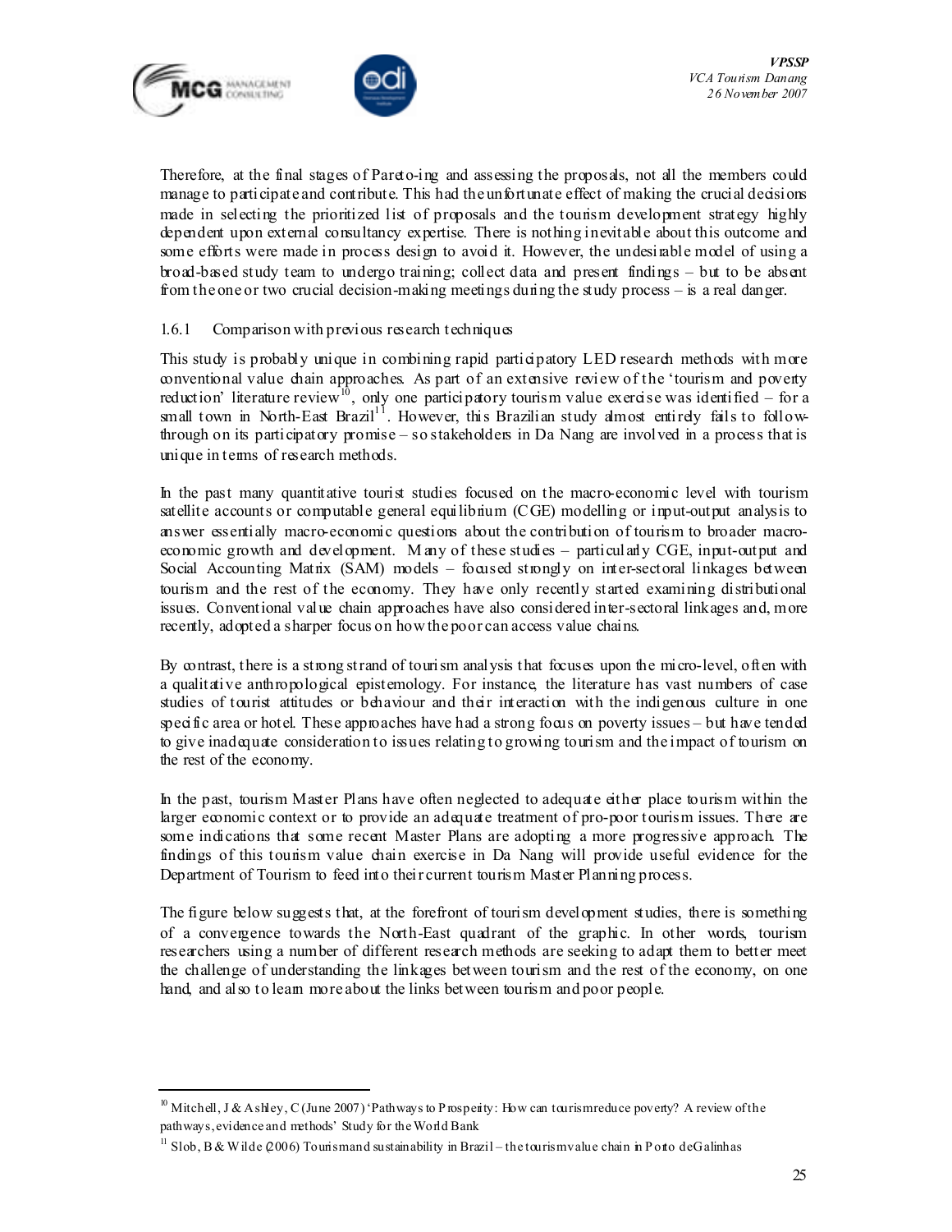Therefore, at the final stages of Pareto-ing and assessing the proposals, not all the members could manage to participate and contribute. This had the unfortunate effect of making the crucial decisions made in selecting the prioritized list of proposals and the tourism development strategy highly dependent upon external consultancy expertise. There is nothing inevitable about this outcome and some efforts were made in process design to avoid it. However, the undesirable model of using a broad-based study team to undergo training; collect data and present findings – but to be absent from the one or two crucial decision-making meetings during the study process – is a real danger.

### 1.6.1 Comparison with previous research techniques

This study is probably unique in combining rapid participatory LED research methods with more conventional value chain approaches. As part of an extensive review of the 'tourism and poverty reduction' literature review[10], only one participatory tourism value exercise was identified – for a small town in North-East Brazil[11]. However, this Brazilian study almost entirely fails to follow-through on its participatory promise – so stakeholders in Da Nang are involved in a process that is unique in terms of research methods.

In the past many quantitative tourist studies focused on the macro-economic level with tourism satellite accounts or computable general equilibrium (CGE) modelling or input-output analysis to answer essentially macro-economic questions about the contribution of tourism to broader macro-economic growth and development. Many of these studies – particularly CGE, input-output and Social Accounting Matrix (SAM) models – focused strongly on inter-sectoral linkages between tourism and the rest of the economy. They have only recently started examining distributional issues. Conventional value chain approaches have also considered inter-sectoral linkages and, more recently, adopted a sharper focus on how the poor can access value chains.

By contrast, there is a strong strand of tourism analysis that focuses upon the micro-level, often with a qualitative anthropological epistemology. For instance, the literature has vast numbers of case studies of tourist attitudes or behaviour and their interaction with the indigenous culture in one specific area or hotel. These approaches have had a strong focus on poverty issues – but have tended to give inadequate consideration to issues relating to growing tourism and the impact of tourism on the rest of the economy.

In the past, tourism Master Plans have often neglected to adequate either place tourism within the larger economic context or to provide an adequate treatment of pro-poor tourism issues. There are some indications that some recent Master Plans are adopting a more progressive approach. The findings of this tourism value chain exercise in Da Nang will provide useful evidence for the Department of Tourism to feed into their current tourism Master Planning process.

The figure below suggests that, at the forefront of tourism development studies, there is something of a convergence towards the North-East quadrant of the graphic. In other words, tourism researchers using a number of different research methods are seeking to adapt them to better meet the challenge of understanding the linkages between tourism and the rest of the economy, on one hand, and also to learn more about the links between tourism and poor people.

---

[10] Mitchell, J & Ashley, C (June 2007) 'Pathways to Prosperity: How can tourism reduce poverty? A review of the pathways, evidence and methods' Study for the World Bank

[11] Slob, B & Wilde (2006) Tourism and sustainability in Brazil – the tourism value chain in Porto de Galinhas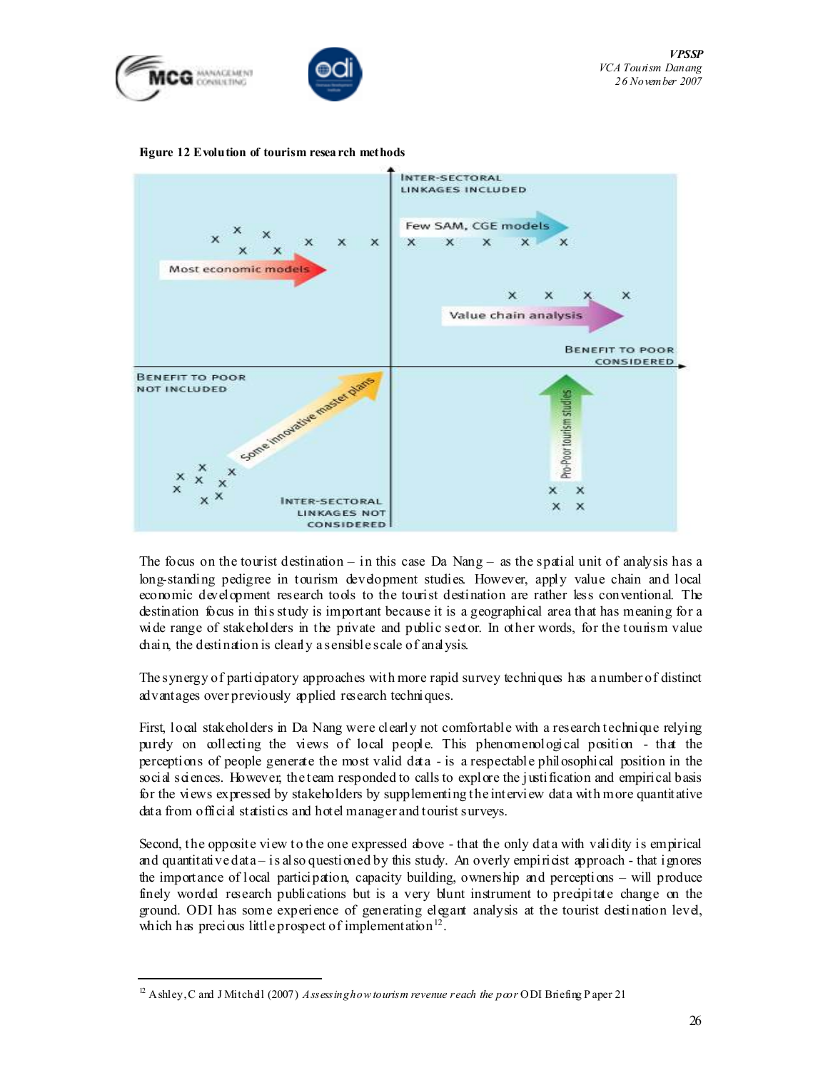**Figure 12 Evolution of tourism research methods**

The focus on the tourist destination – in this case Da Nang – as the spatial unit of analysis has a long-standing pedigree in tourism development studies. However, apply value chain and local economic development research tools to the tourist destination are rather less conventional. The destination focus in this study is important because it is a geographical area that has meaning for a wide range of stakeholders in the private and public sector. In other words, for the tourism value chain, the destination is clearly a sensible scale of analysis.

The synergy of participatory approaches with more rapid survey techniques has a number of distinct advantages over previously applied research techniques.

First, local stakeholders in Da Nang were clearly not comfortable with a research technique relying purely on collecting the views of local people. This phenomenological position - that the perceptions of people generate the most valid data - is a respectable philosophical position in the social sciences. However, the team responded to calls to explore the justification and empirical basis for the views expressed by stakeholders by supplementing the interview data with more quantitative data from official statistics and hotel manager and tourist surveys.

Second, the opposite view to the one expressed above - that the only data with validity is empirical and quantitative data – is also questioned by this study. An overly empiricist approach - that ignores the importance of local participation, capacity building, ownership and perceptions – will produce finely worded research publications but is a very blunt instrument to precipitate change on the ground. ODI has some experience of generating elegant analysis at the tourist destination level, which has precious little prospect of implementation[12].

---

[12] Ashley, C and J Mitchell (2007) *Assessing how tourism revenue reach the poor* ODI Briefing Paper 21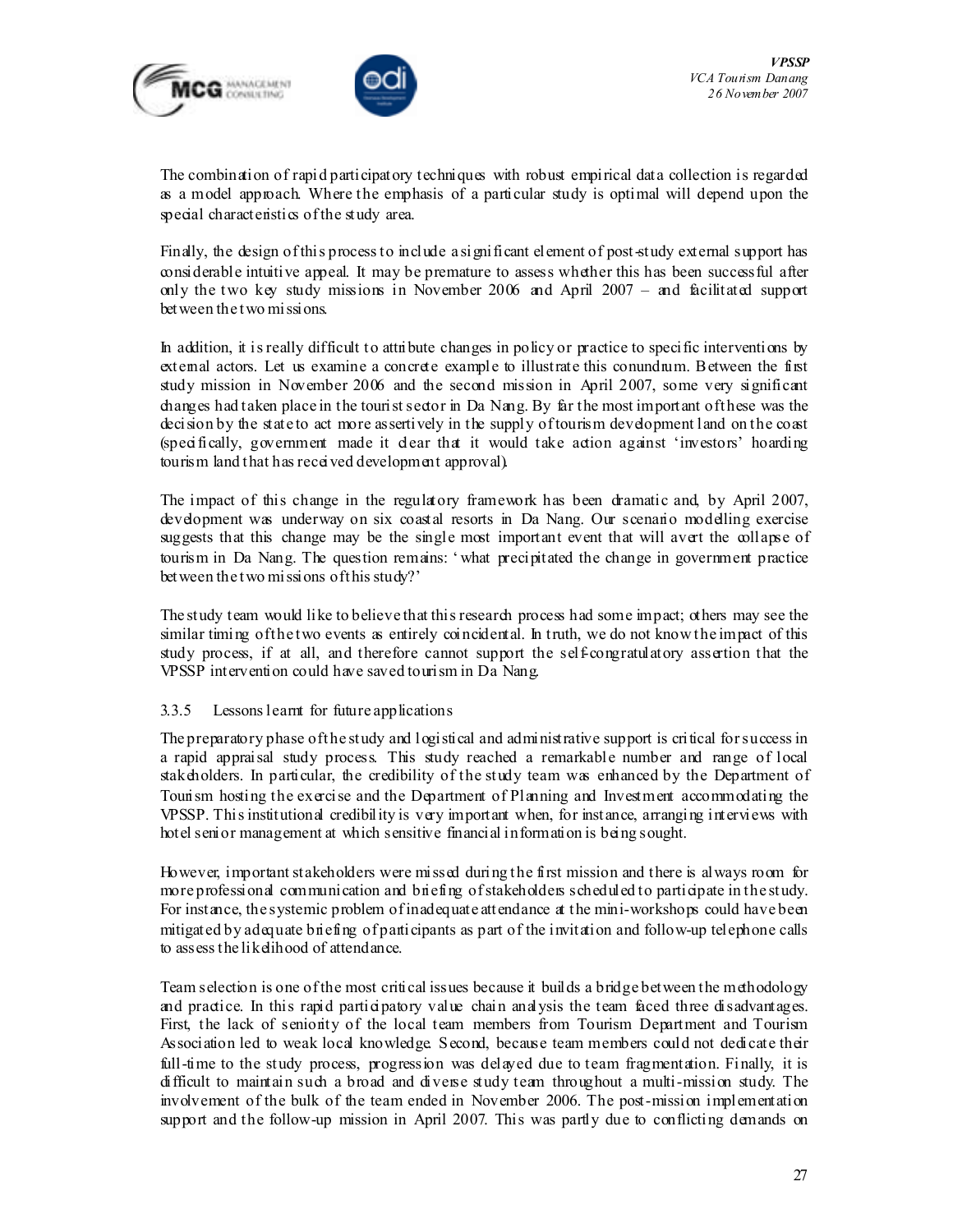The combination of rapid participatory techniques with robust empirical data collection is regarded as a model approach. Where the emphasis of a particular study is optimal will depend upon the special characteristics of the study area.

Finally, the design of this process to include a significant element of post-study external support has considerable intuitive appeal. It may be premature to assess whether this has been successful after only the two key study missions in November 2006 and April 2007 – and facilitated support between the two missions.

In addition, it is really difficult to attribute changes in policy or practice to specific interventions by external actors. Let us examine a concrete example to illustrate this conundrum. Between the first study mission in November 2006 and the second mission in April 2007, some very significant changes had taken place in the tourist sector in Da Nang. By far the most important of these was the decision by the state to act more assertively in the supply of tourism development land on the coast (specifically, government made it clear that it would take action against 'investors' hoarding tourism land that has received development approval).

The impact of this change in the regulatory framework has been dramatic and, by April 2007, development was underway on six coastal resorts in Da Nang. Our scenario modelling exercise suggests that this change may be the single most important event that will avert the collapse of tourism in Da Nang. The question remains: 'what precipitated the change in government practice between the two missions of this study?'

The study team would like to believe that this research process had some impact; others may see the similar timing of the two events as entirely coincidental. In truth, we do not know the impact of this study process, if at all, and therefore cannot support the self-congratulatory assertion that the VPSSP intervention could have saved tourism in Da Nang.

### 3.3.5 Lessons learnt for future applications

The preparatory phase of the study and logistical and administrative support is critical for success in a rapid appraisal study process. This study reached a remarkable number and range of local stakeholders. In particular, the credibility of the study team was enhanced by the Department of Tourism hosting the exercise and the Department of Planning and Investment accommodating the VPSSP. This institutional credibility is very important when, for instance, arranging interviews with hotel senior management at which sensitive financial information is being sought.

However, important stakeholders were missed during the first mission and there is always room for more professional communication and briefing of stakeholders scheduled to participate in the study. For instance, the systemic problem of inadequate attendance at the mini-workshops could have been mitigated by adequate briefing of participants as part of the invitation and follow-up telephone calls to assess the likelihood of attendance.

Team selection is one of the most critical issues because it builds a bridge between the methodology and practice. In this rapid participatory value chain analysis the team faced three disadvantages. First, the lack of seniority of the local team members from Tourism Department and Tourism Association led to weak local knowledge. Second, because team members could not dedicate their full-time to the study process, progression was delayed due to team fragmentation. Finally, it is difficult to maintain such a broad and diverse study team throughout a multi-mission study. The involvement of the bulk of the team ended in November 2006. The post-mission implementation support and the follow-up mission in April 2007. This was partly due to conflicting demands on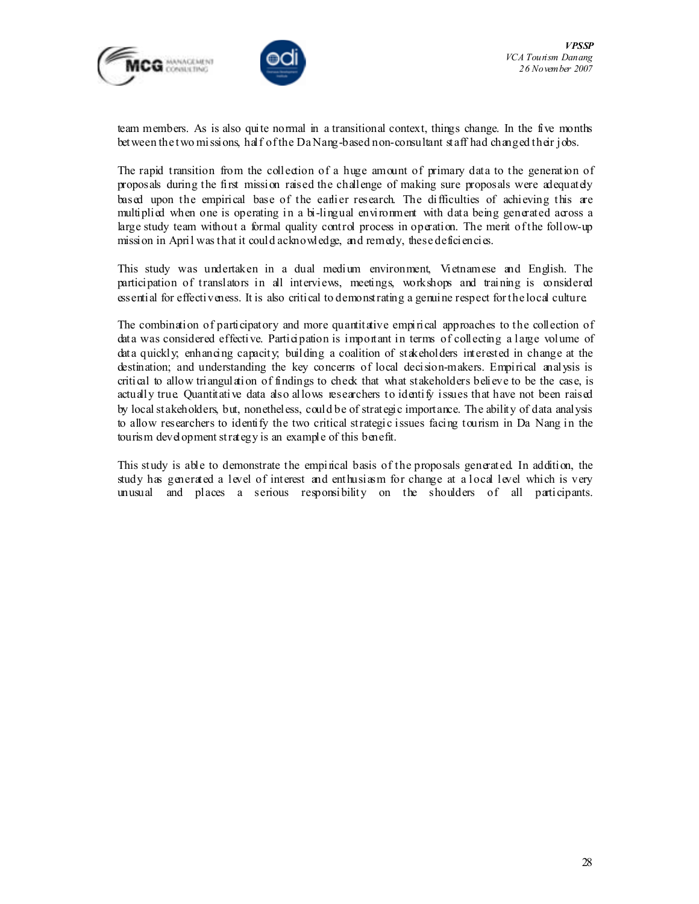team members. As is also quite normal in a transitional context, things change. In the five months between the two missions, half of the Da Nang-based non-consultant staff had changed their jobs.

The rapid transition from the collection of a huge amount of primary data to the generation of proposals during the first mission raised the challenge of making sure proposals were adequately based upon the empirical base of the earlier research. The difficulties of achieving this are multiplied when one is operating in a bi-lingual environment with data being generated across a large study team without a formal quality control process in operation. The merit of the follow-up mission in April was that it could acknowledge, and remedy, these deficiencies.

This study was undertaken in a dual medium environment, Vietnamese and English. The participation of translators in all interviews, meetings, workshops and training is considered essential for effectiveness. It is also critical to demonstrating a genuine respect for the local culture.

The combination of participatory and more quantitative empirical approaches to the collection of data was considered effective. Participation is important in terms of collecting a large volume of data quickly; enhancing capacity; building a coalition of stakeholders interested in change at the destination; and understanding the key concerns of local decision-makers. Empirical analysis is critical to allow triangulation of findings to check that what stakeholders believe to be the case, is actually true. Quantitative data also allows researchers to identify issues that have not been raised by local stakeholders, but, nonetheless, could be of strategic importance. The ability of data analysis to allow researchers to identify the two critical strategic issues facing tourism in Da Nang in the tourism development strategy is an example of this benefit.

This study is able to demonstrate the empirical basis of the proposals generated. In addition, the study has generated a level of interest and enthusiasm for change at a local level which is very unusual and places a serious responsibility on the shoulders of all participants.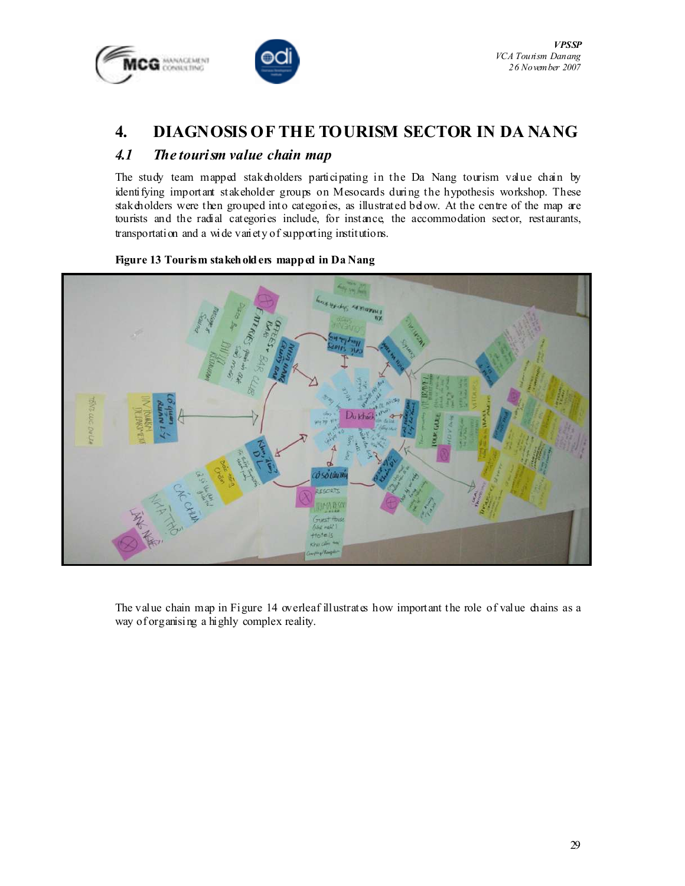# 4. DIAGNOSIS OF THE TOURISM SECTOR IN DA NANG

## *4.1 The tourism value chain map*

The study team mapped stakeholders participating in the Da Nang tourism value chain by identifying important stakeholder groups on Mesocards during the hypothesis workshop. These stakeholders were then grouped into categories, as illustrated below. At the centre of the map are tourists and the radial categories include, for instance, the accommodation sector, restaurants, transportation and a wide variety of supporting institutions.

**Figure 13 Tourism stakeholders mapped in Da Nang**

The value chain map in Figure 14 overleaf illustrates how important the role of value chains as a way of organising a highly complex reality.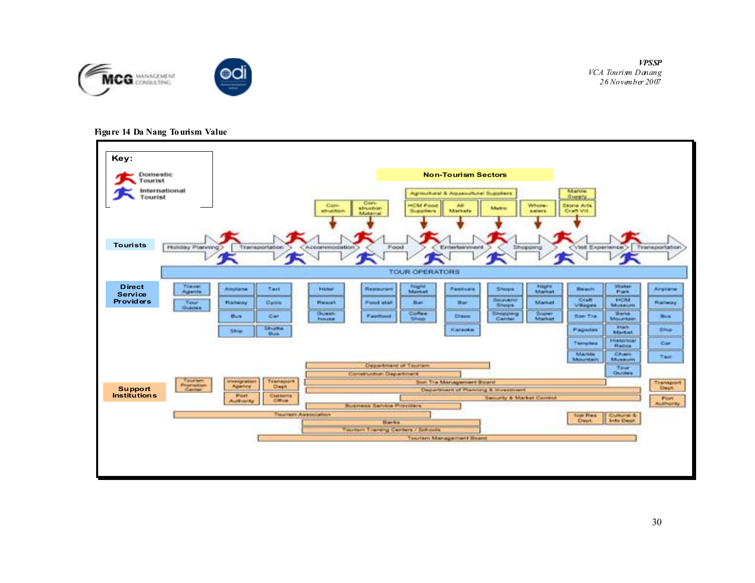**Figure 14 Da Nang Tourism Value**

**Key:**
- Domestic Tourist
- International Tourist

**Non-Tourism Sectors**

- Con-struction
- Con-struction Material
- Agricultural & Aquacultural Suppliers
- HCM Food Suppliers
- All Markets
- Metro
- Whole-salers
- Marble Supply
- Stone Arts Craft Vill.

**Tourists**

Holiday Planning → Transportation → Accommodation → Food → Entertainment → Shopping → Visit Experience → Transportation

TOUR OPERATORS

**Direct Service Providers**

- Holiday Planning: Travel Agents; Tour Guides
- Transportation: Airplane; Railway; Bus; Ship; Taxi; Cyclo; Car; Shuttle Bus
- Accommodation: Hotel; Resort; Guest-house
- Food: Restaurant; Food stall; Fastfood; Night Market; Bar; Coffee Shop
- Entertainment: Festivals; Bar; Disco; Karaoke
- Shopping: Shops; Souvenir Shops; Shopping Center; Night Market; Market; Super Market
- Visit Experience: Beach; Craft Villages; Son Tra; Pagodas; Temples; Marble Mountain; Water Park; HCM Museum; Bana Mountain; Han Market; Historical Relics; Cham Museum; Tour Guides
- Transportation: Airplane; Railway; Bus; Ship; Car; Taxi

**Support Institutions**

- Tourism Promotion Center
- Immigration Agency
- Transport Dept.
- Port Authority
- Customs Office
- Department of Tourism
- Construction Department
- Son Tra Management Board
- Department of Planning & Investment
- Security & Market Control
- Business Service Providers
- Tourism Association
- Banks
- Tourism Training Centers / Schools
- Tourism Management Board
- Nat Res Dept.
- Cultural & Info Dept.
- Transport Dept.
- Port Authority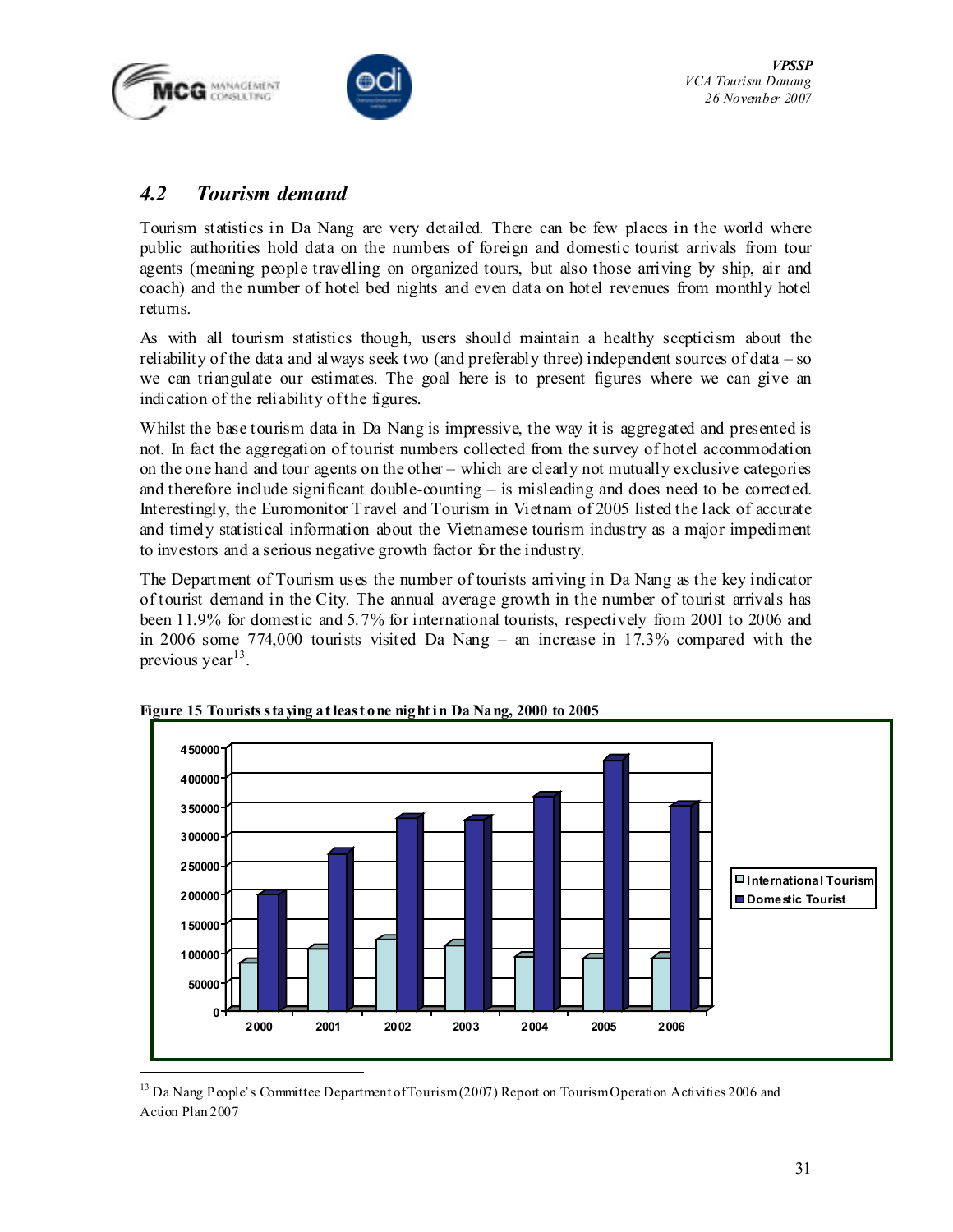## 4.2 Tourism demand

Tourism statistics in Da Nang are very detailed. There can be few places in the world where public authorities hold data on the numbers of foreign and domestic tourist arrivals from tour agents (meaning people travelling on organized tours, but also those arriving by ship, air and coach) and the number of hotel bed nights and even data on hotel revenues from monthly hotel returns.

As with all tourism statistics though, users should maintain a healthy scepticism about the reliability of the data and always seek two (and preferably three) independent sources of data – so we can triangulate our estimates. The goal here is to present figures where we can give an indication of the reliability of the figures.

Whilst the base tourism data in Da Nang is impressive, the way it is aggregated and presented is not. In fact the aggregation of tourist numbers collected from the survey of hotel accommodation on the one hand and tour agents on the other – which are clearly not mutually exclusive categories and therefore include significant double-counting – is misleading and does need to be corrected. Interestingly, the Euromonitor Travel and Tourism in Vietnam of 2005 listed the lack of accurate and timely statistical information about the Vietnamese tourism industry as a major impediment to investors and a serious negative growth factor for the industry.

The Department of Tourism uses the number of tourists arriving in Da Nang as the key indicator of tourist demand in the City. The annual average growth in the number of tourist arrivals has been 11.9% for domestic and 5.7% for international tourists, respectively from 2001 to 2006 and in 2006 some 774,000 tourists visited Da Nang – an increase in 17.3% compared with the previous year[13].

**Figure 15 Tourists staying at least one night in Da Nang, 2000 to 2005**

[13] Da Nang People's Committee Department of Tourism (2007) Report on Tourism Operation Activities 2006 and Action Plan 2007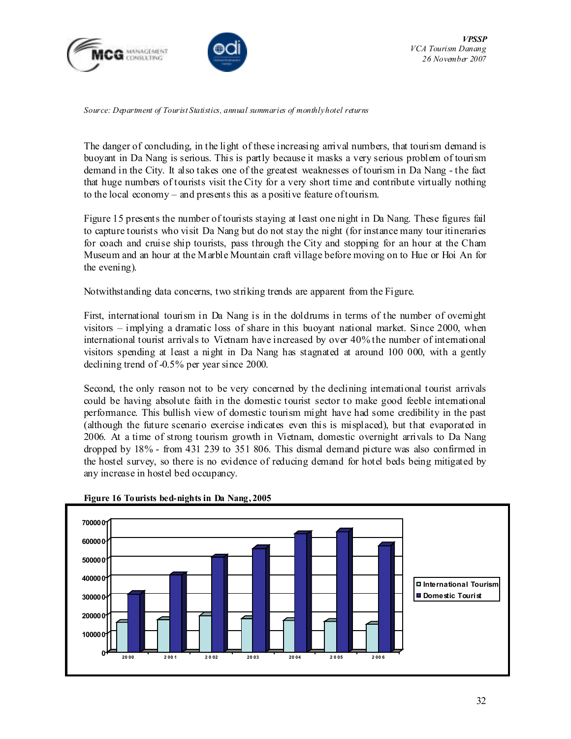*Source: Department of Tourist Statistics, annual summaries of monthly hotel returns*

The danger of concluding, in the light of these increasing arrival numbers, that tourism demand is buoyant in Da Nang is serious. This is partly because it masks a very serious problem of tourism demand in the City. It also takes one of the greatest weaknesses of tourism in Da Nang - the fact that huge numbers of tourists visit the City for a very short time and contribute virtually nothing to the local economy – and presents this as a positive feature of tourism.

Figure 15 presents the number of tourists staying at least one night in Da Nang. These figures fail to capture tourists who visit Da Nang but do not stay the night (for instance many tour itineraries for coach and cruise ship tourists, pass through the City and stopping for an hour at the Cham Museum and an hour at the Marble Mountain craft village before moving on to Hue or Hoi An for the evening).

Notwithstanding data concerns, two striking trends are apparent from the Figure.

First, international tourism in Da Nang is in the doldrums in terms of the number of overnight visitors – implying a dramatic loss of share in this buoyant national market. Since 2000, when international tourist arrivals to Vietnam have increased by over 40% the number of international visitors spending at least a night in Da Nang has stagnated at around 100 000, with a gently declining trend of -0.5% per year since 2000.

Second, the only reason not to be very concerned by the declining international tourist arrivals could be having absolute faith in the domestic tourist sector to make good feeble international performance. This bullish view of domestic tourism might have had some credibility in the past (although the future scenario exercise indicates even this is misplaced), but that evaporated in 2006. At a time of strong tourism growth in Vietnam, domestic overnight arrivals to Da Nang dropped by 18% - from 431 239 to 351 806. This dismal demand picture was also confirmed in the hostel survey, so there is no evidence of reducing demand for hotel beds being mitigated by any increase in hostel bed occupancy.

**Figure 16 Tourists bed-nights in Da Nang, 2005**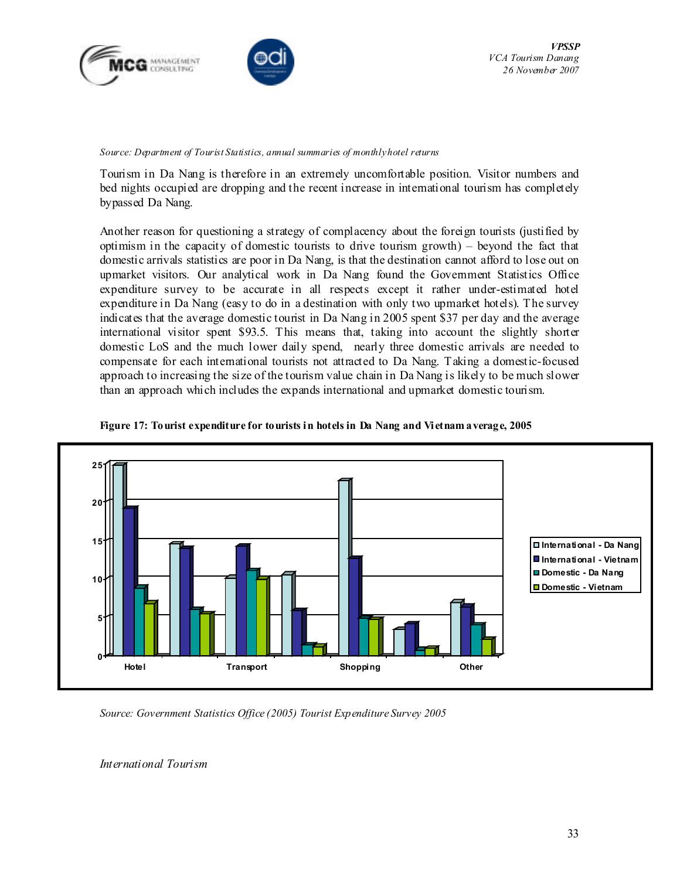*Source: Department of Tourist Statistics, annual summaries of monthly hotel returns*

Tourism in Da Nang is therefore in an extremely uncomfortable position. Visitor numbers and bed nights occupied are dropping and the recent increase in international tourism has completely bypassed Da Nang.

Another reason for questioning a strategy of complacency about the foreign tourists (justified by optimism in the capacity of domestic tourists to drive tourism growth) – beyond the fact that domestic arrivals statistics are poor in Da Nang, is that the destination cannot afford to lose out on upmarket visitors. Our analytical work in Da Nang found the Government Statistics Office expenditure survey to be accurate in all respects except it rather under-estimated hotel expenditure in Da Nang (easy to do in a destination with only two upmarket hotels). The survey indicates that the average domestic tourist in Da Nang in 2005 spent $37 per day and the average international visitor spent $93.5. This means that, taking into account the slightly shorter domestic LoS and the much lower daily spend, nearly three domestic arrivals are needed to compensate for each international tourists not attracted to Da Nang. Taking a domestic-focused approach to increasing the size of the tourism value chain in Da Nang is likely to be much slower than an approach which includes the expands international and upmarket domestic tourism.

**Figure 17: Tourist expenditure for tourists in hotels in Da Nang and Vietnam average, 2005**

*Source: Government Statistics Office (2005) Tourist Expenditure Survey 2005*

*International Tourism*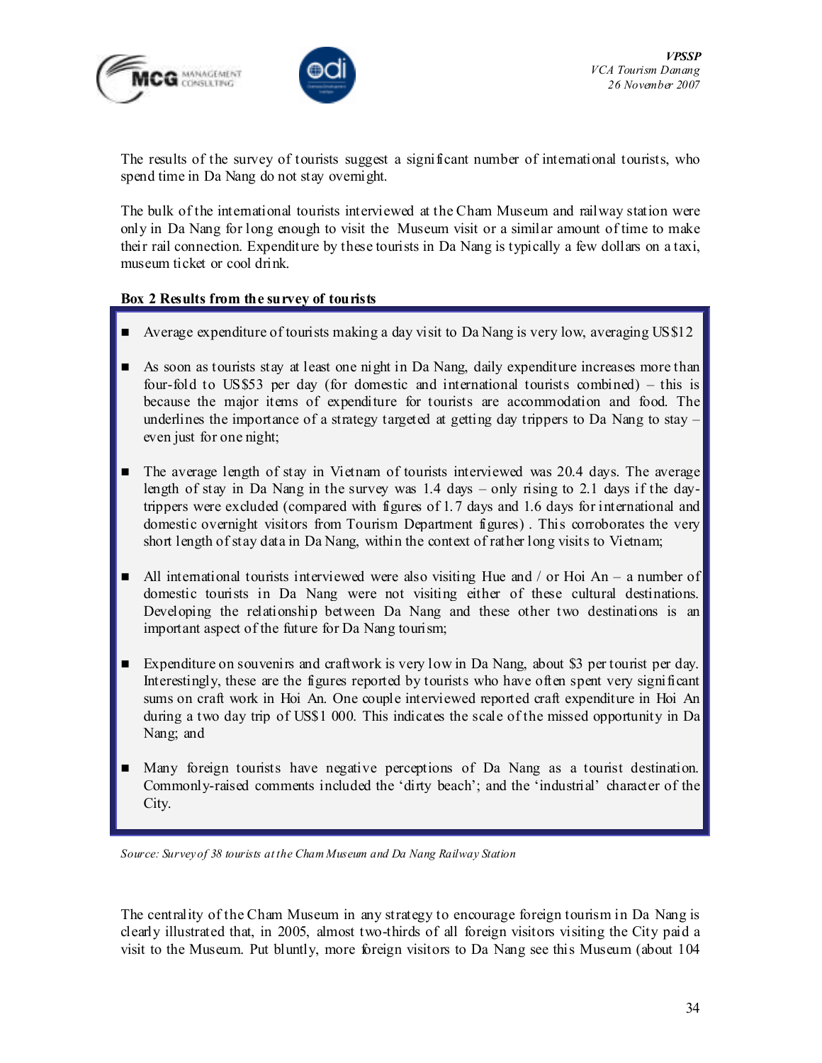The results of the survey of tourists suggest a significant number of international tourists, who spend time in Da Nang do not stay overnight.

The bulk of the international tourists interviewed at the Cham Museum and railway station were only in Da Nang for long enough to visit the Museum visit or a similar amount of time to make their rail connection. Expenditure by these tourists in Da Nang is typically a few dollars on a taxi, museum ticket or cool drink.

**Box 2 Results from the survey of tourists**

- Average expenditure of tourists making a day visit to Da Nang is very low, averaging US$12
- As soon as tourists stay at least one night in Da Nang, daily expenditure increases more than four-fold to US$53 per day (for domestic and international tourists combined) – this is because the major items of expenditure for tourists are accommodation and food. The underlines the importance of a strategy targeted at getting day trippers to Da Nang to stay – even just for one night;
- The average length of stay in Vietnam of tourists interviewed was 20.4 days. The average length of stay in Da Nang in the survey was 1.4 days – only rising to 2.1 days if the day-trippers were excluded (compared with figures of 1.7 days and 1.6 days for international and domestic overnight visitors from Tourism Department figures) . This corroborates the very short length of stay data in Da Nang, within the context of rather long visits to Vietnam;
- All international tourists interviewed were also visiting Hue and / or Hoi An – a number of domestic tourists in Da Nang were not visiting either of these cultural destinations. Developing the relationship between Da Nang and these other two destinations is an important aspect of the future for Da Nang tourism;
- Expenditure on souvenirs and craftwork is very low in Da Nang, about $3 per tourist per day. Interestingly, these are the figures reported by tourists who have often spent very significant sums on craft work in Hoi An. One couple interviewed reported craft expenditure in Hoi An during a two day trip of US$1 000. This indicates the scale of the missed opportunity in Da Nang; and
- Many foreign tourists have negative perceptions of Da Nang as a tourist destination. Commonly-raised comments included the 'dirty beach'; and the 'industrial' character of the City.

*Source: Survey of 38 tourists at the Cham Museum and Da Nang Railway Station*

The centrality of the Cham Museum in any strategy to encourage foreign tourism in Da Nang is clearly illustrated that, in 2005, almost two-thirds of all foreign visitors visiting the City paid a visit to the Museum. Put bluntly, more foreign visitors to Da Nang see this Museum (about 104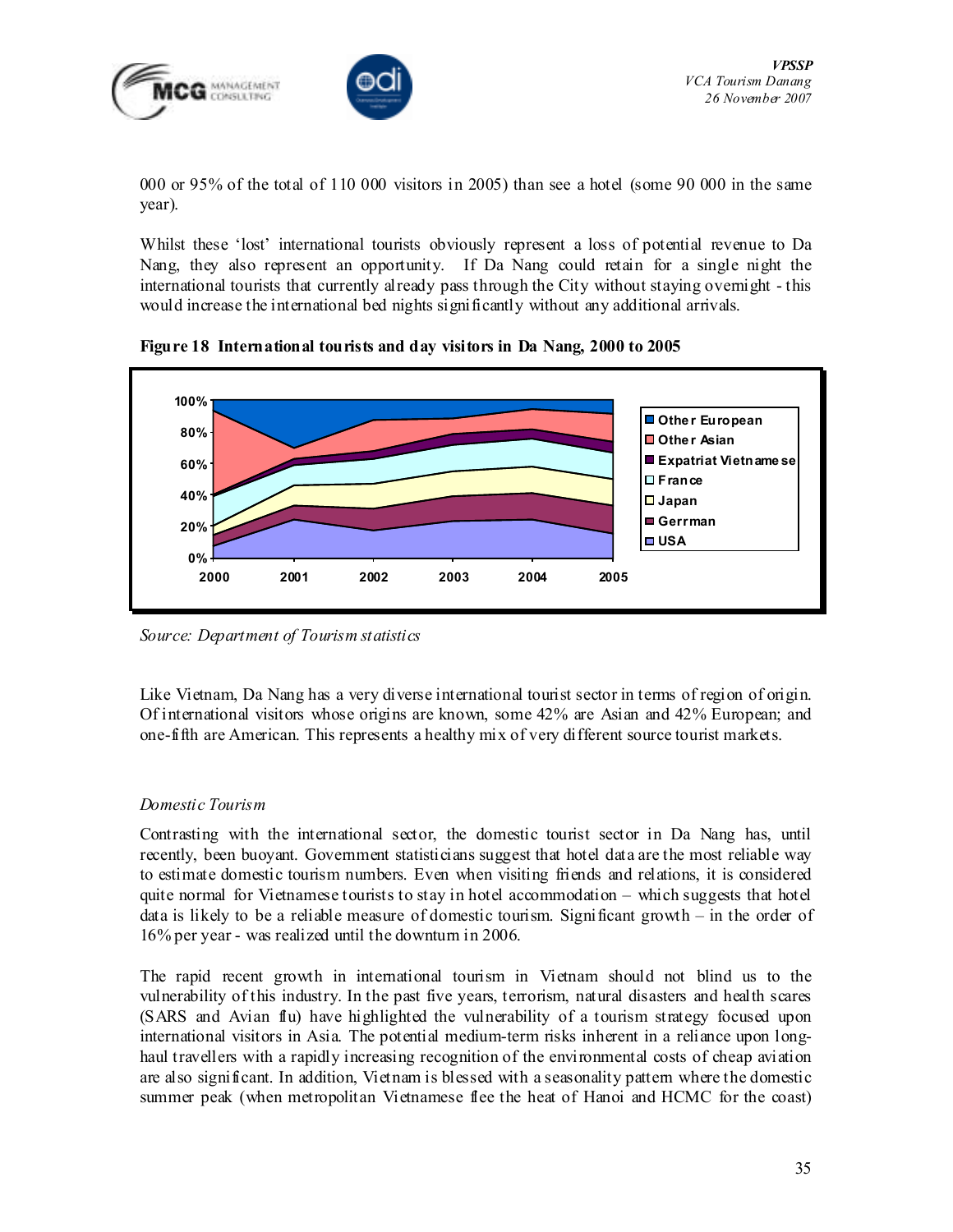000 or 95% of the total of 110 000 visitors in 2005) than see a hotel (some 90 000 in the same year).

Whilst these 'lost' international tourists obviously represent a loss of potential revenue to Da Nang, they also represent an opportunity. If Da Nang could retain for a single night the international tourists that currently already pass through the City without staying overnight - this would increase the international bed nights significantly without any additional arrivals.

**Figure 18 International tourists and day visitors in Da Nang, 2000 to 2005**

*Source: Department of Tourism statistics*

Like Vietnam, Da Nang has a very diverse international tourist sector in terms of region of origin. Of international visitors whose origins are known, some 42% are Asian and 42% European; and one-fifth are American. This represents a healthy mix of very different source tourist markets.

*Domestic Tourism*

Contrasting with the international sector, the domestic tourist sector in Da Nang has, until recently, been buoyant. Government statisticians suggest that hotel data are the most reliable way to estimate domestic tourism numbers. Even when visiting friends and relations, it is considered quite normal for Vietnamese tourists to stay in hotel accommodation – which suggests that hotel data is likely to be a reliable measure of domestic tourism. Significant growth – in the order of 16% per year - was realized until the downturn in 2006.

The rapid recent growth in international tourism in Vietnam should not blind us to the vulnerability of this industry. In the past five years, terrorism, natural disasters and health scares (SARS and Avian flu) have highlighted the vulnerability of a tourism strategy focused upon international visitors in Asia. The potential medium-term risks inherent in a reliance upon long-haul travellers with a rapidly increasing recognition of the environmental costs of cheap aviation are also significant. In addition, Vietnam is blessed with a seasonality pattern where the domestic summer peak (when metropolitan Vietnamese flee the heat of Hanoi and HCMC for the coast)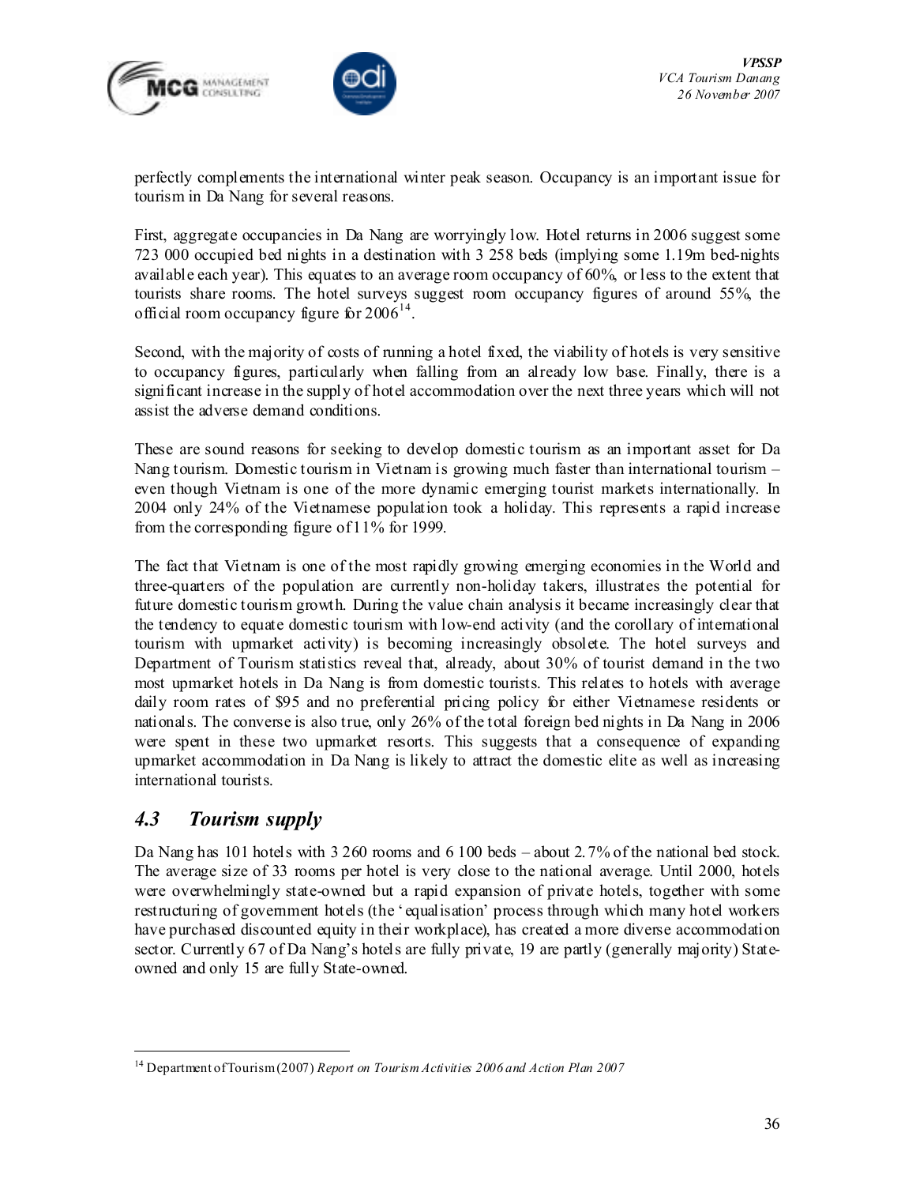perfectly complements the international winter peak season. Occupancy is an important issue for tourism in Da Nang for several reasons.

First, aggregate occupancies in Da Nang are worryingly low. Hotel returns in 2006 suggest some 723 000 occupied bed nights in a destination with 3 258 beds (implying some 1.19m bed-nights available each year). This equates to an average room occupancy of 60%, or less to the extent that tourists share rooms. The hotel surveys suggest room occupancy figures of around 55%, the official room occupancy figure for 2006[14].

Second, with the majority of costs of running a hotel fixed, the viability of hotels is very sensitive to occupancy figures, particularly when falling from an already low base. Finally, there is a significant increase in the supply of hotel accommodation over the next three years which will not assist the adverse demand conditions.

These are sound reasons for seeking to develop domestic tourism as an important asset for Da Nang tourism. Domestic tourism in Vietnam is growing much faster than international tourism – even though Vietnam is one of the more dynamic emerging tourist markets internationally. In 2004 only 24% of the Vietnamese population took a holiday. This represents a rapid increase from the corresponding figure of 11% for 1999.

The fact that Vietnam is one of the most rapidly growing emerging economies in the World and three-quarters of the population are currently non-holiday takers, illustrates the potential for future domestic tourism growth. During the value chain analysis it became increasingly clear that the tendency to equate domestic tourism with low-end activity (and the corollary of international tourism with upmarket activity) is becoming increasingly obsolete. The hotel surveys and Department of Tourism statistics reveal that, already, about 30% of tourist demand in the two most upmarket hotels in Da Nang is from domestic tourists. This relates to hotels with average daily room rates of $95 and no preferential pricing policy for either Vietnamese residents or nationals. The converse is also true, only 26% of the total foreign bed nights in Da Nang in 2006 were spent in these two upmarket resorts. This suggests that a consequence of expanding upmarket accommodation in Da Nang is likely to attract the domestic elite as well as increasing international tourists.

## *4.3 Tourism supply*

Da Nang has 101 hotels with 3 260 rooms and 6 100 beds – about 2.7% of the national bed stock. The average size of 33 rooms per hotel is very close to the national average. Until 2000, hotels were overwhelmingly state-owned but a rapid expansion of private hotels, together with some restructuring of government hotels (the 'equalisation' process through which many hotel workers have purchased discounted equity in their workplace), has created a more diverse accommodation sector. Currently 67 of Da Nang's hotels are fully private, 19 are partly (generally majority) State-owned and only 15 are fully State-owned.

---

[14] Department of Tourism (2007) *Report on Tourism Activities 2006 and Action Plan 2007*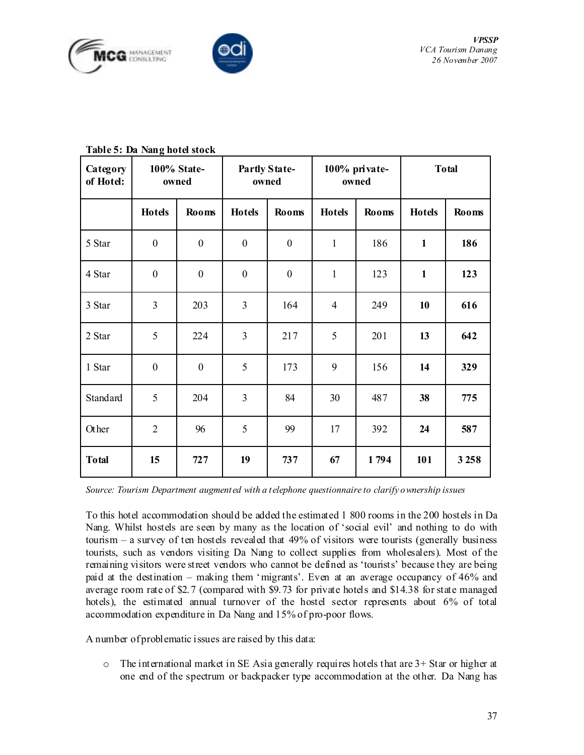**Table 5: Da Nang hotel stock**

| Category of Hotel: | 100% State-owned | | Partly State-owned | | 100% private-owned | | Total | |
|---|---|---|---|---|---|---|---|---|
| | Hotels | Rooms | Hotels | Rooms | Hotels | Rooms | Hotels | Rooms |
| 5 Star | 0 | 0 | 0 | 0 | 1 | 186 | **1** | **186** |
| 4 Star | 0 | 0 | 0 | 0 | 1 | 123 | **1** | **123** |
| 3 Star | 3 | 203 | 3 | 164 | 4 | 249 | **10** | **616** |
| 2 Star | 5 | 224 | 3 | 217 | 5 | 201 | **13** | **642** |
| 1 Star | 0 | 0 | 5 | 173 | 9 | 156 | **14** | **329** |
| Standard | 5 | 204 | 3 | 84 | 30 | 487 | **38** | **775** |
| Other | 2 | 96 | 5 | 99 | 17 | 392 | **24** | **587** |
| **Total** | **15** | **727** | **19** | **737** | **67** | **1 794** | **101** | **3 258** |

*Source: Tourism Department augmented with a telephone questionnaire to clarify ownership issues*

To this hotel accommodation should be added the estimated 1 800 rooms in the 200 hostels in Da Nang. Whilst hostels are seen by many as the location of 'social evil' and nothing to do with tourism – a survey of ten hostels revealed that 49% of visitors were tourists (generally business tourists, such as vendors visiting Da Nang to collect supplies from wholesalers). Most of the remaining visitors were street vendors who cannot be defined as 'tourists' because they are being paid at the destination – making them 'migrants'. Even at an average occupancy of 46% and average room rate of $2.7 (compared with $9.73 for private hotels and $14.38 for state managed hotels), the estimated annual turnover of the hostel sector represents about 6% of total accommodation expenditure in Da Nang and 15% of pro-poor flows.

A number of problematic issues are raised by this data:

- The international market in SE Asia generally requires hotels that are 3+ Star or higher at one end of the spectrum or backpacker type accommodation at the other. Da Nang has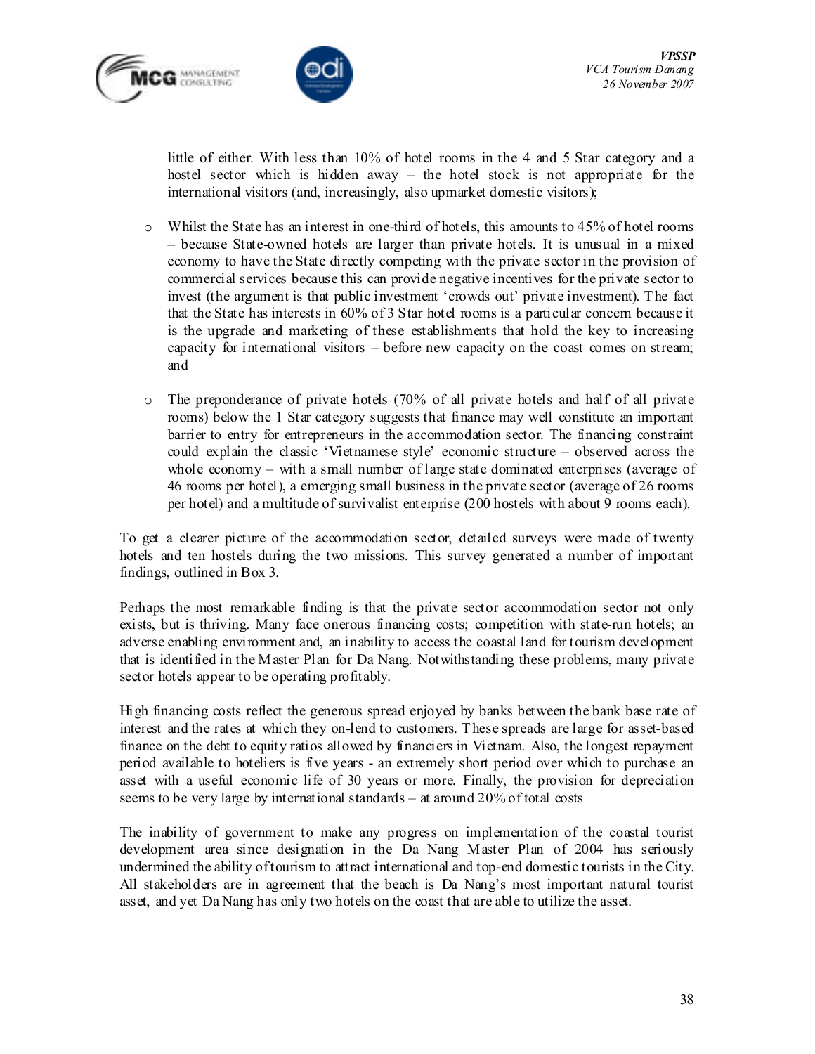little of either. With less than 10% of hotel rooms in the 4 and 5 Star category and a hostel sector which is hidden away – the hotel stock is not appropriate for the international visitors (and, increasingly, also upmarket domestic visitors);

- Whilst the State has an interest in one-third of hotels, this amounts to 45% of hotel rooms – because State-owned hotels are larger than private hotels. It is unusual in a mixed economy to have the State directly competing with the private sector in the provision of commercial services because this can provide negative incentives for the private sector to invest (the argument is that public investment 'crowds out' private investment). The fact that the State has interests in 60% of 3 Star hotel rooms is a particular concern because it is the upgrade and marketing of these establishments that hold the key to increasing capacity for international visitors – before new capacity on the coast comes on stream; and

- The preponderance of private hotels (70% of all private hotels and half of all private rooms) below the 1 Star category suggests that finance may well constitute an important barrier to entry for entrepreneurs in the accommodation sector. The financing constraint could explain the classic 'Vietnamese style' economic structure – observed across the whole economy – with a small number of large state dominated enterprises (average of 46 rooms per hotel), a emerging small business in the private sector (average of 26 rooms per hotel) and a multitude of survivalist enterprise (200 hostels with about 9 rooms each).

To get a clearer picture of the accommodation sector, detailed surveys were made of twenty hotels and ten hostels during the two missions. This survey generated a number of important findings, outlined in Box 3.

Perhaps the most remarkable finding is that the private sector accommodation sector not only exists, but is thriving. Many face onerous financing costs; competition with state-run hotels; an adverse enabling environment and, an inability to access the coastal land for tourism development that is identified in the Master Plan for Da Nang. Notwithstanding these problems, many private sector hotels appear to be operating profitably.

High financing costs reflect the generous spread enjoyed by banks between the bank base rate of interest and the rates at which they on-lend to customers. These spreads are large for asset-based finance on the debt to equity ratios allowed by financiers in Vietnam. Also, the longest repayment period available to hoteliers is five years - an extremely short period over which to purchase an asset with a useful economic life of 30 years or more. Finally, the provision for depreciation seems to be very large by international standards – at around 20% of total costs

The inability of government to make any progress on implementation of the coastal tourist development area since designation in the Da Nang Master Plan of 2004 has seriously undermined the ability of tourism to attract international and top-end domestic tourists in the City. All stakeholders are in agreement that the beach is Da Nang's most important natural tourist asset, and yet Da Nang has only two hotels on the coast that are able to utilize the asset.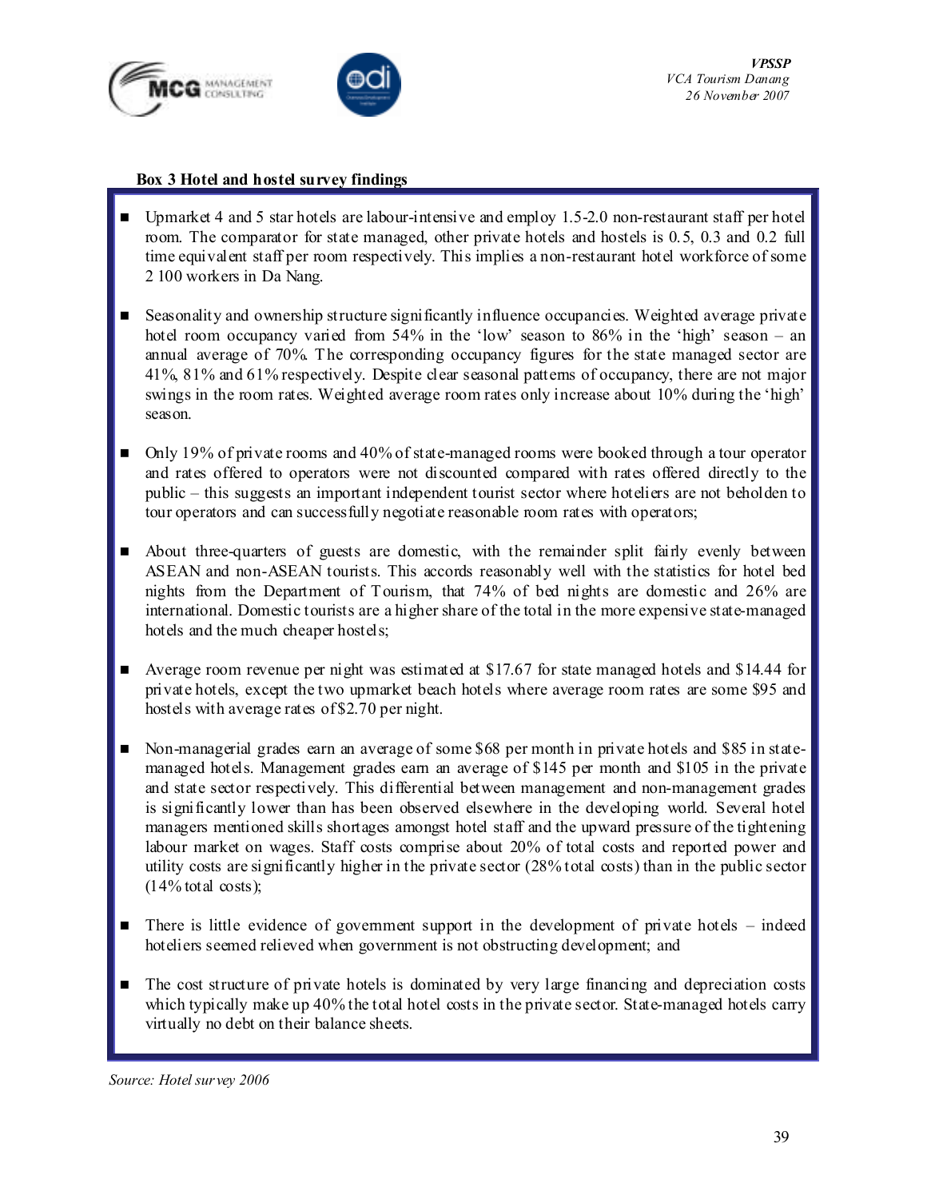**Box 3 Hotel and hostel survey findings**

- Upmarket 4 and 5 star hotels are labour-intensive and employ 1.5-2.0 non-restaurant staff per hotel room. The comparator for state managed, other private hotels and hostels is 0.5, 0.3 and 0.2 full time equivalent staff per room respectively. This implies a non-restaurant hotel workforce of some 2 100 workers in Da Nang.

- Seasonality and ownership structure significantly influence occupancies. Weighted average private hotel room occupancy varied from 54% in the 'low' season to 86% in the 'high' season – an annual average of 70%. The corresponding occupancy figures for the state managed sector are 41%, 81% and 61% respectively. Despite clear seasonal patterns of occupancy, there are not major swings in the room rates. Weighted average room rates only increase about 10% during the 'high' season.

- Only 19% of private rooms and 40% of state-managed rooms were booked through a tour operator and rates offered to operators were not discounted compared with rates offered directly to the public – this suggests an important independent tourist sector where hoteliers are not beholden to tour operators and can successfully negotiate reasonable room rates with operators;

- About three-quarters of guests are domestic, with the remainder split fairly evenly between ASEAN and non-ASEAN tourists. This accords reasonably well with the statistics for hotel bed nights from the Department of Tourism, that 74% of bed nights are domestic and 26% are international. Domestic tourists are a higher share of the total in the more expensive state-managed hotels and the much cheaper hostels;

- Average room revenue per night was estimated at $17.67 for state managed hotels and $14.44 for private hotels, except the two upmarket beach hotels where average room rates are some $95 and hostels with average rates of $2.70 per night.

- Non-managerial grades earn an average of some $68 per month in private hotels and $85 in state-managed hotels. Management grades earn an average of $145 per month and $105 in the private and state sector respectively. This differential between management and non-management grades is significantly lower than has been observed elsewhere in the developing world. Several hotel managers mentioned skills shortages amongst hotel staff and the upward pressure of the tightening labour market on wages. Staff costs comprise about 20% of total costs and reported power and utility costs are significantly higher in the private sector (28% total costs) than in the public sector (14% total costs);

- There is little evidence of government support in the development of private hotels – indeed hoteliers seemed relieved when government is not obstructing development; and

- The cost structure of private hotels is dominated by very large financing and depreciation costs which typically make up 40% the total hotel costs in the private sector. State-managed hotels carry virtually no debt on their balance sheets.

*Source: Hotel survey 2006*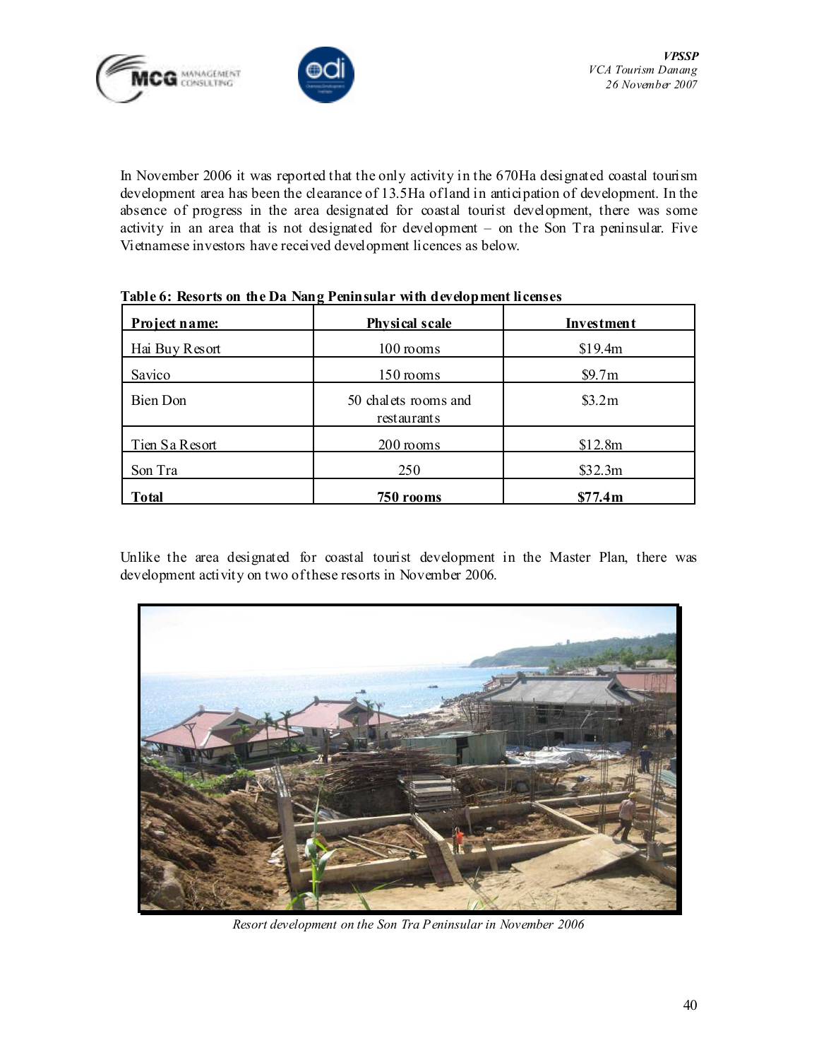In November 2006 it was reported that the only activity in the 670Ha designated coastal tourism development area has been the clearance of 13.5Ha of land in anticipation of development. In the absence of progress in the area designated for coastal tourist development, there was some activity in an area that is not designated for development – on the Son Tra peninsular. Five Vietnamese investors have received development licences as below.

**Table 6: Resorts on the Da Nang Peninsular with development licenses**

| Project name: | Physical scale | Investment |
|---|---|---|
| Hai Buy Resort | 100 rooms | $19.4m |
| Savico | 150 rooms | $9.7m |
| Bien Don | 50 chalets rooms and restaurants | $3.2m |
| Tien Sa Resort | 200 rooms | $12.8m |
| Son Tra | 250 | $32.3m |
| **Total** | **750 rooms** | **$77.4m** |

Unlike the area designated for coastal tourist development in the Master Plan, there was development activity on two of these resorts in November 2006.

*Resort development on the Son Tra Peninsular in November 2006*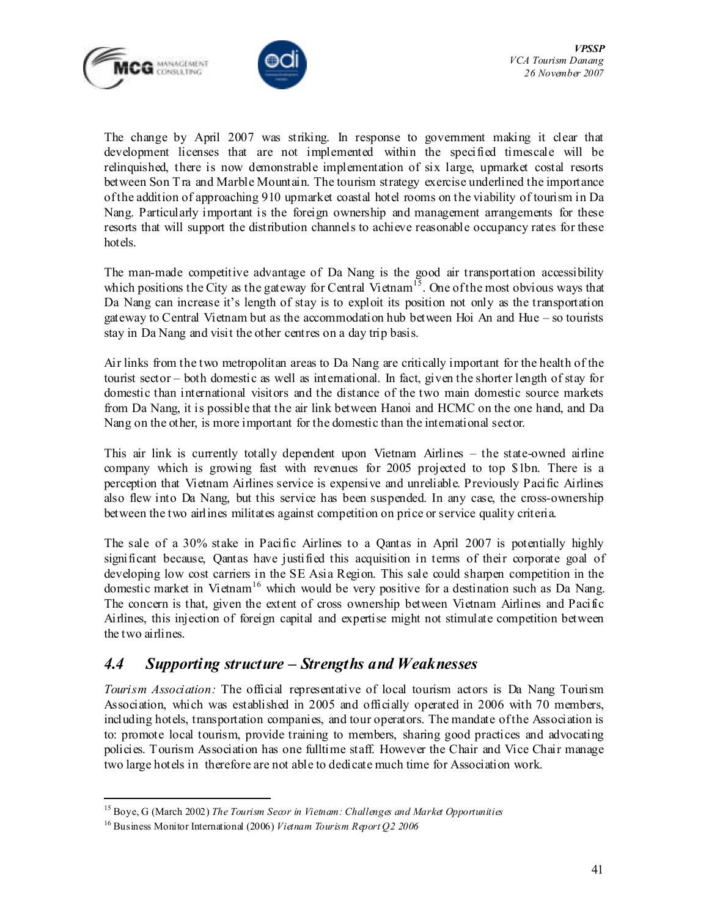The change by April 2007 was striking. In response to government making it clear that development licenses that are not implemented within the specified timescale will be relinquished, there is now demonstrable implementation of six large, upmarket costal resorts between Son Tra and Marble Mountain. The tourism strategy exercise underlined the importance of the addition of approaching 910 upmarket coastal hotel rooms on the viability of tourism in Da Nang. Particularly important is the foreign ownership and management arrangements for these resorts that will support the distribution channels to achieve reasonable occupancy rates for these hotels.

The man-made competitive advantage of Da Nang is the good air transportation accessibility which positions the City as the gateway for Central Vietnam[15]. One of the most obvious ways that Da Nang can increase it's length of stay is to exploit its position not only as the transportation gateway to Central Vietnam but as the accommodation hub between Hoi An and Hue – so tourists stay in Da Nang and visit the other centres on a day trip basis.

Air links from the two metropolitan areas to Da Nang are critically important for the health of the tourist sector – both domestic as well as international. In fact, given the shorter length of stay for domestic than international visitors and the distance of the two main domestic source markets from Da Nang, it is possible that the air link between Hanoi and HCMC on the one hand, and Da Nang on the other, is more important for the domestic than the international sector.

This air link is currently totally dependent upon Vietnam Airlines – the state-owned airline company which is growing fast with revenues for 2005 projected to top $1bn. There is a perception that Vietnam Airlines service is expensive and unreliable. Previously Pacific Airlines also flew into Da Nang, but this service has been suspended. In any case, the cross-ownership between the two airlines militates against competition on price or service quality criteria.

The sale of a 30% stake in Pacific Airlines to a Qantas in April 2007 is potentially highly significant because, Qantas have justified this acquisition in terms of their corporate goal of developing low cost carriers in the SE Asia Region. This sale could sharpen competition in the domestic market in Vietnam[16] which would be very positive for a destination such as Da Nang. The concern is that, given the extent of cross ownership between Vietnam Airlines and Pacific Airlines, this injection of foreign capital and expertise might not stimulate competition between the two airlines.

## *4.4 Supporting structure – Strengths and Weaknesses*

*Tourism Association:* The official representative of local tourism actors is Da Nang Tourism Association, which was established in 2005 and officially operated in 2006 with 70 members, including hotels, transportation companies, and tour operators. The mandate of the Association is to: promote local tourism, provide training to members, sharing good practices and advocating policies. Tourism Association has one fulltime staff. However the Chair and Vice Chair manage two large hotels in therefore are not able to dedicate much time for Association work.

---

[15] Boye, G (March 2002) *The Tourism Secor in Vietnam: Challenges and Market Opportunities*

[16] Business Monitor International (2006) *Vietnam Tourism Report Q2 2006*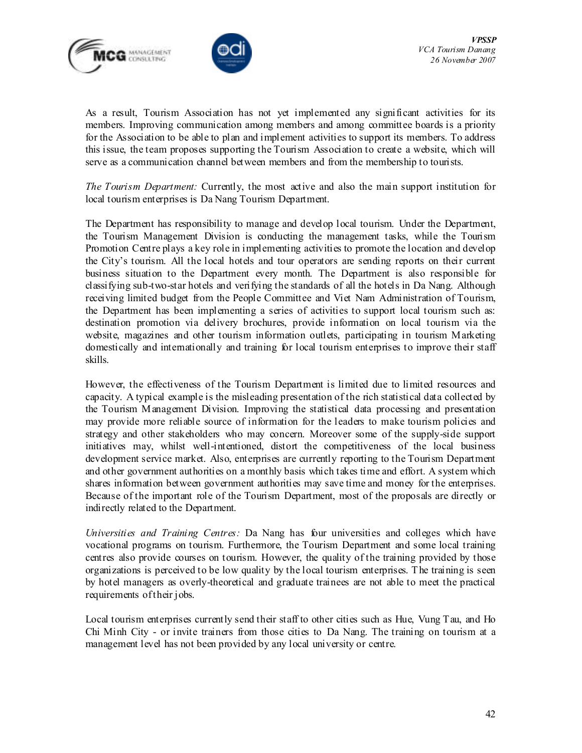As a result, Tourism Association has not yet implemented any significant activities for its members. Improving communication among members and among committee boards is a priority for the Association to be able to plan and implement activities to support its members. To address this issue, the team proposes supporting the Tourism Association to create a website, which will serve as a communication channel between members and from the membership to tourists.

*The Tourism Department:* Currently, the most active and also the main support institution for local tourism enterprises is Da Nang Tourism Department.

The Department has responsibility to manage and develop local tourism. Under the Department, the Tourism Management Division is conducting the management tasks, while the Tourism Promotion Centre plays a key role in implementing activities to promote the location and develop the City's tourism. All the local hotels and tour operators are sending reports on their current business situation to the Department every month. The Department is also responsible for classifying sub-two-star hotels and verifying the standards of all the hotels in Da Nang. Although receiving limited budget from the People Committee and Viet Nam Administration of Tourism, the Department has been implementing a series of activities to support local tourism such as: destination promotion via delivery brochures, provide information on local tourism via the website, magazines and other tourism information outlets, participating in tourism Marketing domestically and internationally and training for local tourism enterprises to improve their staff skills.

However, the effectiveness of the Tourism Department is limited due to limited resources and capacity. A typical example is the misleading presentation of the rich statistical data collected by the Tourism Management Division. Improving the statistical data processing and presentation may provide more reliable source of information for the leaders to make tourism policies and strategy and other stakeholders who may concern. Moreover some of the supply-side support initiatives may, whilst well-intentioned, distort the competitiveness of the local business development service market. Also, enterprises are currently reporting to the Tourism Department and other government authorities on a monthly basis which takes time and effort. A system which shares information between government authorities may save time and money for the enterprises. Because of the important role of the Tourism Department, most of the proposals are directly or indirectly related to the Department.

*Universities and Training Centres:* Da Nang has four universities and colleges which have vocational programs on tourism. Furthermore, the Tourism Department and some local training centres also provide courses on tourism. However, the quality of the training provided by those organizations is perceived to be low quality by the local tourism enterprises. The training is seen by hotel managers as overly-theoretical and graduate trainees are not able to meet the practical requirements of their jobs.

Local tourism enterprises currently send their staff to other cities such as Hue, Vung Tau, and Ho Chi Minh City - or invite trainers from those cities to Da Nang. The training on tourism at a management level has not been provided by any local university or centre.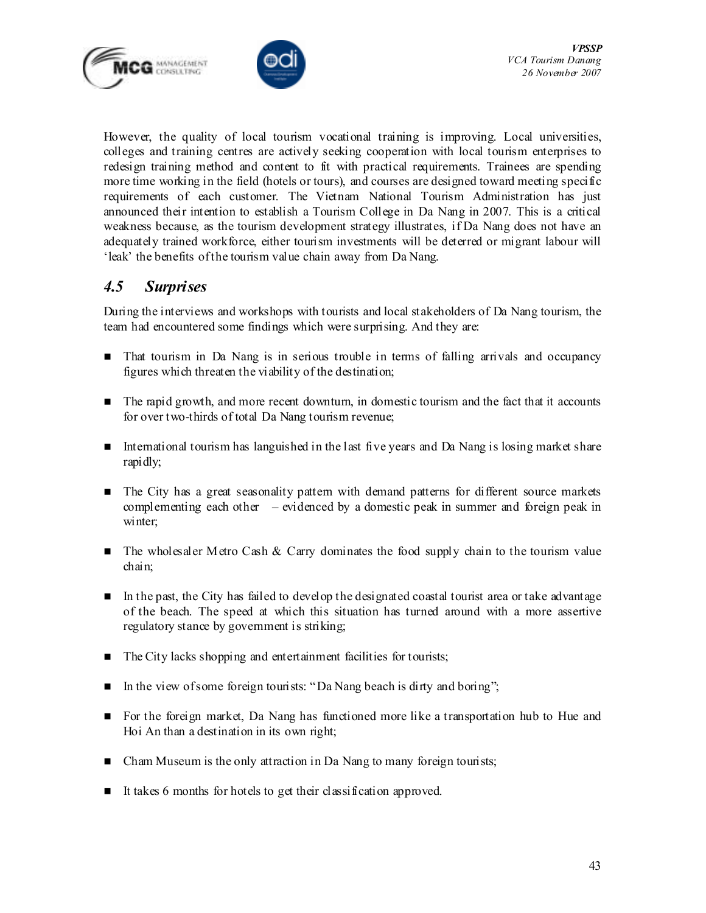However, the quality of local tourism vocational training is improving. Local universities, colleges and training centres are actively seeking cooperation with local tourism enterprises to redesign training method and content to fit with practical requirements. Trainees are spending more time working in the field (hotels or tours), and courses are designed toward meeting specific requirements of each customer. The Vietnam National Tourism Administration has just announced their intention to establish a Tourism College in Da Nang in 2007. This is a critical weakness because, as the tourism development strategy illustrates, if Da Nang does not have an adequately trained workforce, either tourism investments will be deterred or migrant labour will 'leak' the benefits of the tourism value chain away from Da Nang.

## *4.5 Surprises*

During the interviews and workshops with tourists and local stakeholders of Da Nang tourism, the team had encountered some findings which were surprising. And they are:

- That tourism in Da Nang is in serious trouble in terms of falling arrivals and occupancy figures which threaten the viability of the destination;
- The rapid growth, and more recent downturn, in domestic tourism and the fact that it accounts for over two-thirds of total Da Nang tourism revenue;
- International tourism has languished in the last five years and Da Nang is losing market share rapidly;
- The City has a great seasonality pattern with demand patterns for different source markets complementing each other – evidenced by a domestic peak in summer and foreign peak in winter;
- The wholesaler Metro Cash & Carry dominates the food supply chain to the tourism value chain;
- In the past, the City has failed to develop the designated coastal tourist area or take advantage of the beach. The speed at which this situation has turned around with a more assertive regulatory stance by government is striking;
- The City lacks shopping and entertainment facilities for tourists;
- In the view of some foreign tourists: "Da Nang beach is dirty and boring";
- For the foreign market, Da Nang has functioned more like a transportation hub to Hue and Hoi An than a destination in its own right;
- Cham Museum is the only attraction in Da Nang to many foreign tourists;
- It takes 6 months for hotels to get their classification approved.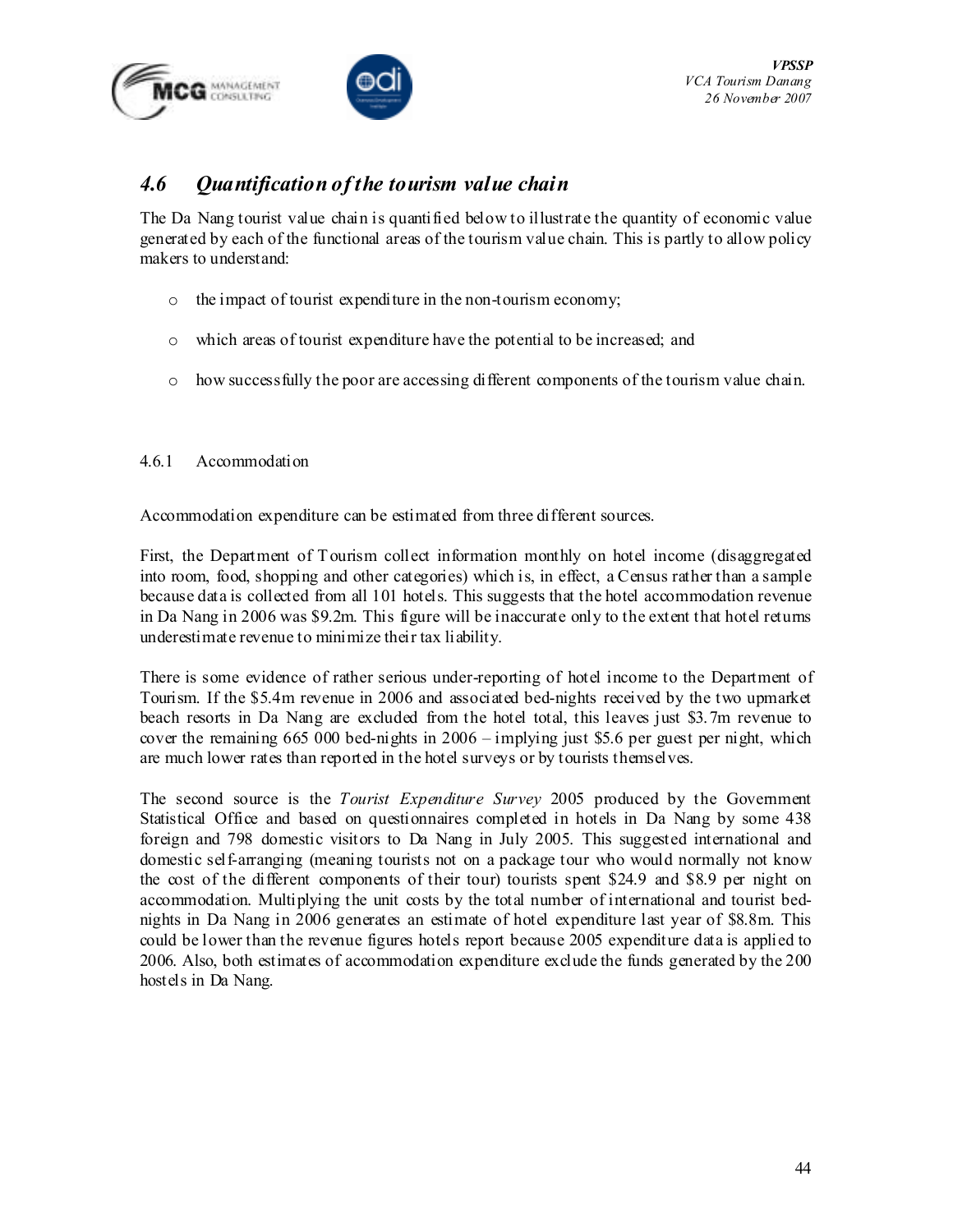## 4.6 Quantification of the tourism value chain

The Da Nang tourist value chain is quantified below to illustrate the quantity of economic value generated by each of the functional areas of the tourism value chain. This is partly to allow policy makers to understand:

- the impact of tourist expenditure in the non-tourism economy;
- which areas of tourist expenditure have the potential to be increased; and
- how successfully the poor are accessing different components of the tourism value chain.

### 4.6.1 Accommodation

Accommodation expenditure can be estimated from three different sources.

First, the Department of Tourism collect information monthly on hotel income (disaggregated into room, food, shopping and other categories) which is, in effect, a Census rather than a sample because data is collected from all 101 hotels. This suggests that the hotel accommodation revenue in Da Nang in 2006 was $9.2m. This figure will be inaccurate only to the extent that hotel returns underestimate revenue to minimize their tax liability.

There is some evidence of rather serious under-reporting of hotel income to the Department of Tourism. If the $5.4m revenue in 2006 and associated bed-nights received by the two upmarket beach resorts in Da Nang are excluded from the hotel total, this leaves just $3.7m revenue to cover the remaining 665 000 bed-nights in 2006 – implying just $5.6 per guest per night, which are much lower rates than reported in the hotel surveys or by tourists themselves.

The second source is the *Tourist Expenditure Survey* 2005 produced by the Government Statistical Office and based on questionnaires completed in hotels in Da Nang by some 438 foreign and 798 domestic visitors to Da Nang in July 2005. This suggested international and domestic self-arranging (meaning tourists not on a package tour who would normally not know the cost of the different components of their tour) tourists spent $24.9 and $8.9 per night on accommodation. Multiplying the unit costs by the total number of international and tourist bed-nights in Da Nang in 2006 generates an estimate of hotel expenditure last year of $8.8m. This could be lower than the revenue figures hotels report because 2005 expenditure data is applied to 2006. Also, both estimates of accommodation expenditure exclude the funds generated by the 200 hostels in Da Nang.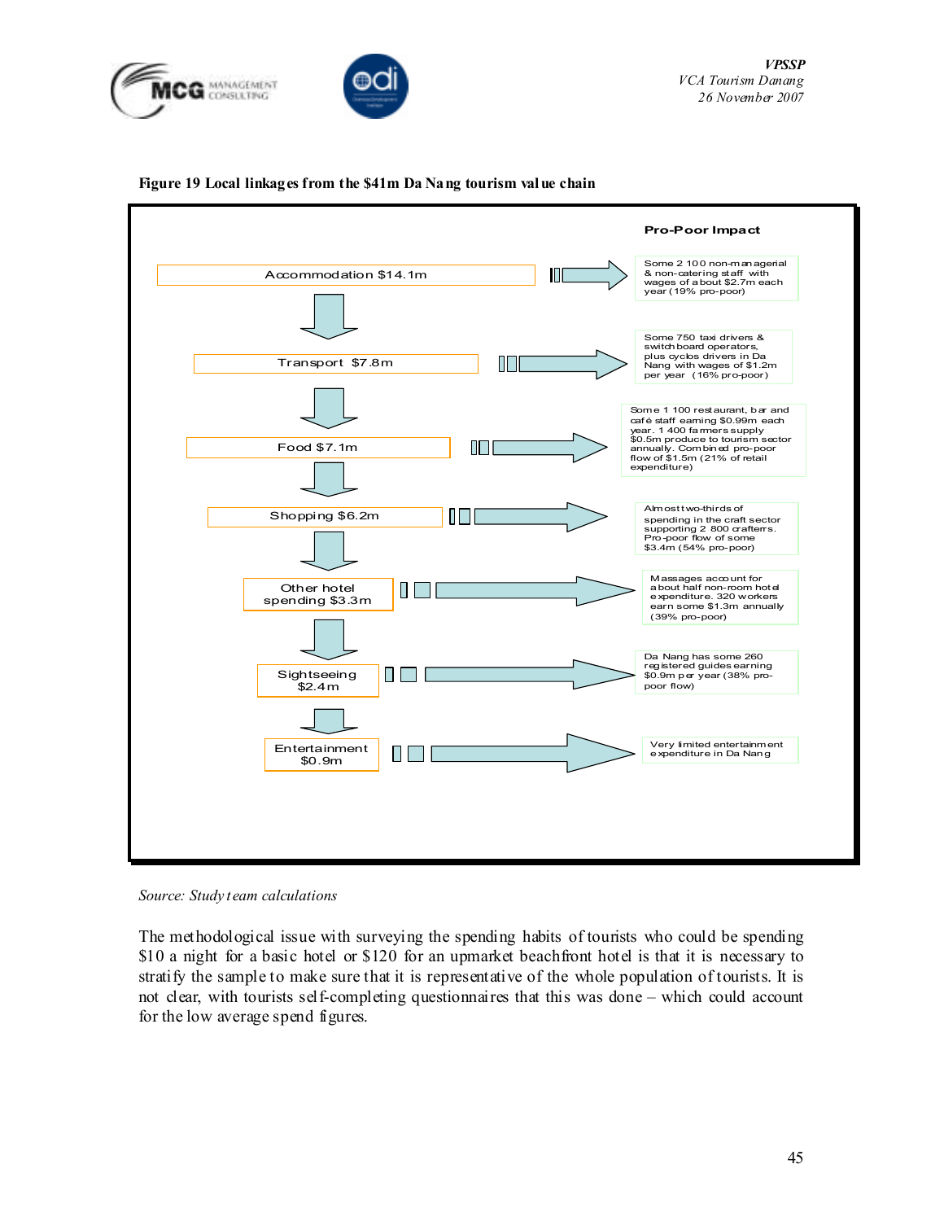**Figure 19 Local linkages from the $41m Da Nang tourism value chain**

| Value chain | Pro-Poor Impact |
|---|---|
| Accommodation $14.1m | Some 2 100 non-managerial & non-catering staff with wages of about $2.7m each year (19% pro-poor) |
| Transport $7.8m | Some 750 taxi drivers & switchboard operators, plus cyclos drivers in Da Nang with wages of $1.2m per year (16% pro-poor) |
| Food $7.1m | Some 1 100 restaurant, bar and café staff earning $0.99m each year. 1 400 farmers supply $0.5m produce to tourism sector annually. Combined pro-poor flow of $1.5m (21% of retail expenditure) |
| Shopping $6.2m | Almost two-thirds of spending in the craft sector supporting 2 800 crafters. Pro-poor flow of some $3.4m (54% pro-poor) |
| Other hotel spending $3.3m | Massages account for about half non-room hotel expenditure. 320 workers earn some $1.3m annually (39% pro-poor) |
| Sightseeing $2.4m | Da Nang has some 260 registered guides earning $0.9m per year (38% pro-poor flow) |
| Entertainment $0.9m | Very limited entertainment expenditure in Da Nang |

*Source: Study team calculations*

The methodological issue with surveying the spending habits of tourists who could be spending $10 a night for a basic hotel or $120 for an upmarket beachfront hotel is that it is necessary to stratify the sample to make sure that it is representative of the whole population of tourists. It is not clear, with tourists self-completing questionnaires that this was done – which could account for the low average spend figures.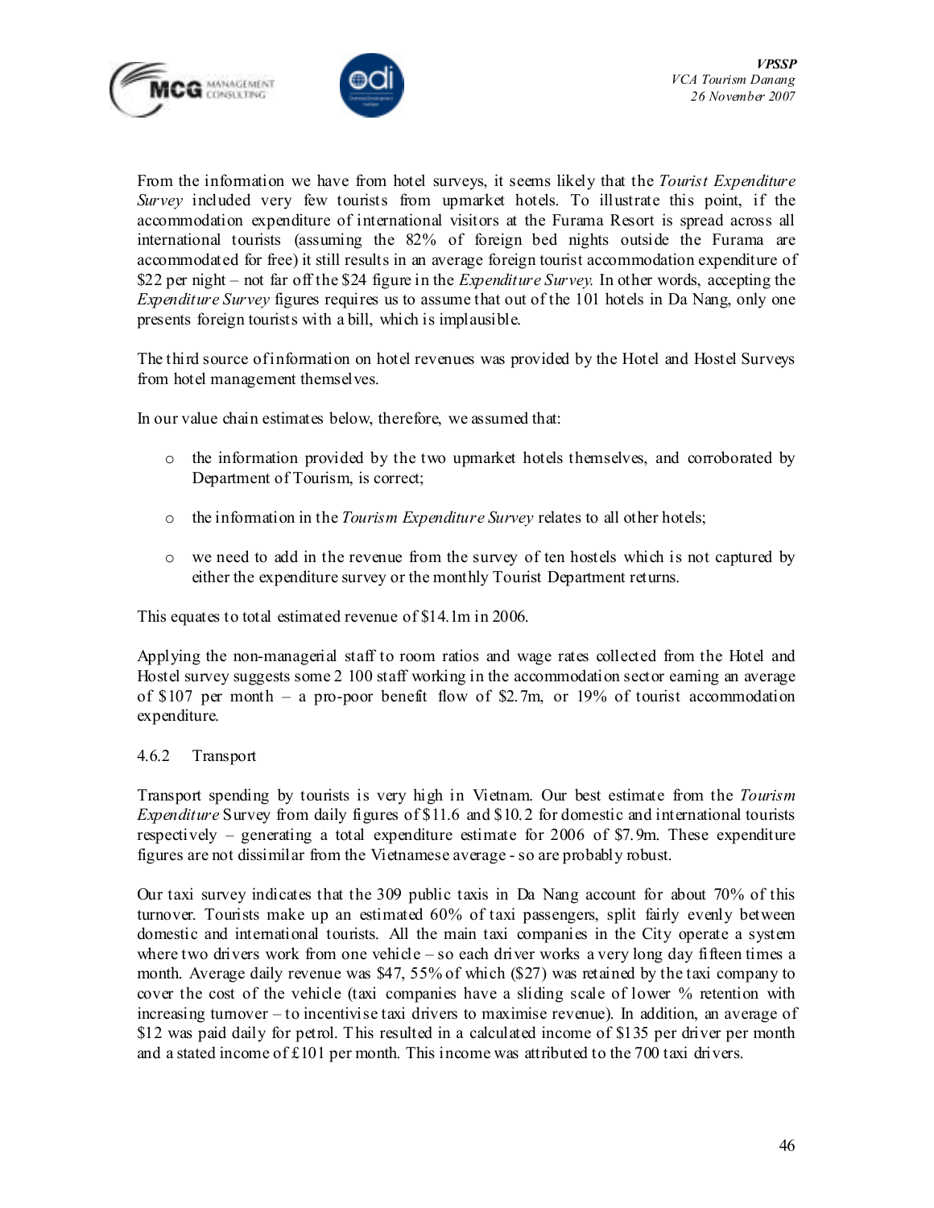From the information we have from hotel surveys, it seems likely that the *Tourist Expenditure Survey* included very few tourists from upmarket hotels. To illustrate this point, if the accommodation expenditure of international visitors at the Furama Resort is spread across all international tourists (assuming the 82% of foreign bed nights outside the Furama are accommodated for free) it still results in an average foreign tourist accommodation expenditure of $22 per night – not far off the $24 figure in the *Expenditure Survey.* In other words, accepting the *Expenditure Survey* figures requires us to assume that out of the 101 hotels in Da Nang, only one presents foreign tourists with a bill, which is implausible.

The third source of information on hotel revenues was provided by the Hotel and Hostel Surveys from hotel management themselves.

In our value chain estimates below, therefore, we assumed that:

- the information provided by the two upmarket hotels themselves, and corroborated by Department of Tourism, is correct;
- the information in the *Tourism Expenditure Survey* relates to all other hotels;
- we need to add in the revenue from the survey of ten hostels which is not captured by either the expenditure survey or the monthly Tourist Department returns.

This equates to total estimated revenue of $14.1m in 2006.

Applying the non-managerial staff to room ratios and wage rates collected from the Hotel and Hostel survey suggests some 2 100 staff working in the accommodation sector earning an average of $107 per month – a pro-poor benefit flow of $2.7m, or 19% of tourist accommodation expenditure.

### 4.6.2 Transport

Transport spending by tourists is very high in Vietnam. Our best estimate from the *Tourism Expenditure* Survey from daily figures of $11.6 and $10.2 for domestic and international tourists respectively – generating a total expenditure estimate for 2006 of $7.9m. These expenditure figures are not dissimilar from the Vietnamese average - so are probably robust.

Our taxi survey indicates that the 309 public taxis in Da Nang account for about 70% of this turnover. Tourists make up an estimated 60% of taxi passengers, split fairly evenly between domestic and international tourists. All the main taxi companies in the City operate a system where two drivers work from one vehicle – so each driver works a very long day fifteen times a month. Average daily revenue was $47, 55% of which ($27) was retained by the taxi company to cover the cost of the vehicle (taxi companies have a sliding scale of lower % retention with increasing turnover – to incentivise taxi drivers to maximise revenue). In addition, an average of $12 was paid daily for petrol. This resulted in a calculated income of $135 per driver per month and a stated income of £101 per month. This income was attributed to the 700 taxi drivers.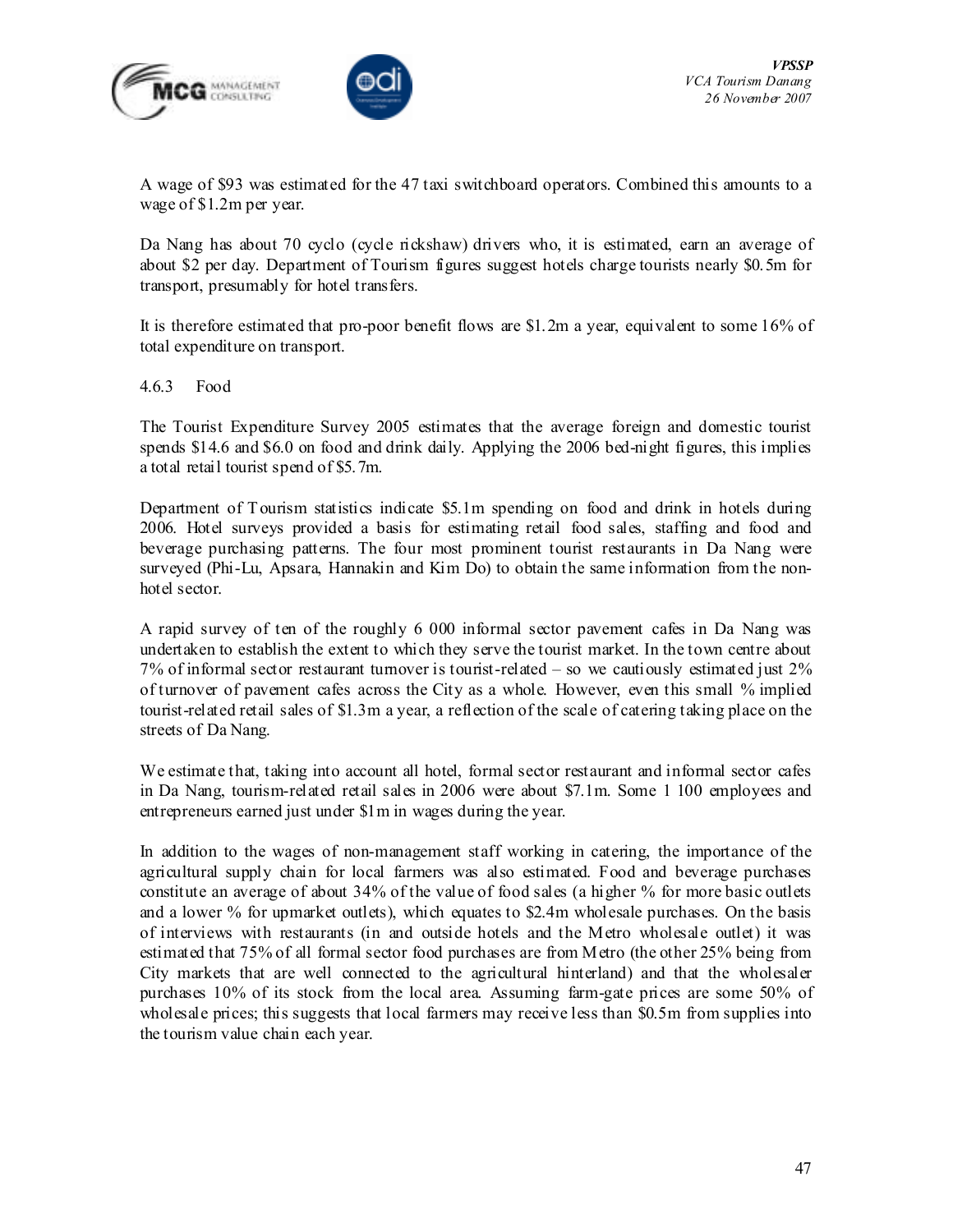A wage of $93 was estimated for the 47 taxi switchboard operators. Combined this amounts to a wage of $1.2m per year.

Da Nang has about 70 cyclo (cycle rickshaw) drivers who, it is estimated, earn an average of about $2 per day. Department of Tourism figures suggest hotels charge tourists nearly $0.5m for transport, presumably for hotel transfers.

It is therefore estimated that pro-poor benefit flows are $1.2m a year, equivalent to some 16% of total expenditure on transport.

### 4.6.3 Food

The Tourist Expenditure Survey 2005 estimates that the average foreign and domestic tourist spends $14.6 and $6.0 on food and drink daily. Applying the 2006 bed-night figures, this implies a total retail tourist spend of $5.7m.

Department of Tourism statistics indicate $5.1m spending on food and drink in hotels during 2006. Hotel surveys provided a basis for estimating retail food sales, staffing and food and beverage purchasing patterns. The four most prominent tourist restaurants in Da Nang were surveyed (Phi-Lu, Apsara, Hannakin and Kim Do) to obtain the same information from the non-hotel sector.

A rapid survey of ten of the roughly 6 000 informal sector pavement cafes in Da Nang was undertaken to establish the extent to which they serve the tourist market. In the town centre about 7% of informal sector restaurant turnover is tourist-related – so we cautiously estimated just 2% of turnover of pavement cafes across the City as a whole. However, even this small % implied tourist-related retail sales of $1.3m a year, a reflection of the scale of catering taking place on the streets of Da Nang.

We estimate that, taking into account all hotel, formal sector restaurant and informal sector cafes in Da Nang, tourism-related retail sales in 2006 were about $7.1m. Some 1 100 employees and entrepreneurs earned just under $1m in wages during the year.

In addition to the wages of non-management staff working in catering, the importance of the agricultural supply chain for local farmers was also estimated. Food and beverage purchases constitute an average of about 34% of the value of food sales (a higher % for more basic outlets and a lower % for upmarket outlets), which equates to $2.4m wholesale purchases. On the basis of interviews with restaurants (in and outside hotels and the Metro wholesale outlet) it was estimated that 75% of all formal sector food purchases are from Metro (the other 25% being from City markets that are well connected to the agricultural hinterland) and that the wholesaler purchases 10% of its stock from the local area. Assuming farm-gate prices are some 50% of wholesale prices; this suggests that local farmers may receive less than $0.5m from supplies into the tourism value chain each year.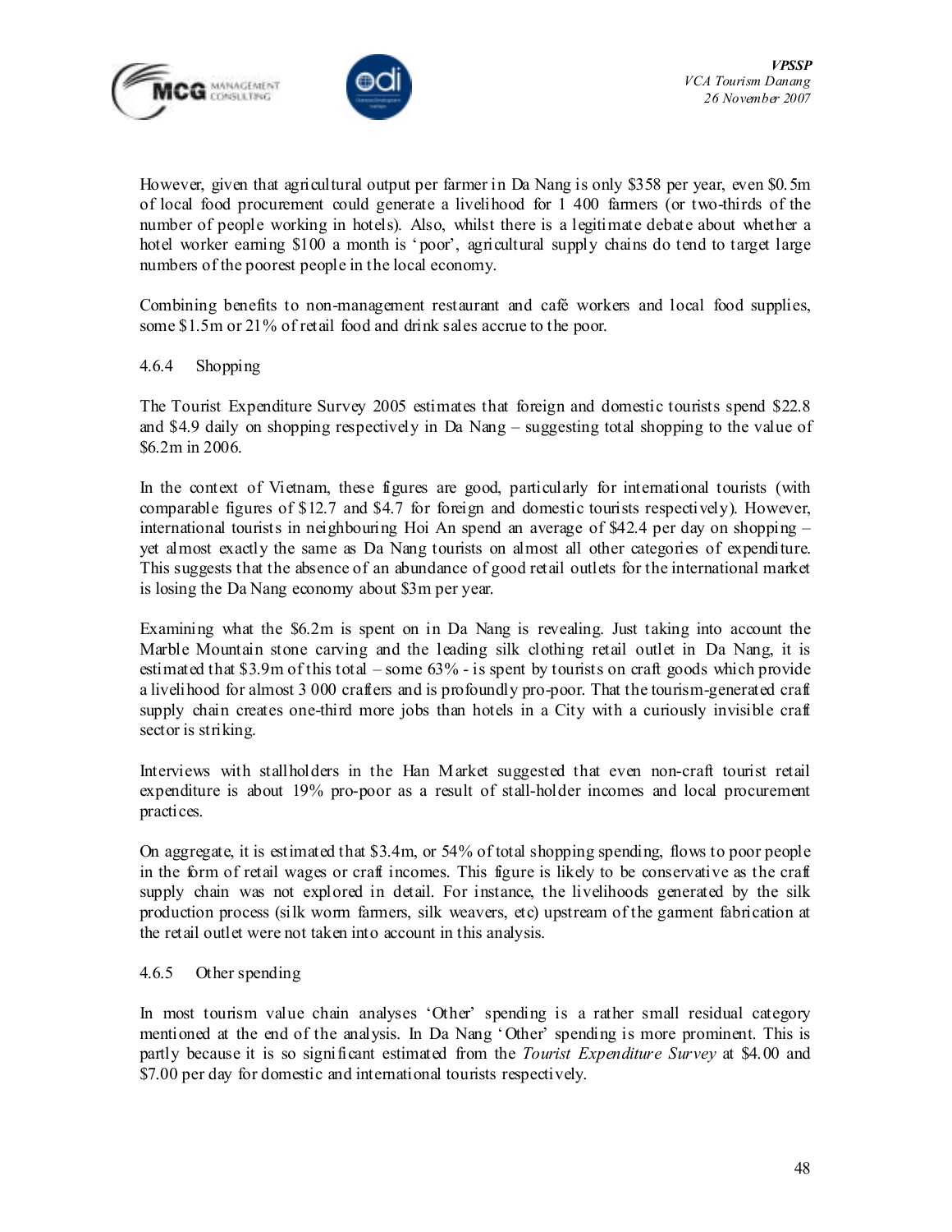However, given that agricultural output per farmer in Da Nang is only $358 per year, even $0.5m of local food procurement could generate a livelihood for 1 400 farmers (or two-thirds of the number of people working in hotels). Also, whilst there is a legitimate debate about whether a hotel worker earning $100 a month is 'poor', agricultural supply chains do tend to target large numbers of the poorest people in the local economy.

Combining benefits to non-management restaurant and café workers and local food supplies, some $1.5m or 21% of retail food and drink sales accrue to the poor.

### 4.6.4 Shopping

The Tourist Expenditure Survey 2005 estimates that foreign and domestic tourists spend $22.8 and $4.9 daily on shopping respectively in Da Nang – suggesting total shopping to the value of $6.2m in 2006.

In the context of Vietnam, these figures are good, particularly for international tourists (with comparable figures of $12.7 and $4.7 for foreign and domestic tourists respectively). However, international tourists in neighbouring Hoi An spend an average of $42.4 per day on shopping – yet almost exactly the same as Da Nang tourists on almost all other categories of expenditure. This suggests that the absence of an abundance of good retail outlets for the international market is losing the Da Nang economy about $3m per year.

Examining what the $6.2m is spent on in Da Nang is revealing. Just taking into account the Marble Mountain stone carving and the leading silk clothing retail outlet in Da Nang, it is estimated that $3.9m of this total – some 63% - is spent by tourists on craft goods which provide a livelihood for almost 3 000 crafters and is profoundly pro-poor. That the tourism-generated craft supply chain creates one-third more jobs than hotels in a City with a curiously invisible craft sector is striking.

Interviews with stallholders in the Han Market suggested that even non-craft tourist retail expenditure is about 19% pro-poor as a result of stall-holder incomes and local procurement practices.

On aggregate, it is estimated that $3.4m, or 54% of total shopping spending, flows to poor people in the form of retail wages or craft incomes. This figure is likely to be conservative as the craft supply chain was not explored in detail. For instance, the livelihoods generated by the silk production process (silk worm farmers, silk weavers, etc) upstream of the garment fabrication at the retail outlet were not taken into account in this analysis.

### 4.6.5 Other spending

In most tourism value chain analyses 'Other' spending is a rather small residual category mentioned at the end of the analysis. In Da Nang 'Other' spending is more prominent. This is partly because it is so significant estimated from the *Tourist Expenditure Survey* at $4.00 and $7.00 per day for domestic and international tourists respectively.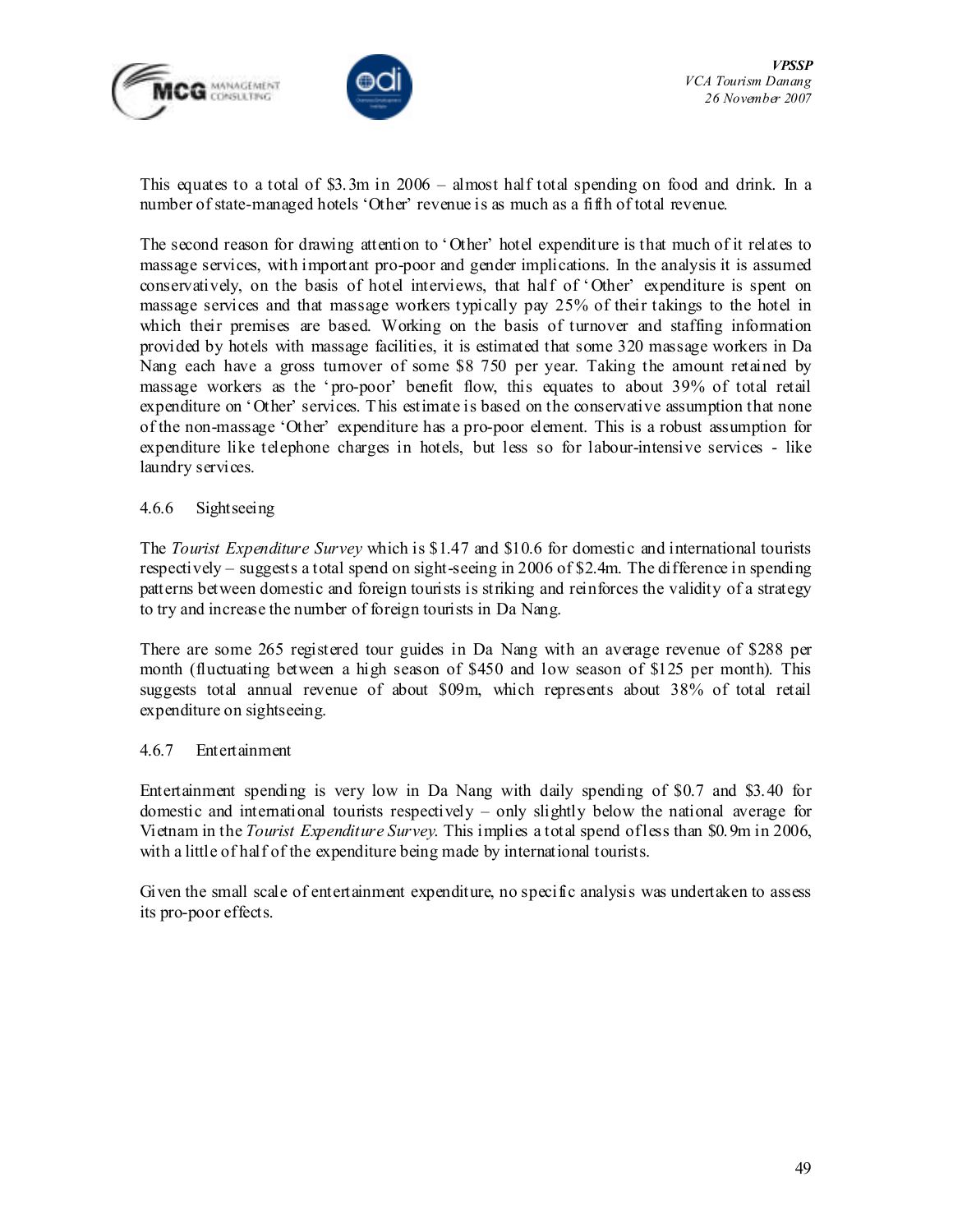This equates to a total of $3.3m in 2006 – almost half total spending on food and drink. In a number of state-managed hotels 'Other' revenue is as much as a fifth of total revenue.

The second reason for drawing attention to 'Other' hotel expenditure is that much of it relates to massage services, with important pro-poor and gender implications. In the analysis it is assumed conservatively, on the basis of hotel interviews, that half of 'Other' expenditure is spent on massage services and that massage workers typically pay 25% of their takings to the hotel in which their premises are based. Working on the basis of turnover and staffing information provided by hotels with massage facilities, it is estimated that some 320 massage workers in Da Nang each have a gross turnover of some $8 750 per year. Taking the amount retained by massage workers as the 'pro-poor' benefit flow, this equates to about 39% of total retail expenditure on 'Other' services. This estimate is based on the conservative assumption that none of the non-massage 'Other' expenditure has a pro-poor element. This is a robust assumption for expenditure like telephone charges in hotels, but less so for labour-intensive services - like laundry services.

### 4.6.6 Sightseeing

The *Tourist Expenditure Survey* which is $1.47 and $10.6 for domestic and international tourists respectively – suggests a total spend on sight-seeing in 2006 of $2.4m. The difference in spending patterns between domestic and foreign tourists is striking and reinforces the validity of a strategy to try and increase the number of foreign tourists in Da Nang.

There are some 265 registered tour guides in Da Nang with an average revenue of $288 per month (fluctuating between a high season of $450 and low season of $125 per month). This suggests total annual revenue of about $09m, which represents about 38% of total retail expenditure on sightseeing.

### 4.6.7 Entertainment

Entertainment spending is very low in Da Nang with daily spending of $0.7 and $3.40 for domestic and international tourists respectively – only slightly below the national average for Vietnam in the *Tourist Expenditure Survey*. This implies a total spend of less than $0.9m in 2006, with a little of half of the expenditure being made by international tourists.

Given the small scale of entertainment expenditure, no specific analysis was undertaken to assess its pro-poor effects.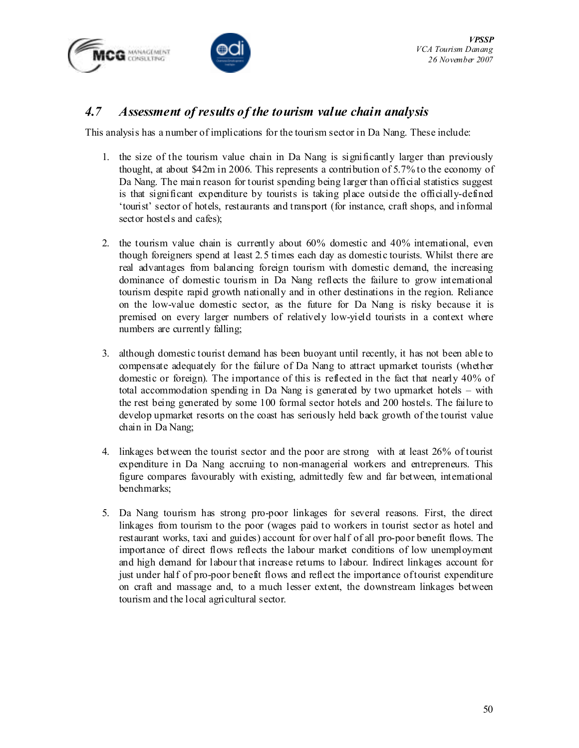## *4.7 Assessment of results of the tourism value chain analysis*

This analysis has a number of implications for the tourism sector in Da Nang. These include:

1. the size of the tourism value chain in Da Nang is significantly larger than previously thought, at about $42m in 2006. This represents a contribution of 5.7% to the economy of Da Nang. The main reason for tourist spending being larger than official statistics suggest is that significant expenditure by tourists is taking place outside the officially-defined 'tourist' sector of hotels, restaurants and transport (for instance, craft shops, and informal sector hostels and cafes);

2. the tourism value chain is currently about 60% domestic and 40% international, even though foreigners spend at least 2.5 times each day as domestic tourists. Whilst there are real advantages from balancing foreign tourism with domestic demand, the increasing dominance of domestic tourism in Da Nang reflects the failure to grow international tourism despite rapid growth nationally and in other destinations in the region. Reliance on the low-value domestic sector, as the future for Da Nang is risky because it is premised on every larger numbers of relatively low-yield tourists in a context where numbers are currently falling;

3. although domestic tourist demand has been buoyant until recently, it has not been able to compensate adequately for the failure of Da Nang to attract upmarket tourists (whether domestic or foreign). The importance of this is reflected in the fact that nearly 40% of total accommodation spending in Da Nang is generated by two upmarket hotels – with the rest being generated by some 100 formal sector hotels and 200 hostels. The failure to develop upmarket resorts on the coast has seriously held back growth of the tourist value chain in Da Nang;

4. linkages between the tourist sector and the poor are strong with at least 26% of tourist expenditure in Da Nang accruing to non-managerial workers and entrepreneurs. This figure compares favourably with existing, admittedly few and far between, international benchmarks;

5. Da Nang tourism has strong pro-poor linkages for several reasons. First, the direct linkages from tourism to the poor (wages paid to workers in tourist sector as hotel and restaurant works, taxi and guides) account for over half of all pro-poor benefit flows. The importance of direct flows reflects the labour market conditions of low unemployment and high demand for labour that increase returns to labour. Indirect linkages account for just under half of pro-poor benefit flows and reflect the importance of tourist expenditure on craft and massage and, to a much lesser extent, the downstream linkages between tourism and the local agricultural sector.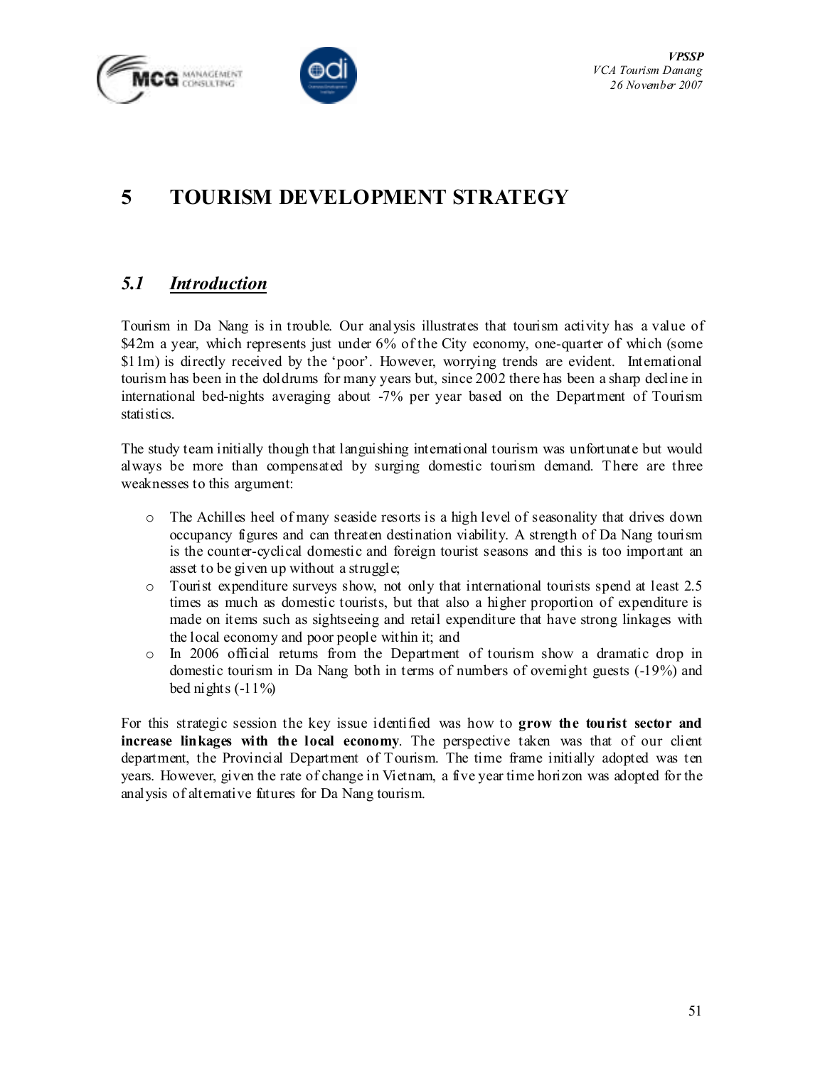# 5 TOURISM DEVELOPMENT STRATEGY

## *5.1 Introduction*

Tourism in Da Nang is in trouble. Our analysis illustrates that tourism activity has a value of $42m a year, which represents just under 6% of the City economy, one-quarter of which (some $11m) is directly received by the 'poor'. However, worrying trends are evident. International tourism has been in the doldrums for many years but, since 2002 there has been a sharp decline in international bed-nights averaging about -7% per year based on the Department of Tourism statistics.

The study team initially though that languishing international tourism was unfortunate but would always be more than compensated by surging domestic tourism demand. There are three weaknesses to this argument:

- The Achilles heel of many seaside resorts is a high level of seasonality that drives down occupancy figures and can threaten destination viability. A strength of Da Nang tourism is the counter-cyclical domestic and foreign tourist seasons and this is too important an asset to be given up without a struggle;
- Tourist expenditure surveys show, not only that international tourists spend at least 2.5 times as much as domestic tourists, but that also a higher proportion of expenditure is made on items such as sightseeing and retail expenditure that have strong linkages with the local economy and poor people within it; and
- In 2006 official returns from the Department of tourism show a dramatic drop in domestic tourism in Da Nang both in terms of numbers of overnight guests (-19%) and bed nights (-11%)

For this strategic session the key issue identified was how to **grow the tourist sector and increase linkages with the local economy**. The perspective taken was that of our client department, the Provincial Department of Tourism. The time frame initially adopted was ten years. However, given the rate of change in Vietnam, a five year time horizon was adopted for the analysis of alternative futures for Da Nang tourism.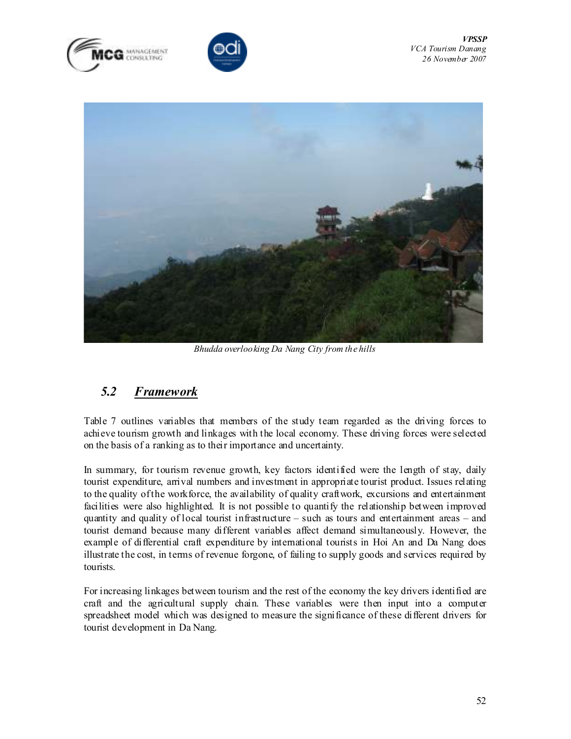*Bhudda overlooking Da Nang City from the hills*

## 5.2 *Framework*

Table 7 outlines variables that members of the study team regarded as the driving forces to achieve tourism growth and linkages with the local economy. These driving forces were selected on the basis of a ranking as to their importance and uncertainty.

In summary, for tourism revenue growth, key factors identified were the length of stay, daily tourist expenditure, arrival numbers and investment in appropriate tourist product. Issues relating to the quality of the workforce, the availability of quality craftwork, excursions and entertainment facilities were also highlighted. It is not possible to quantify the relationship between improved quantity and quality of local tourist infrastructure – such as tours and entertainment areas – and tourist demand because many different variables affect demand simultaneously. However, the example of differential craft expenditure by international tourists in Hoi An and Da Nang does illustrate the cost, in terms of revenue forgone, of failing to supply goods and services required by tourists.

For increasing linkages between tourism and the rest of the economy the key drivers identified are craft and the agricultural supply chain. These variables were then input into a computer spreadsheet model which was designed to measure the significance of these different drivers for tourist development in Da Nang.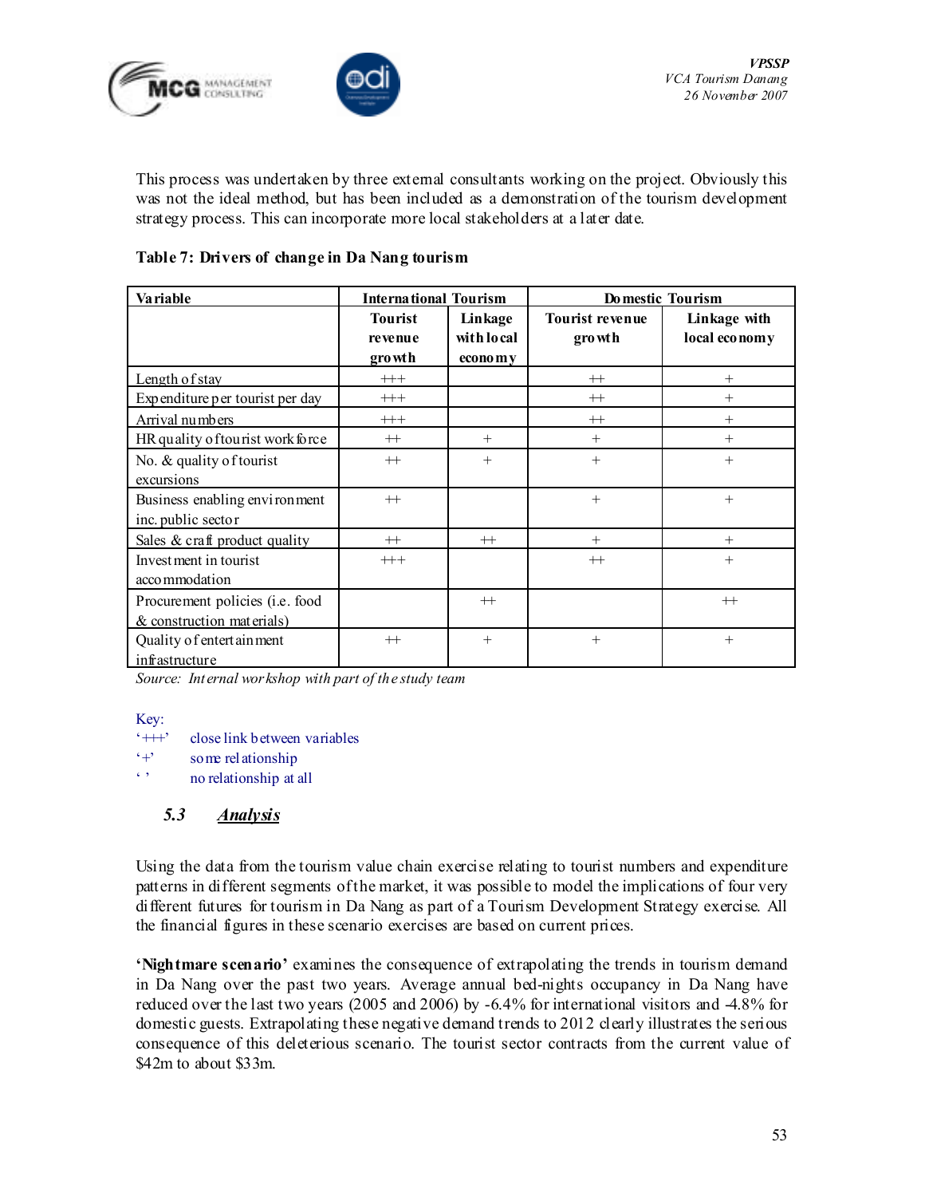This process was undertaken by three external consultants working on the project. Obviously this was not the ideal method, but has been included as a demonstration of the tourism development strategy process. This can incorporate more local stakeholders at a later date.

**Table 7: Drivers of change in Da Nang tourism**

| Variable | International Tourism | | Domestic Tourism | |
|---|---|---|---|---|
| | Tourist revenue growth | Linkage with local economy | Tourist revenue growth | Linkage with local economy |
| Length of stay | +++ | | ++ | + |
| Expenditure per tourist per day | +++ | | ++ | + |
| Arrival numbers | +++ | | ++ | + |
| HR quality of tourist workforce | ++ | + | + | + |
| No. & quality of tourist excursions | ++ | + | + | + |
| Business enabling environment inc. public sector | ++ | | + | + |
| Sales & craft product quality | ++ | ++ | + | + |
| Investment in tourist accommodation | +++ | | ++ | + |
| Procurement policies (i.e. food & construction materials) | | ++ | | ++ |
| Quality of entertainment infrastructure | ++ | + | + | + |

*Source: Internal workshop with part of the study team*

Key:
'+++' close link between variables
'+' some relationship
' ' no relationship at all

### 5.3 Analysis

Using the data from the tourism value chain exercise relating to tourist numbers and expenditure patterns in different segments of the market, it was possible to model the implications of four very different futures for tourism in Da Nang as part of a Tourism Development Strategy exercise. All the financial figures in these scenario exercises are based on current prices.

**'Nightmare scenario'** examines the consequence of extrapolating the trends in tourism demand in Da Nang over the past two years. Average annual bed-nights occupancy in Da Nang have reduced over the last two years (2005 and 2006) by -6.4% for international visitors and -4.8% for domestic guests. Extrapolating these negative demand trends to 2012 clearly illustrates the serious consequence of this deleterious scenario. The tourist sector contracts from the current value of $42m to about $33m.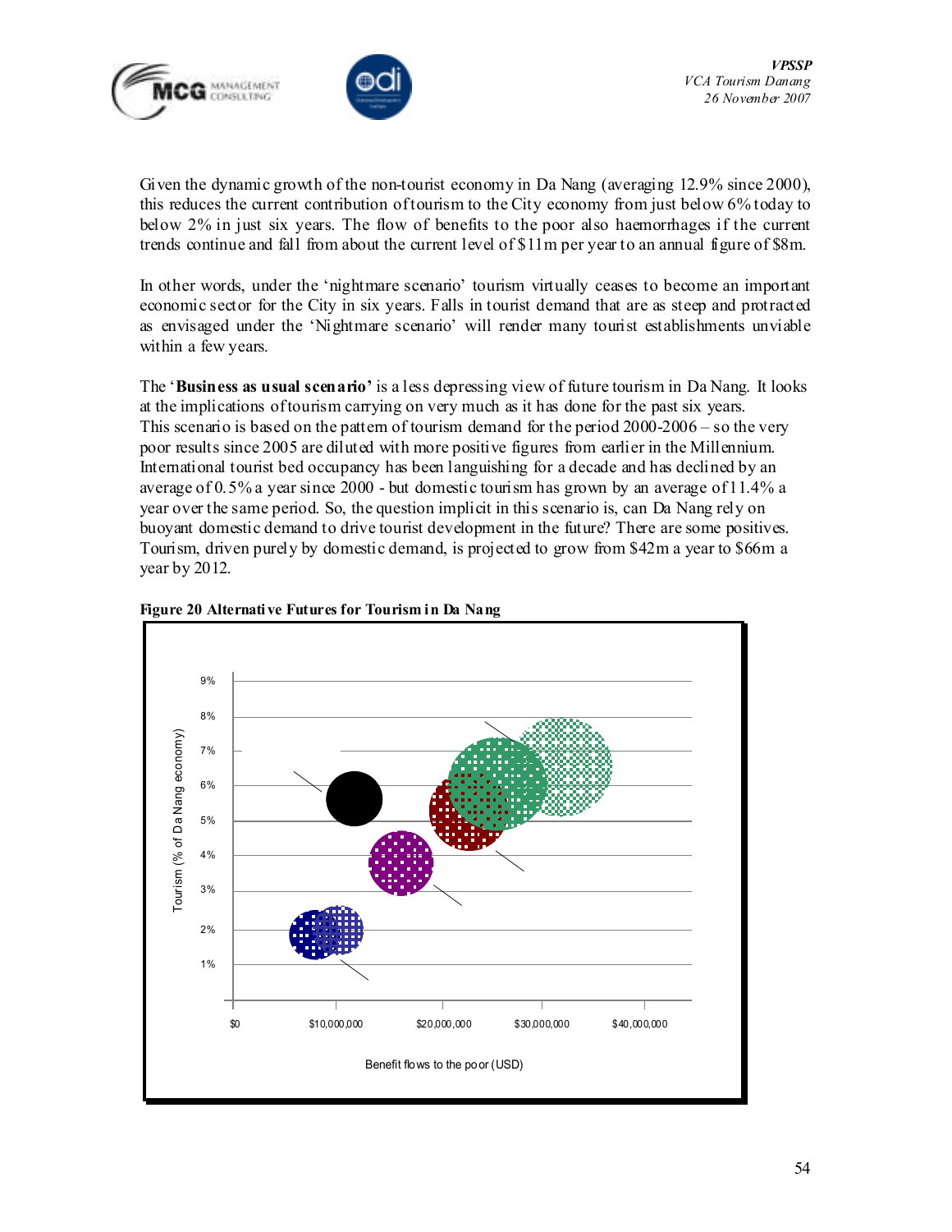Given the dynamic growth of the non-tourist economy in Da Nang (averaging 12.9% since 2000), this reduces the current contribution of tourism to the City economy from just below 6% today to below 2% in just six years. The flow of benefits to the poor also haemorrhages if the current trends continue and fall from about the current level of $11m per year to an annual figure of $8m.

In other words, under the 'nightmare scenario' tourism virtually ceases to become an important economic sector for the City in six years. Falls in tourist demand that are as steep and protracted as envisaged under the 'Nightmare scenario' will render many tourist establishments unviable within a few years.

The '**Business as usual scenario'** is a less depressing view of future tourism in Da Nang. It looks at the implications of tourism carrying on very much as it has done for the past six years. This scenario is based on the pattern of tourism demand for the period 2000-2006 – so the very poor results since 2005 are diluted with more positive figures from earlier in the Millennium. International tourist bed occupancy has been languishing for a decade and has declined by an average of 0.5% a year since 2000 - but domestic tourism has grown by an average of 11.4% a year over the same period. So, the question implicit in this scenario is, can Da Nang rely on buoyant domestic demand to drive tourist development in the future? There are some positives. Tourism, driven purely by domestic demand, is projected to grow from $42m a year to $66m a year by 2012.

**Figure 20 Alternative Futures for Tourism in Da Nang**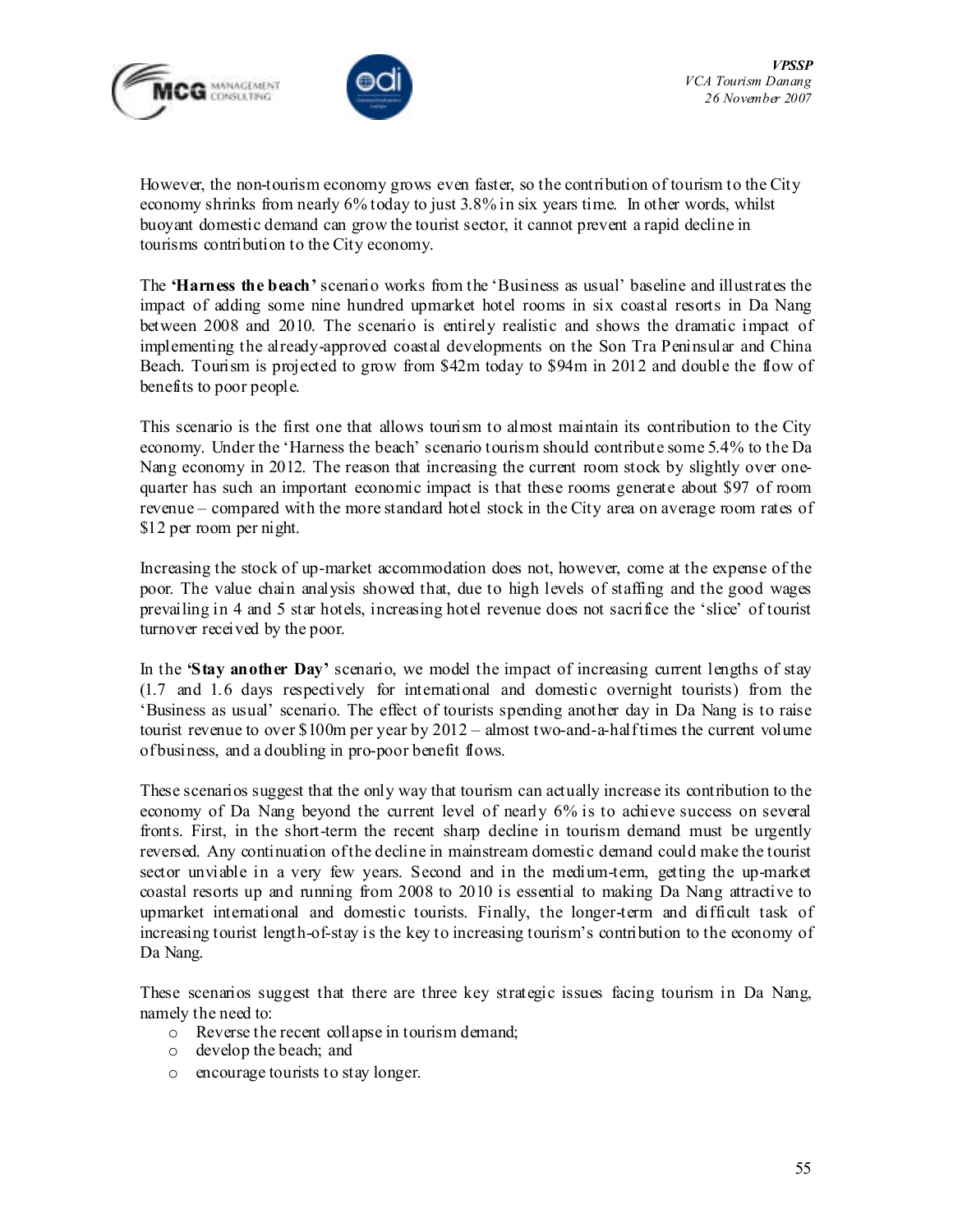However, the non-tourism economy grows even faster, so the contribution of tourism to the City economy shrinks from nearly 6% today to just 3.8% in six years time. In other words, whilst buoyant domestic demand can grow the tourist sector, it cannot prevent a rapid decline in tourisms contribution to the City economy.

The **'Harness the beach'** scenario works from the 'Business as usual' baseline and illustrates the impact of adding some nine hundred upmarket hotel rooms in six coastal resorts in Da Nang between 2008 and 2010. The scenario is entirely realistic and shows the dramatic impact of implementing the already-approved coastal developments on the Son Tra Peninsular and China Beach. Tourism is projected to grow from $42m today to $94m in 2012 and double the flow of benefits to poor people.

This scenario is the first one that allows tourism to almost maintain its contribution to the City economy. Under the 'Harness the beach' scenario tourism should contribute some 5.4% to the Da Nang economy in 2012. The reason that increasing the current room stock by slightly over one-quarter has such an important economic impact is that these rooms generate about $97 of room revenue – compared with the more standard hotel stock in the City area on average room rates of $12 per room per night.

Increasing the stock of up-market accommodation does not, however, come at the expense of the poor. The value chain analysis showed that, due to high levels of staffing and the good wages prevailing in 4 and 5 star hotels, increasing hotel revenue does not sacrifice the 'slice' of tourist turnover received by the poor.

In the **'Stay another Day'** scenario, we model the impact of increasing current lengths of stay (1.7 and 1.6 days respectively for international and domestic overnight tourists) from the 'Business as usual' scenario. The effect of tourists spending another day in Da Nang is to raise tourist revenue to over $100m per year by 2012 – almost two-and-a-half times the current volume of business, and a doubling in pro-poor benefit flows.

These scenarios suggest that the only way that tourism can actually increase its contribution to the economy of Da Nang beyond the current level of nearly 6% is to achieve success on several fronts. First, in the short-term the recent sharp decline in tourism demand must be urgently reversed. Any continuation of the decline in mainstream domestic demand could make the tourist sector unviable in a very few years. Second and in the medium-term, getting the up-market coastal resorts up and running from 2008 to 2010 is essential to making Da Nang attractive to upmarket international and domestic tourists. Finally, the longer-term and difficult task of increasing tourist length-of-stay is the key to increasing tourism's contribution to the economy of Da Nang.

These scenarios suggest that there are three key strategic issues facing tourism in Da Nang, namely the need to:

- Reverse the recent collapse in tourism demand;
- develop the beach; and
- encourage tourists to stay longer.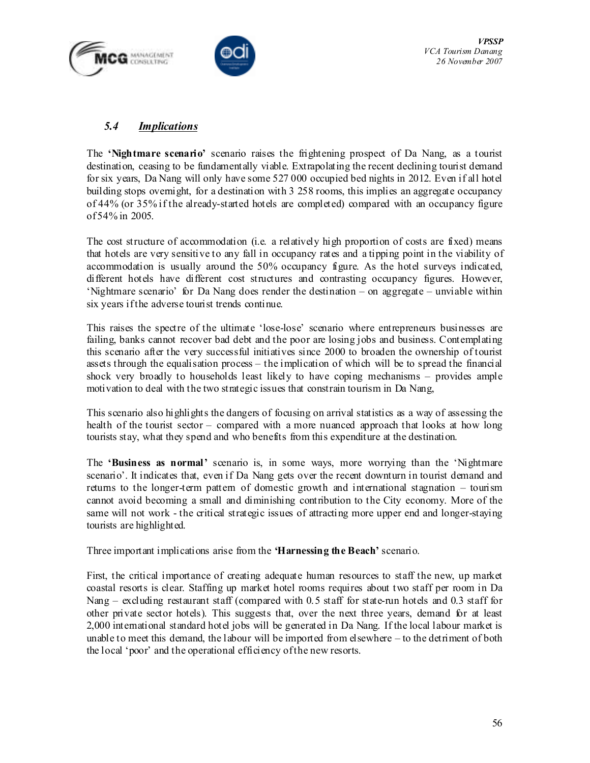## 5.4 *Implications*

The **'Nightmare scenario'** scenario raises the frightening prospect of Da Nang, as a tourist destination, ceasing to be fundamentally viable. Extrapolating the recent declining tourist demand for six years, Da Nang will only have some 527 000 occupied bed nights in 2012. Even if all hotel building stops overnight, for a destination with 3 258 rooms, this implies an aggregate occupancy of 44% (or 35% if the already-started hotels are completed) compared with an occupancy figure of 54% in 2005.

The cost structure of accommodation (i.e. a relatively high proportion of costs are fixed) means that hotels are very sensitive to any fall in occupancy rates and a tipping point in the viability of accommodation is usually around the 50% occupancy figure. As the hotel surveys indicated, different hotels have different cost structures and contrasting occupancy figures. However, 'Nightmare scenario' for Da Nang does render the destination – on aggregate – unviable within six years if the adverse tourist trends continue.

This raises the spectre of the ultimate 'lose-lose' scenario where entrepreneurs businesses are failing, banks cannot recover bad debt and the poor are losing jobs and business. Contemplating this scenario after the very successful initiatives since 2000 to broaden the ownership of tourist assets through the equalisation process – the implication of which will be to spread the financial shock very broadly to households least likely to have coping mechanisms – provides ample motivation to deal with the two strategic issues that constrain tourism in Da Nang,

This scenario also highlights the dangers of focusing on arrival statistics as a way of assessing the health of the tourist sector – compared with a more nuanced approach that looks at how long tourists stay, what they spend and who benefits from this expenditure at the destination.

The **'Business as normal'** scenario is, in some ways, more worrying than the 'Nightmare scenario'. It indicates that, even if Da Nang gets over the recent downturn in tourist demand and returns to the longer-term pattern of domestic growth and international stagnation – tourism cannot avoid becoming a small and diminishing contribution to the City economy. More of the same will not work - the critical strategic issues of attracting more upper end and longer-staying tourists are highlighted.

Three important implications arise from the **'Harnessing the Beach'** scenario.

First, the critical importance of creating adequate human resources to staff the new, up market coastal resorts is clear. Staffing up market hotel rooms requires about two staff per room in Da Nang – excluding restaurant staff (compared with 0.5 staff for state-run hotels and 0.3 staff for other private sector hotels). This suggests that, over the next three years, demand for at least 2,000 international standard hotel jobs will be generated in Da Nang. If the local labour market is unable to meet this demand, the labour will be imported from elsewhere – to the detriment of both the local 'poor' and the operational efficiency of the new resorts.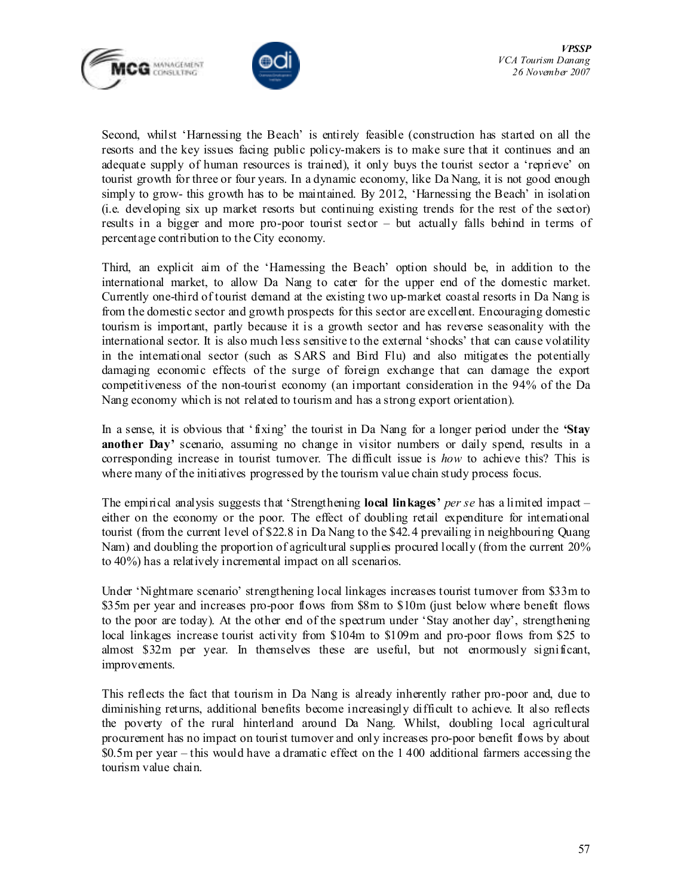Second, whilst 'Harnessing the Beach' is entirely feasible (construction has started on all the resorts and the key issues facing public policy-makers is to make sure that it continues and an adequate supply of human resources is trained), it only buys the tourist sector a 'reprieve' on tourist growth for three or four years. In a dynamic economy, like Da Nang, it is not good enough simply to grow- this growth has to be maintained. By 2012, 'Harnessing the Beach' in isolation (i.e. developing six up market resorts but continuing existing trends for the rest of the sector) results in a bigger and more pro-poor tourist sector – but actually falls behind in terms of percentage contribution to the City economy.

Third, an explicit aim of the 'Harnessing the Beach' option should be, in addition to the international market, to allow Da Nang to cater for the upper end of the domestic market. Currently one-third of tourist demand at the existing two up-market coastal resorts in Da Nang is from the domestic sector and growth prospects for this sector are excellent. Encouraging domestic tourism is important, partly because it is a growth sector and has reverse seasonality with the international sector. It is also much less sensitive to the external 'shocks' that can cause volatility in the international sector (such as SARS and Bird Flu) and also mitigates the potentially damaging economic effects of the surge of foreign exchange that can damage the export competitiveness of the non-tourist economy (an important consideration in the 94% of the Da Nang economy which is not related to tourism and has a strong export orientation).

In a sense, it is obvious that 'fixing' the tourist in Da Nang for a longer period under the **'Stay another Day'** scenario, assuming no change in visitor numbers or daily spend, results in a corresponding increase in tourist turnover. The difficult issue is *how* to achieve this? This is where many of the initiatives progressed by the tourism value chain study process focus.

The empirical analysis suggests that 'Strengthening **local linkages'** *per se* has a limited impact – either on the economy or the poor. The effect of doubling retail expenditure for international tourist (from the current level of $22.8 in Da Nang to the $42.4 prevailing in neighbouring Quang Nam) and doubling the proportion of agricultural supplies procured locally (from the current 20% to 40%) has a relatively incremental impact on all scenarios.

Under 'Nightmare scenario' strengthening local linkages increases tourist turnover from $33m to $35m per year and increases pro-poor flows from $8m to $10m (just below where benefit flows to the poor are today). At the other end of the spectrum under 'Stay another day', strengthening local linkages increase tourist activity from $104m to $109m and pro-poor flows from $25 to almost $32m per year. In themselves these are useful, but not enormously significant, improvements.

This reflects the fact that tourism in Da Nang is already inherently rather pro-poor and, due to diminishing returns, additional benefits become increasingly difficult to achieve. It also reflects the poverty of the rural hinterland around Da Nang. Whilst, doubling local agricultural procurement has no impact on tourist turnover and only increases pro-poor benefit flows by about $0.5m per year – this would have a dramatic effect on the 1 400 additional farmers accessing the tourism value chain.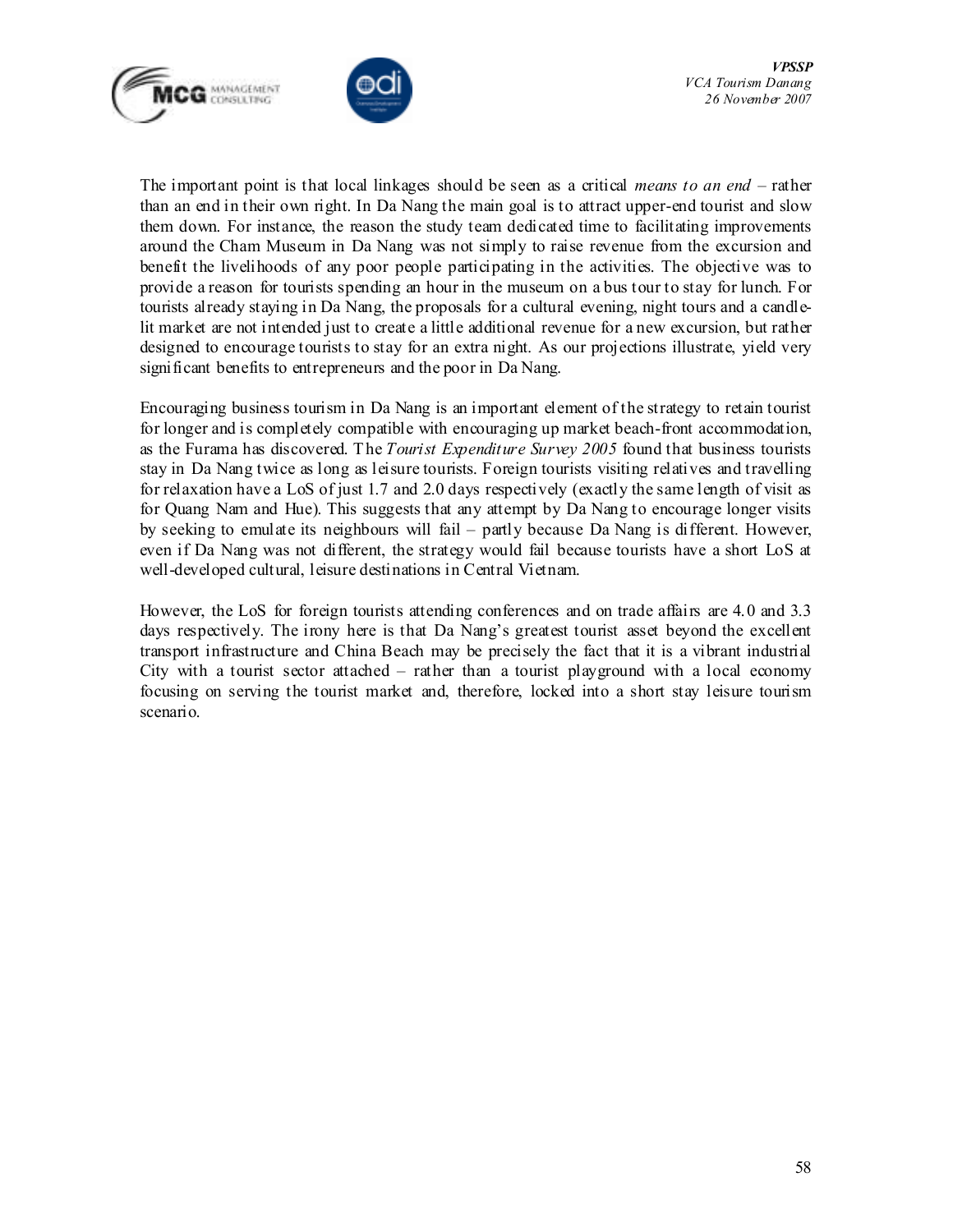The important point is that local linkages should be seen as a critical *means to an end* – rather than an end in their own right. In Da Nang the main goal is to attract upper-end tourist and slow them down. For instance, the reason the study team dedicated time to facilitating improvements around the Cham Museum in Da Nang was not simply to raise revenue from the excursion and benefit the livelihoods of any poor people participating in the activities. The objective was to provide a reason for tourists spending an hour in the museum on a bus tour to stay for lunch. For tourists already staying in Da Nang, the proposals for a cultural evening, night tours and a candle-lit market are not intended just to create a little additional revenue for a new excursion, but rather designed to encourage tourists to stay for an extra night. As our projections illustrate, yield very significant benefits to entrepreneurs and the poor in Da Nang.

Encouraging business tourism in Da Nang is an important element of the strategy to retain tourist for longer and is completely compatible with encouraging up market beach-front accommodation, as the Furama has discovered. The *Tourist Expenditure Survey 2005* found that business tourists stay in Da Nang twice as long as leisure tourists. Foreign tourists visiting relatives and travelling for relaxation have a LoS of just 1.7 and 2.0 days respectively (exactly the same length of visit as for Quang Nam and Hue). This suggests that any attempt by Da Nang to encourage longer visits by seeking to emulate its neighbours will fail – partly because Da Nang is different. However, even if Da Nang was not different, the strategy would fail because tourists have a short LoS at well-developed cultural, leisure destinations in Central Vietnam.

However, the LoS for foreign tourists attending conferences and on trade affairs are 4.0 and 3.3 days respectively. The irony here is that Da Nang's greatest tourist asset beyond the excellent transport infrastructure and China Beach may be precisely the fact that it is a vibrant industrial City with a tourist sector attached – rather than a tourist playground with a local economy focusing on serving the tourist market and, therefore, locked into a short stay leisure tourism scenario.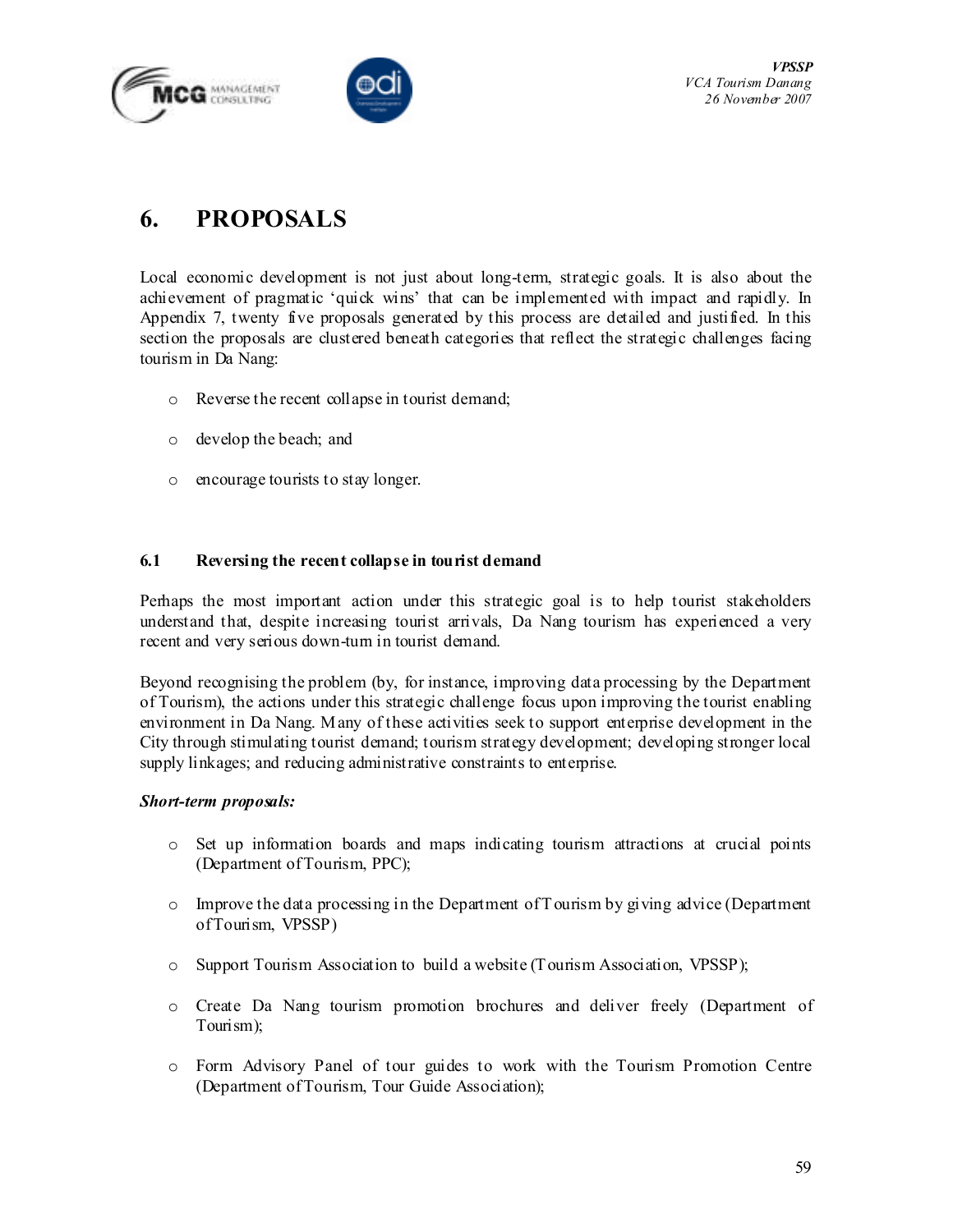# 6. PROPOSALS

Local economic development is not just about long-term, strategic goals. It is also about the achievement of pragmatic 'quick wins' that can be implemented with impact and rapidly. In Appendix 7, twenty five proposals generated by this process are detailed and justified. In this section the proposals are clustered beneath categories that reflect the strategic challenges facing tourism in Da Nang:

- Reverse the recent collapse in tourist demand;
- develop the beach; and
- encourage tourists to stay longer.

## 6.1 Reversing the recent collapse in tourist demand

Perhaps the most important action under this strategic goal is to help tourist stakeholders understand that, despite increasing tourist arrivals, Da Nang tourism has experienced a very recent and very serious down-turn in tourist demand.

Beyond recognising the problem (by, for instance, improving data processing by the Department of Tourism), the actions under this strategic challenge focus upon improving the tourist enabling environment in Da Nang. Many of these activities seek to support enterprise development in the City through stimulating tourist demand; tourism strategy development; developing stronger local supply linkages; and reducing administrative constraints to enterprise.

***Short-term proposals:***

- Set up information boards and maps indicating tourism attractions at crucial points (Department of Tourism, PPC);
- Improve the data processing in the Department of Tourism by giving advice (Department of Tourism, VPSSP)
- Support Tourism Association to build a website (Tourism Association, VPSSP);
- Create Da Nang tourism promotion brochures and deliver freely (Department of Tourism);
- Form Advisory Panel of tour guides to work with the Tourism Promotion Centre (Department of Tourism, Tour Guide Association);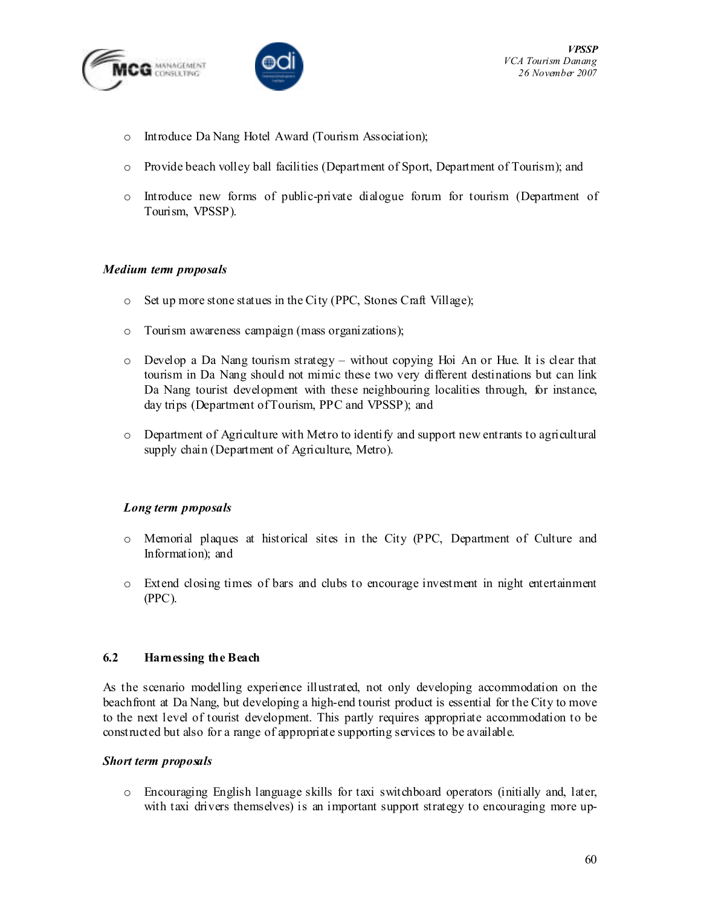- Introduce Da Nang Hotel Award (Tourism Association);

- Provide beach volley ball facilities (Department of Sport, Department of Tourism); and

- Introduce new forms of public-private dialogue forum for tourism (Department of Tourism, VPSSP).

*Medium term proposals*

- Set up more stone statues in the City (PPC, Stones Craft Village);

- Tourism awareness campaign (mass organizations);

- Develop a Da Nang tourism strategy – without copying Hoi An or Hue. It is clear that tourism in Da Nang should not mimic these two very different destinations but can link Da Nang tourist development with these neighbouring localities through, for instance, day trips (Department of Tourism, PPC and VPSSP); and

- Department of Agriculture with Metro to identify and support new entrants to agricultural supply chain (Department of Agriculture, Metro).

*Long term proposals*

- Memorial plaques at historical sites in the City (PPC, Department of Culture and Information); and

- Extend closing times of bars and clubs to encourage investment in night entertainment (PPC).

### 6.2 Harnessing the Beach

As the scenario modelling experience illustrated, not only developing accommodation on the beachfront at Da Nang, but developing a high-end tourist product is essential for the City to move to the next level of tourist development. This partly requires appropriate accommodation to be constructed but also for a range of appropriate supporting services to be available.

*Short term proposals*

- Encouraging English language skills for taxi switchboard operators (initially and, later, with taxi drivers themselves) is an important support strategy to encouraging more up-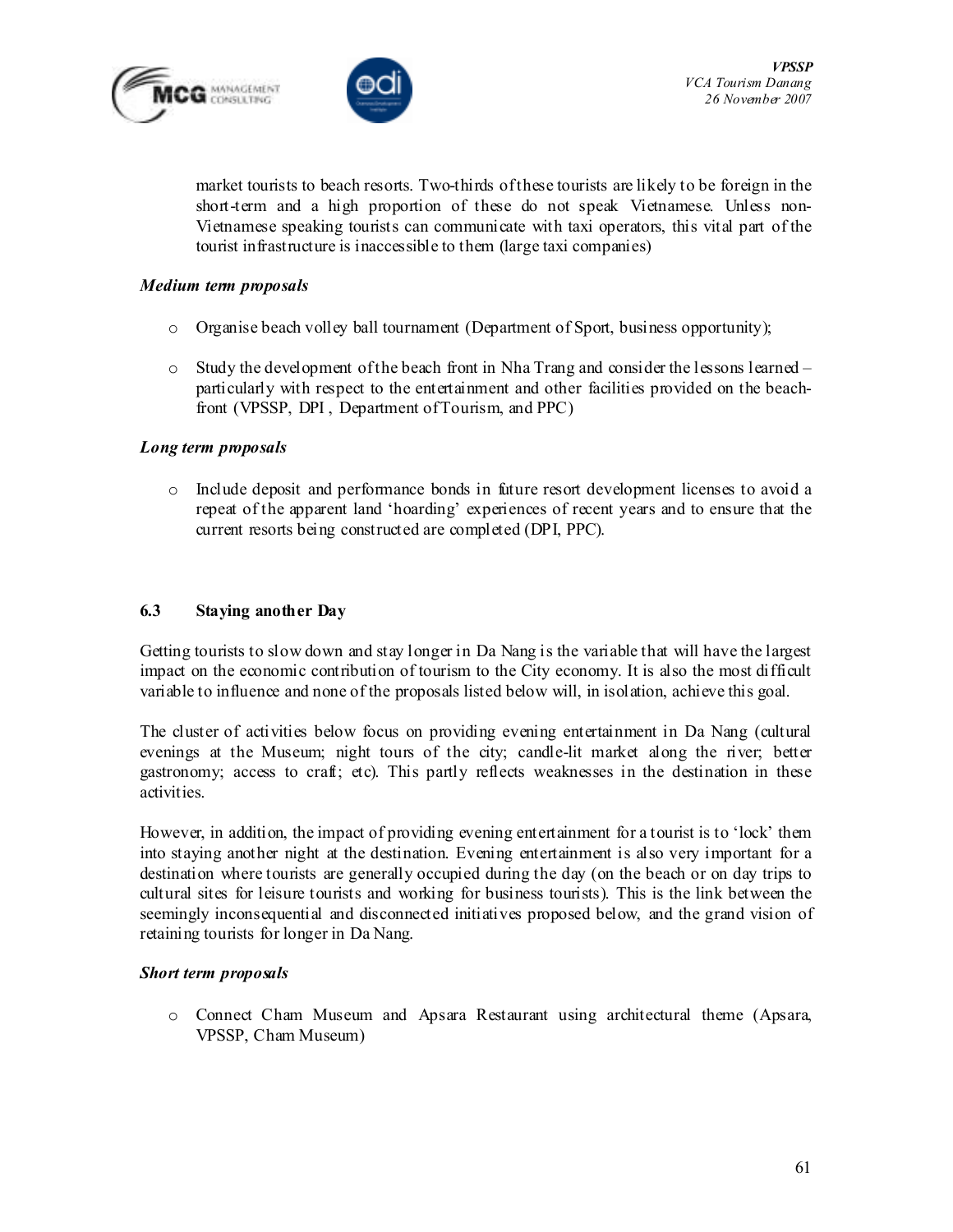market tourists to beach resorts. Two-thirds of these tourists are likely to be foreign in the short-term and a high proportion of these do not speak Vietnamese. Unless non-Vietnamese speaking tourists can communicate with taxi operators, this vital part of the tourist infrastructure is inaccessible to them (large taxi companies)

*Medium term proposals*

- Organise beach volley ball tournament (Department of Sport, business opportunity);
- Study the development of the beach front in Nha Trang and consider the lessons learned – particularly with respect to the entertainment and other facilities provided on the beach-front (VPSSP, DPI , Department of Tourism, and PPC)

*Long term proposals*

- Include deposit and performance bonds in future resort development licenses to avoid a repeat of the apparent land 'hoarding' experiences of recent years and to ensure that the current resorts being constructed are completed (DPI, PPC).

### 6.3 Staying another Day

Getting tourists to slow down and stay longer in Da Nang is the variable that will have the largest impact on the economic contribution of tourism to the City economy. It is also the most difficult variable to influence and none of the proposals listed below will, in isolation, achieve this goal.

The cluster of activities below focus on providing evening entertainment in Da Nang (cultural evenings at the Museum; night tours of the city; candle-lit market along the river; better gastronomy; access to craft; etc). This partly reflects weaknesses in the destination in these activities.

However, in addition, the impact of providing evening entertainment for a tourist is to 'lock' them into staying another night at the destination. Evening entertainment is also very important for a destination where tourists are generally occupied during the day (on the beach or on day trips to cultural sites for leisure tourists and working for business tourists). This is the link between the seemingly inconsequential and disconnected initiatives proposed below, and the grand vision of retaining tourists for longer in Da Nang.

*Short term proposals*

- Connect Cham Museum and Apsara Restaurant using architectural theme (Apsara, VPSSP, Cham Museum)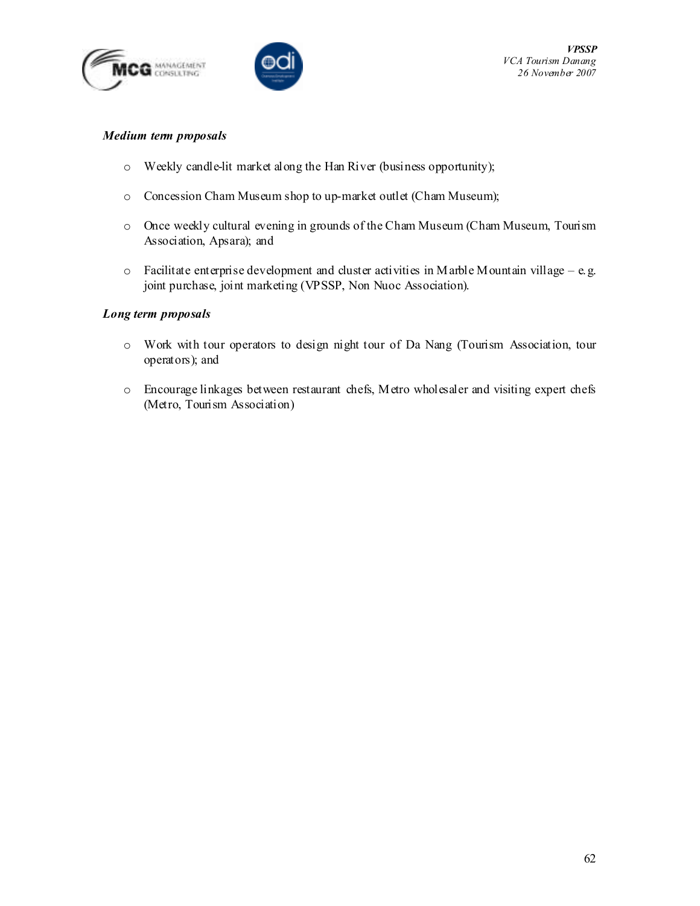*Medium term proposals*

- Weekly candle-lit market along the Han River (business opportunity);
- Concession Cham Museum shop to up-market outlet (Cham Museum);
- Once weekly cultural evening in grounds of the Cham Museum (Cham Museum, Tourism Association, Apsara); and
- Facilitate enterprise development and cluster activities in Marble Mountain village – e.g. joint purchase, joint marketing (VPSSP, Non Nuoc Association).

*Long term proposals*

- Work with tour operators to design night tour of Da Nang (Tourism Association, tour operators); and
- Encourage linkages between restaurant chefs, Metro wholesaler and visiting expert chefs (Metro, Tourism Association)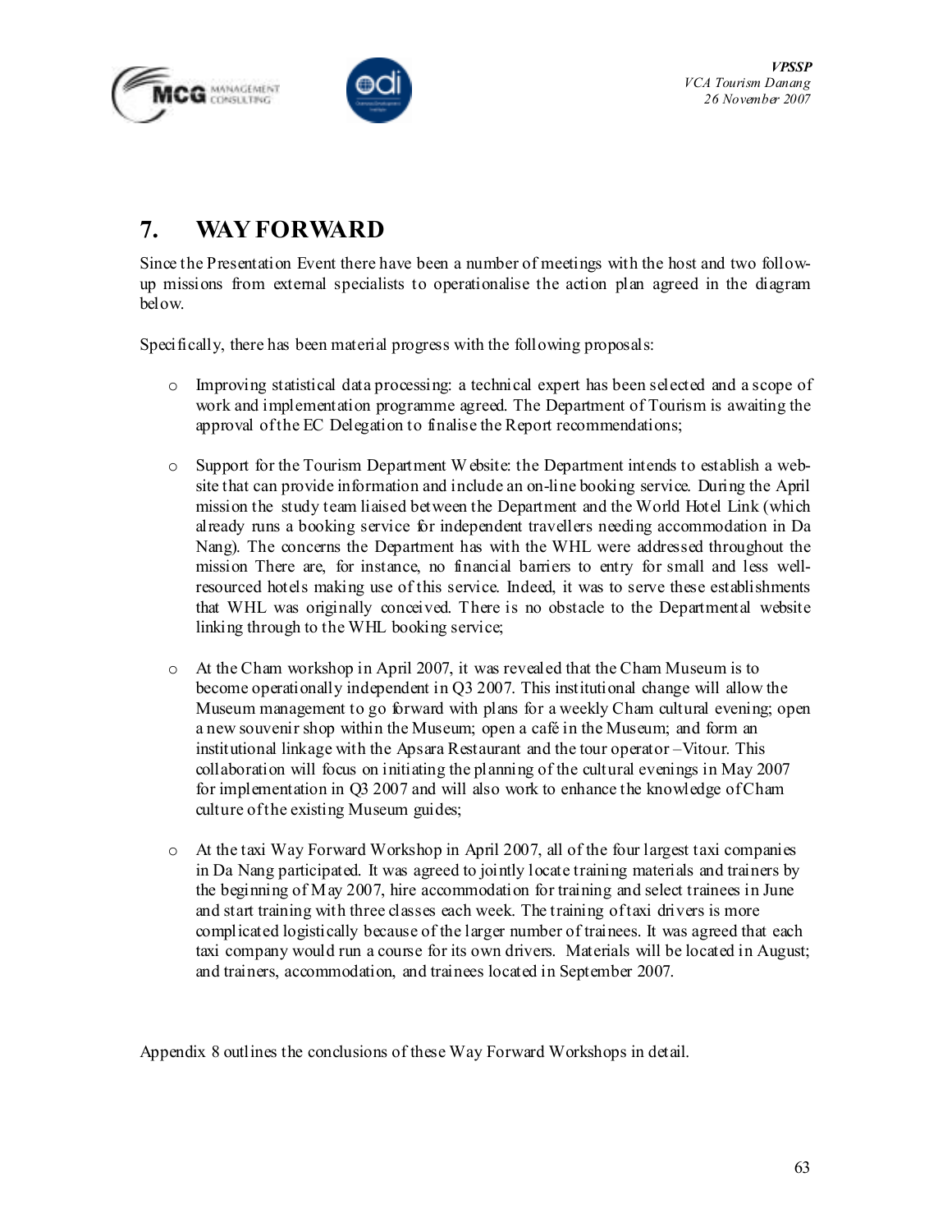# 7. WAY FORWARD

Since the Presentation Event there have been a number of meetings with the host and two follow-up missions from external specialists to operationalise the action plan agreed in the diagram below.

Specifically, there has been material progress with the following proposals:

- Improving statistical data processing: a technical expert has been selected and a scope of work and implementation programme agreed. The Department of Tourism is awaiting the approval of the EC Delegation to finalise the Report recommendations;

- Support for the Tourism Department Website: the Department intends to establish a web-site that can provide information and include an on-line booking service. During the April mission the study team liaised between the Department and the World Hotel Link (which already runs a booking service for independent travellers needing accommodation in Da Nang). The concerns the Department has with the WHL were addressed throughout the mission There are, for instance, no financial barriers to entry for small and less well-resourced hotels making use of this service. Indeed, it was to serve these establishments that WHL was originally conceived. There is no obstacle to the Departmental website linking through to the WHL booking service;

- At the Cham workshop in April 2007, it was revealed that the Cham Museum is to become operationally independent in Q3 2007. This institutional change will allow the Museum management to go forward with plans for a weekly Cham cultural evening; open a new souvenir shop within the Museum; open a café in the Museum; and form an institutional linkage with the Apsara Restaurant and the tour operator –Vitour. This collaboration will focus on initiating the planning of the cultural evenings in May 2007 for implementation in Q3 2007 and will also work to enhance the knowledge of Cham culture of the existing Museum guides;

- At the taxi Way Forward Workshop in April 2007, all of the four largest taxi companies in Da Nang participated. It was agreed to jointly locate training materials and trainers by the beginning of May 2007, hire accommodation for training and select trainees in June and start training with three classes each week. The training of taxi drivers is more complicated logistically because of the larger number of trainees. It was agreed that each taxi company would run a course for its own drivers. Materials will be located in August; and trainers, accommodation, and trainees located in September 2007.

Appendix 8 outlines the conclusions of these Way Forward Workshops in detail.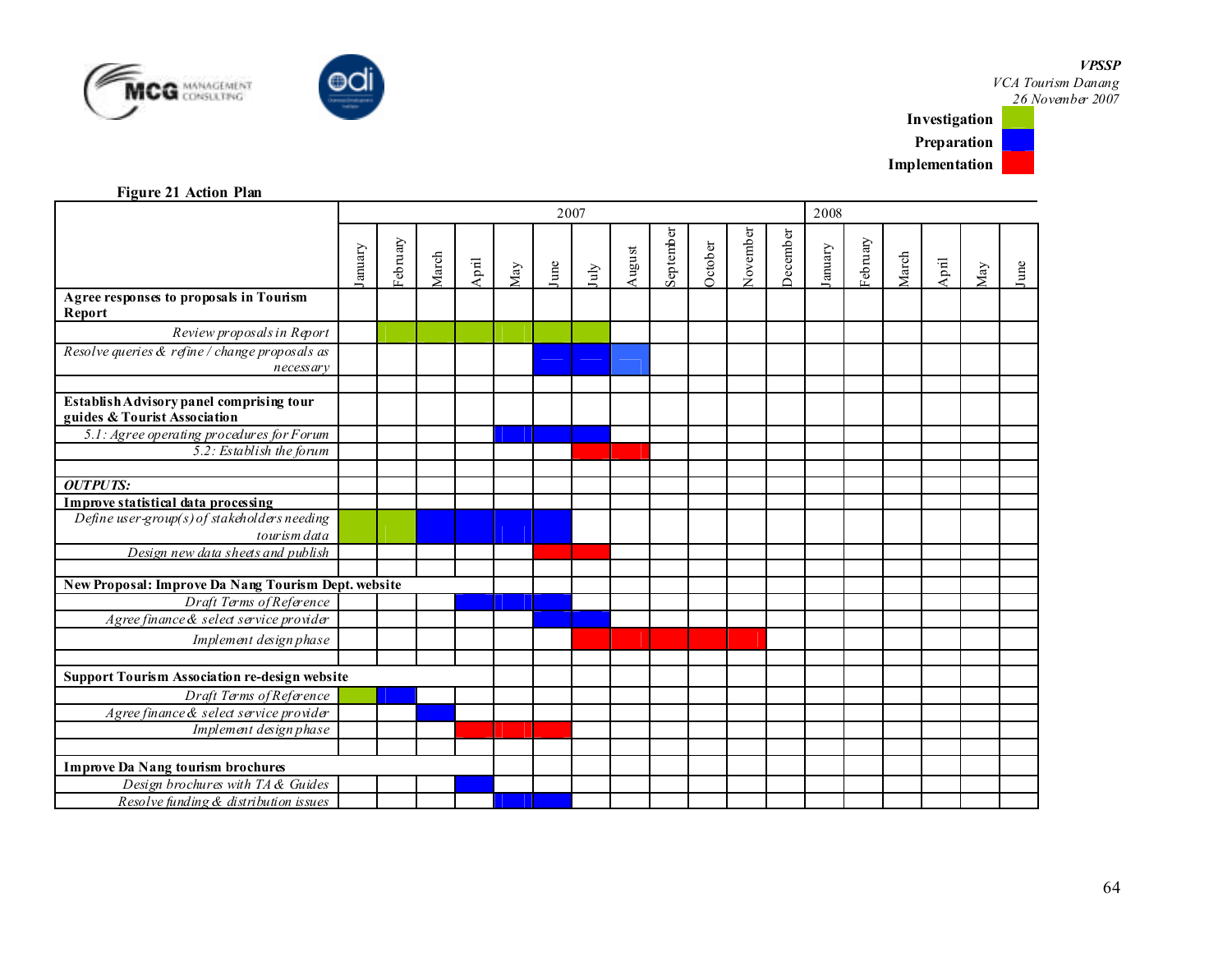| Legend | |
|---|---|
| **Investigation** | Inv (green) |
| **Preparation** | Prep (blue) |
| **Implementation** | Impl (red) |

**Figure 21 Action Plan**

| | 2007 | | | | | | | | | | | | 2008 | | | | | |
|---|---|---|---|---|---|---|---|---|---|---|---|---|---|---|---|---|---|---|
| | January | February | March | April | May | June | July | August | September | October | November | December | January | February | March | April | May | June |
| **Agree responses to proposals in Tourism Report** | | | | | | | | | | | | | | | | | | |
| *Review proposals in Report* | | Inv | Inv | Inv | Inv | Inv | Inv | | | | | | | | | | | |
| *Resolve queries & refine / change proposals as necessary* | | | | | | Prep | Prep | Prep | | | | | | | | | | |
| | | | | | | | | | | | | | | | | | | |
| **Establish Advisory panel comprising tour guides & Tourist Association** | | | | | | | | | | | | | | | | | | |
| *5.1: Agree operating procedures for Forum* | | | | | Prep | Prep | Prep | | | | | | | | | | | |
| *5.2: Establish the forum* | | | | | | | Impl | Impl | | | | | | | | | | |
| | | | | | | | | | | | | | | | | | | |
| ***OUTPUTS:*** | | | | | | | | | | | | | | | | | | |
| **Improve statistical data processing** | | | | | | | | | | | | | | | | | | |
| *Define user-group(s) of stakeholders needing tourism data* | Inv | Inv | Prep | Prep | Prep | Prep | | | | | | | | | | | | |
| *Design new data sheets and publish* | | | | | | Impl | Impl | | | | | | | | | | | |
| | | | | | | | | | | | | | | | | | | |
| **New Proposal: Improve Da Nang Tourism Dept. website** | | | | | | | | | | | | | | | | | | |
| *Draft Terms of Reference* | | | | Prep | Prep | Prep | | | | | | | | | | | | |
| *Agree finance & select service provider* | | | | | | Prep | Prep | | | | | | | | | | | |
| *Implement design phase* | | | | | | | Impl | Impl | Impl | Impl | Impl | | | | | | | |
| | | | | | | | | | | | | | | | | | | |
| **Support Tourism Association re-design website** | | | | | | | | | | | | | | | | | | |
| *Draft Terms of Reference* | Inv | Prep | | | | | | | | | | | | | | | | |
| *Agree finance & select service provider* | | | Prep | | | | | | | | | | | | | | | |
| *Implement design phase* | | | | Impl | Impl | Impl | | | | | | | | | | | | |
| | | | | | | | | | | | | | | | | | | |
| **Improve Da Nang tourism brochures** | | | | | | | | | | | | | | | | | | |
| *Design brochures with TA & Guides* | | | | Prep | | | | | | | | | | | | | | |
| *Resolve funding & distribution issues* | | | | | Prep | Prep | | | | | | | | | | | | |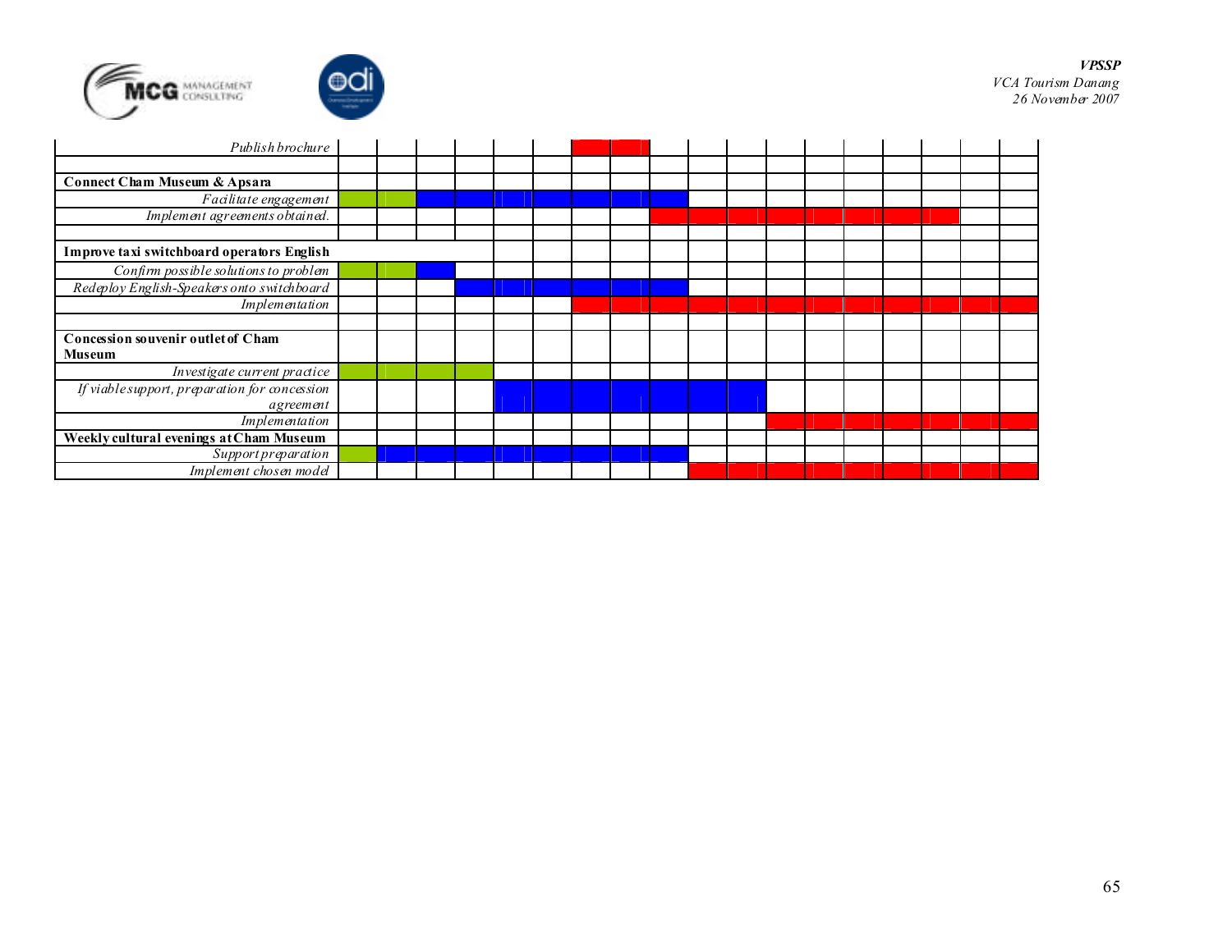| |
|---|
| *Publish brochure* |
| |
| **Connect Cham Museum & Apsara** |
| *Facilitate engagement* |
| *Implement agreements obtained.* |
| |
| **Improve taxi switchboard operators English** |
| *Confirm possible solutions to problem* |
| *Redeploy English-Speakers onto switchboard* |
| *Implementation* |
| |
| **Concession souvenir outlet of Cham Museum** |
| *Investigate current practice* |
| *If viable support, preparation for concession agreement* |
| *Implementation* |
| **Weekly cultural evenings at Cham Museum** |
| *Support preparation* |
| *Implement chosen model* |